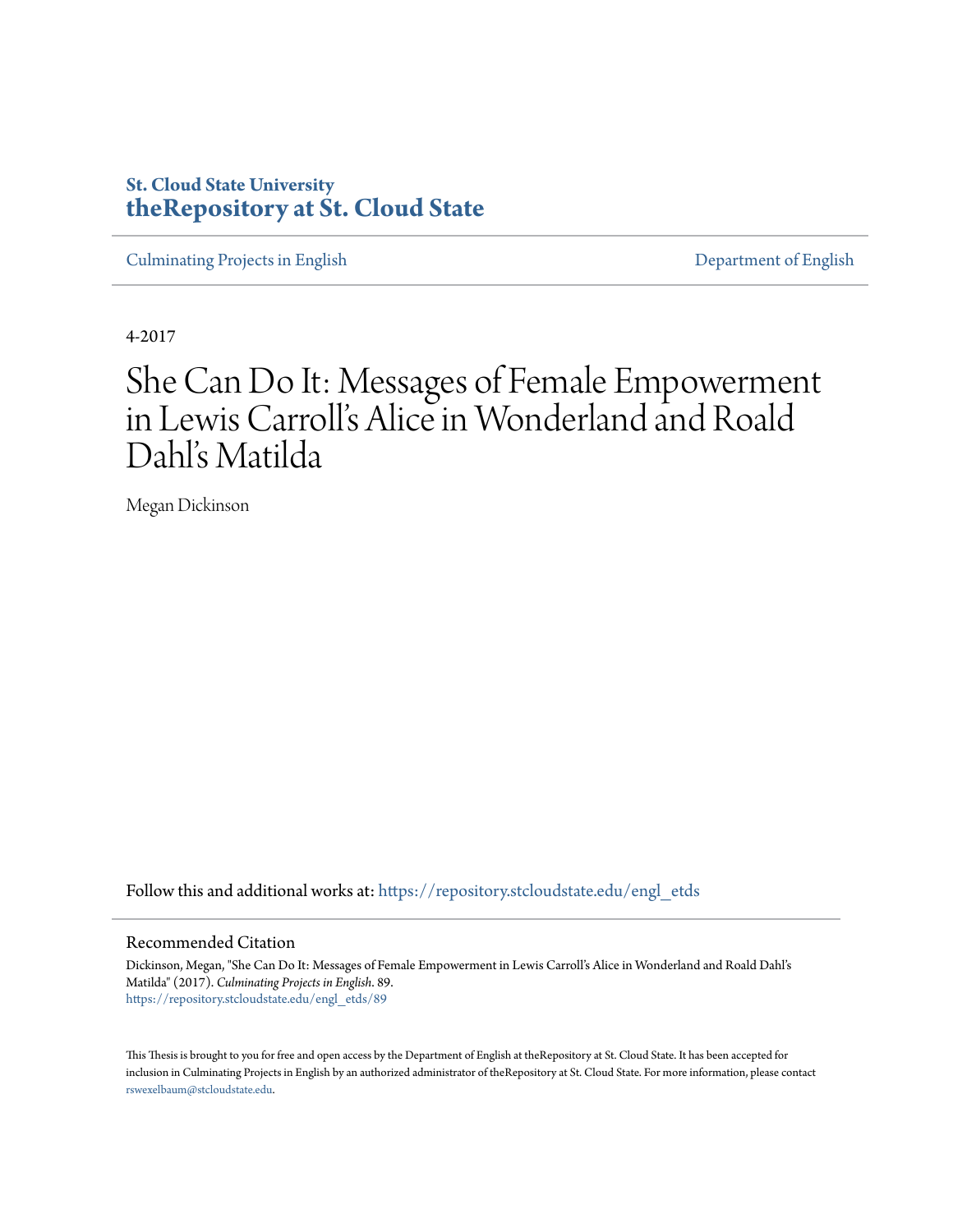St. Cloud State University
**theRepository at St. Cloud State**

Culminating Projects in English — Department of English

4-2017

# She Can Do It: Messages of Female Empowerment in Lewis Carroll's Alice in Wonderland and Roald Dahl's Matilda

Megan Dickinson

Follow this and additional works at: https://repository.stcloudstate.edu/engl_etds

## Recommended Citation

Dickinson, Megan, "She Can Do It: Messages of Female Empowerment in Lewis Carroll's Alice in Wonderland and Roald Dahl's Matilda" (2017). *Culminating Projects in English*. 89.
https://repository.stcloudstate.edu/engl_etds/89

This Thesis is brought to you for free and open access by the Department of English at theRepository at St. Cloud State. It has been accepted for inclusion in Culminating Projects in English by an authorized administrator of theRepository at St. Cloud State. For more information, please contact rswexelbaum@stcloudstate.edu.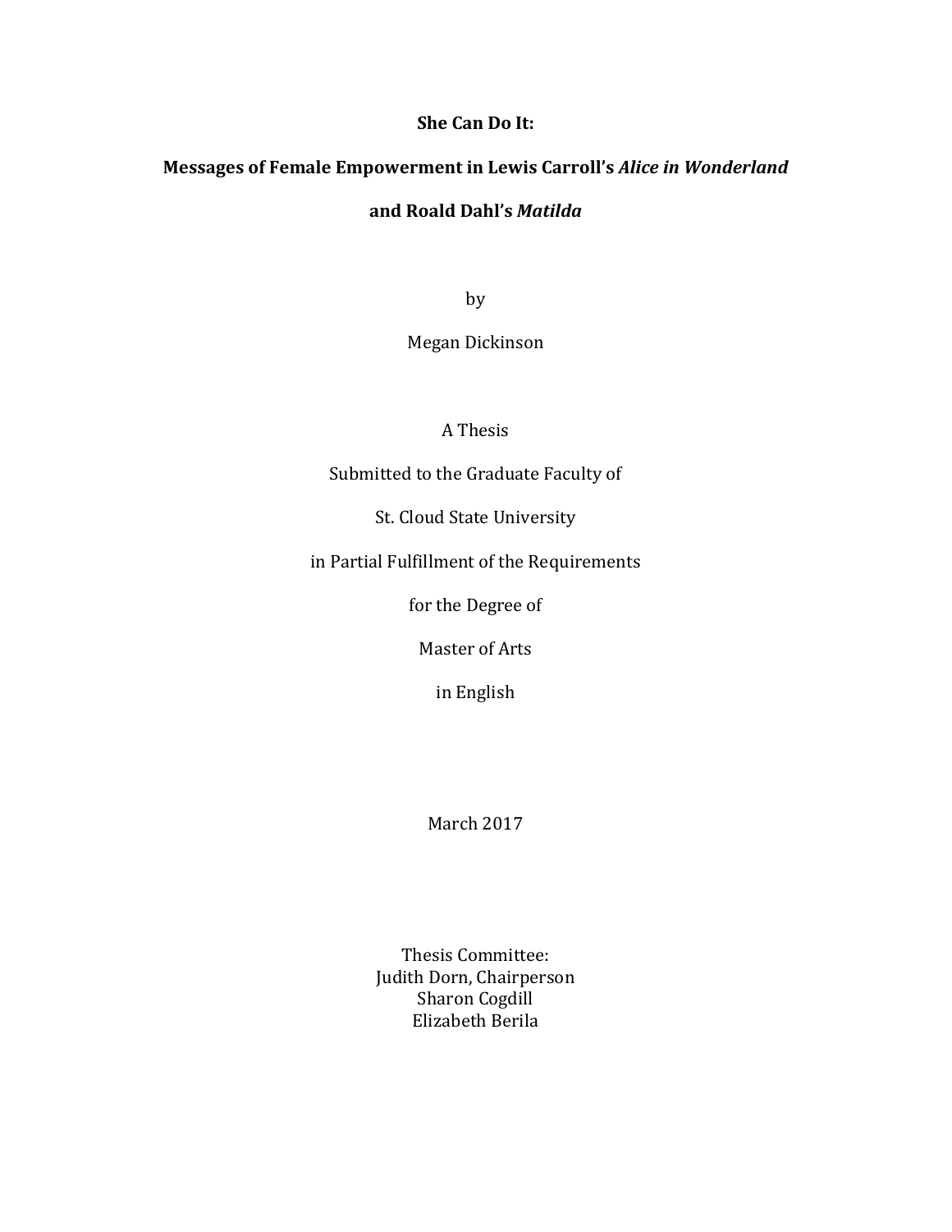**She Can Do It:**

**Messages of Female Empowerment in Lewis Carroll's *Alice in Wonderland***

**and Roald Dahl's *Matilda***

by

Megan Dickinson

A Thesis

Submitted to the Graduate Faculty of

St. Cloud State University

in Partial Fulfillment of the Requirements

for the Degree of

Master of Arts

in English

March 2017

Thesis Committee:
Judith Dorn, Chairperson
Sharon Cogdill
Elizabeth Berila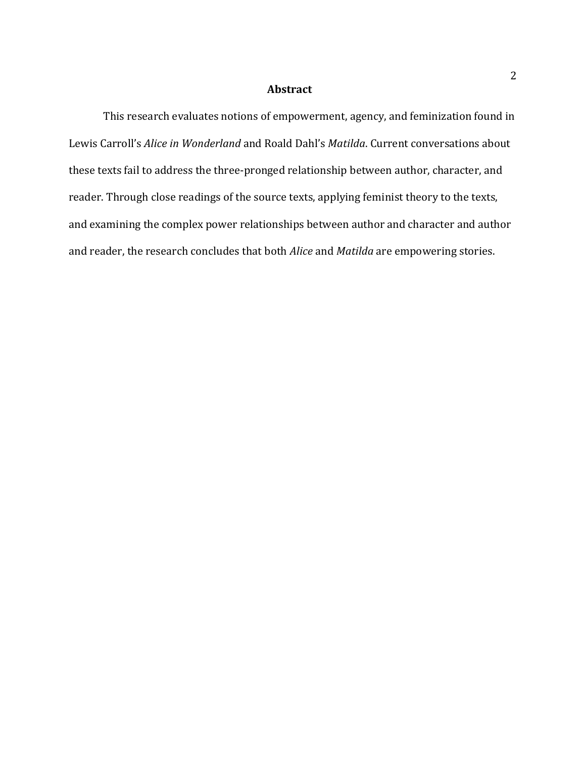# Abstract

This research evaluates notions of empowerment, agency, and feminization found in Lewis Carroll's *Alice in Wonderland* and Roald Dahl's *Matilda*. Current conversations about these texts fail to address the three-pronged relationship between author, character, and reader. Through close readings of the source texts, applying feminist theory to the texts, and examining the complex power relationships between author and character and author and reader, the research concludes that both *Alice* and *Matilda* are empowering stories.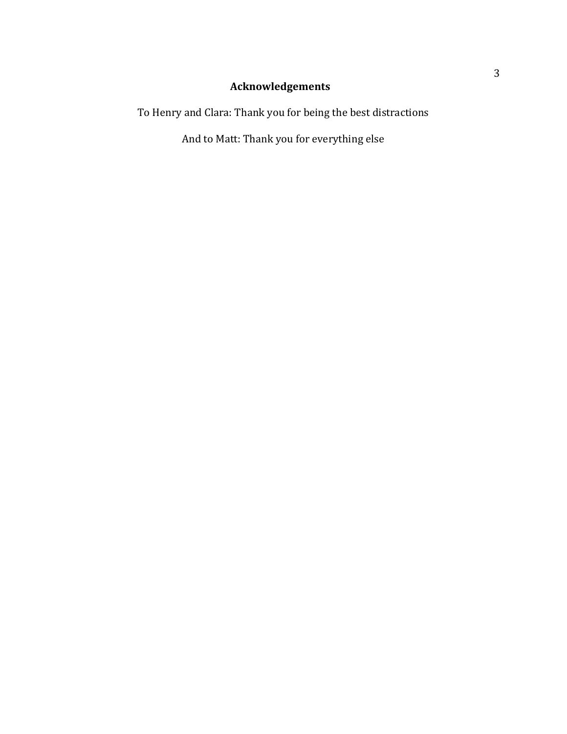## Acknowledgements

To Henry and Clara: Thank you for being the best distractions

And to Matt: Thank you for everything else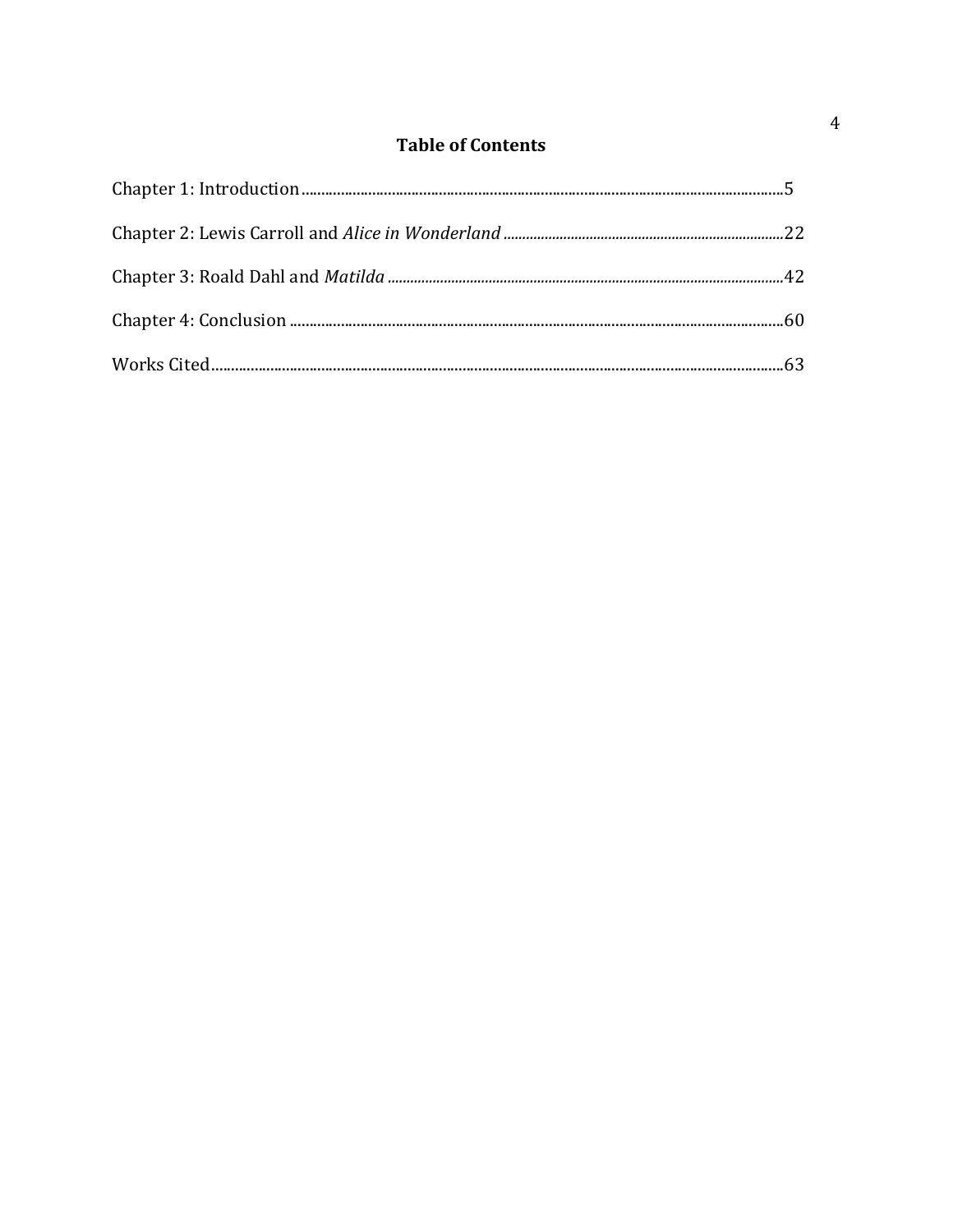# Table of Contents

Chapter 1: Introduction ........................................................................................................ 5

Chapter 2: Lewis Carroll and *Alice in Wonderland* ......................................................... 22

Chapter 3: Roald Dahl and *Matilda* ................................................................................ 42

Chapter 4: Conclusion ....................................................................................................... 60

Works Cited ....................................................................................................................... 63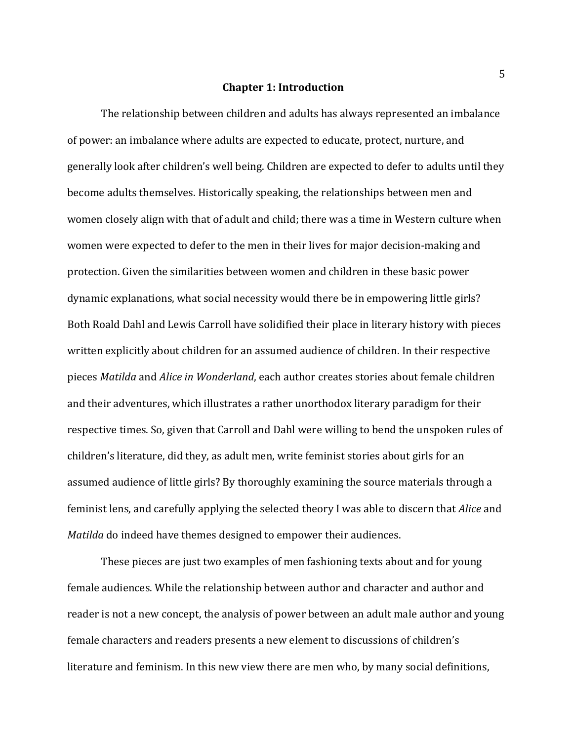# Chapter 1: Introduction

The relationship between children and adults has always represented an imbalance of power: an imbalance where adults are expected to educate, protect, nurture, and generally look after children's well being. Children are expected to defer to adults until they become adults themselves. Historically speaking, the relationships between men and women closely align with that of adult and child; there was a time in Western culture when women were expected to defer to the men in their lives for major decision-making and protection. Given the similarities between women and children in these basic power dynamic explanations, what social necessity would there be in empowering little girls? Both Roald Dahl and Lewis Carroll have solidified their place in literary history with pieces written explicitly about children for an assumed audience of children. In their respective pieces *Matilda* and *Alice in Wonderland*, each author creates stories about female children and their adventures, which illustrates a rather unorthodox literary paradigm for their respective times. So, given that Carroll and Dahl were willing to bend the unspoken rules of children's literature, did they, as adult men, write feminist stories about girls for an assumed audience of little girls? By thoroughly examining the source materials through a feminist lens, and carefully applying the selected theory I was able to discern that *Alice* and *Matilda* do indeed have themes designed to empower their audiences.

These pieces are just two examples of men fashioning texts about and for young female audiences. While the relationship between author and character and author and reader is not a new concept, the analysis of power between an adult male author and young female characters and readers presents a new element to discussions of children's literature and feminism. In this new view there are men who, by many social definitions,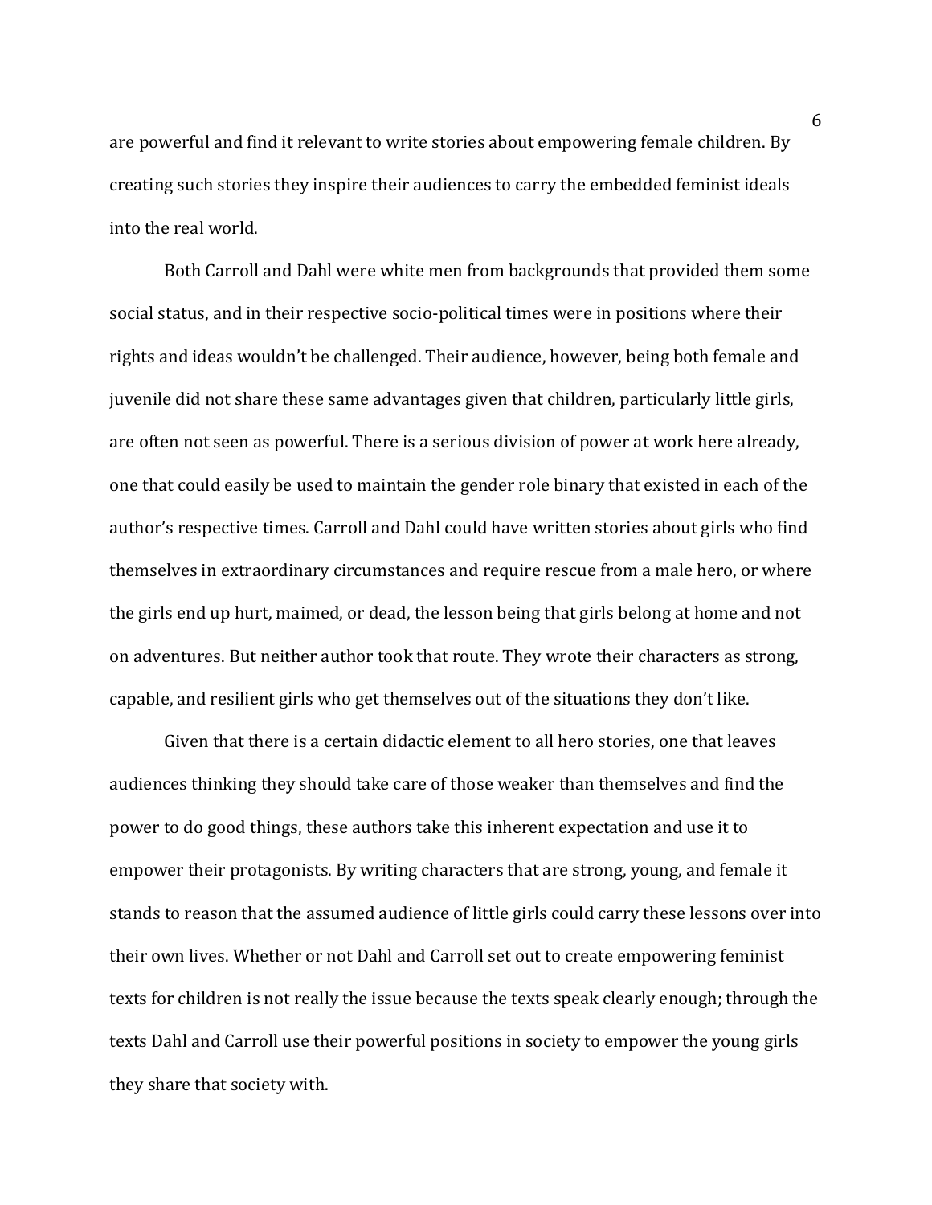are powerful and find it relevant to write stories about empowering female children. By creating such stories they inspire their audiences to carry the embedded feminist ideals into the real world.

Both Carroll and Dahl were white men from backgrounds that provided them some social status, and in their respective socio-political times were in positions where their rights and ideas wouldn't be challenged. Their audience, however, being both female and juvenile did not share these same advantages given that children, particularly little girls, are often not seen as powerful. There is a serious division of power at work here already, one that could easily be used to maintain the gender role binary that existed in each of the author's respective times. Carroll and Dahl could have written stories about girls who find themselves in extraordinary circumstances and require rescue from a male hero, or where the girls end up hurt, maimed, or dead, the lesson being that girls belong at home and not on adventures. But neither author took that route. They wrote their characters as strong, capable, and resilient girls who get themselves out of the situations they don't like.

Given that there is a certain didactic element to all hero stories, one that leaves audiences thinking they should take care of those weaker than themselves and find the power to do good things, these authors take this inherent expectation and use it to empower their protagonists. By writing characters that are strong, young, and female it stands to reason that the assumed audience of little girls could carry these lessons over into their own lives. Whether or not Dahl and Carroll set out to create empowering feminist texts for children is not really the issue because the texts speak clearly enough; through the texts Dahl and Carroll use their powerful positions in society to empower the young girls they share that society with.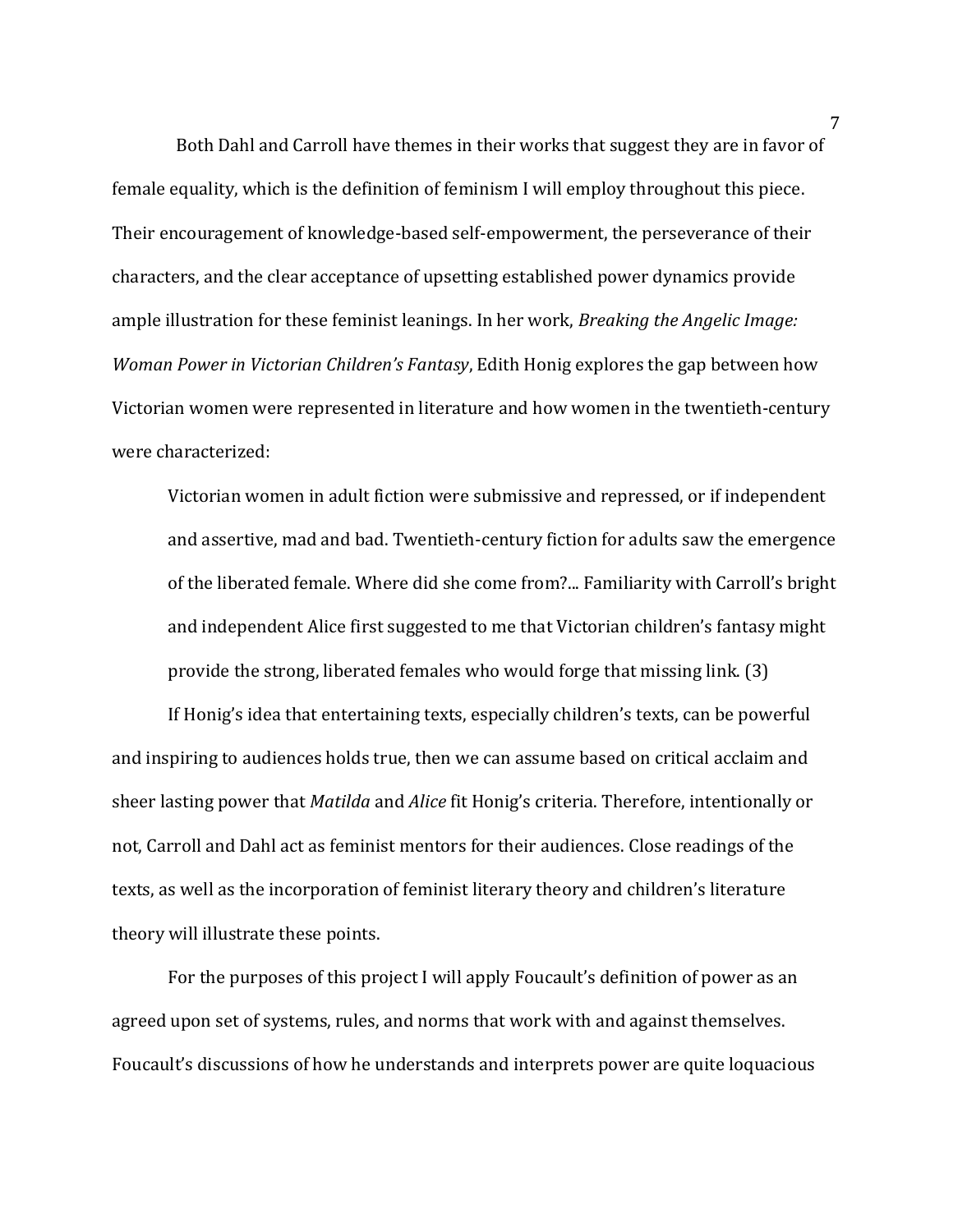Both Dahl and Carroll have themes in their works that suggest they are in favor of female equality, which is the definition of feminism I will employ throughout this piece. Their encouragement of knowledge-based self-empowerment, the perseverance of their characters, and the clear acceptance of upsetting established power dynamics provide ample illustration for these feminist leanings. In her work, *Breaking the Angelic Image: Woman Power in Victorian Children's Fantasy*, Edith Honig explores the gap between how Victorian women were represented in literature and how women in the twentieth-century were characterized:

> Victorian women in adult fiction were submissive and repressed, or if independent and assertive, mad and bad. Twentieth-century fiction for adults saw the emergence of the liberated female. Where did she come from?... Familiarity with Carroll's bright and independent Alice first suggested to me that Victorian children's fantasy might provide the strong, liberated females who would forge that missing link. (3)

If Honig's idea that entertaining texts, especially children's texts, can be powerful and inspiring to audiences holds true, then we can assume based on critical acclaim and sheer lasting power that *Matilda* and *Alice* fit Honig's criteria. Therefore, intentionally or not, Carroll and Dahl act as feminist mentors for their audiences. Close readings of the texts, as well as the incorporation of feminist literary theory and children's literature theory will illustrate these points.

For the purposes of this project I will apply Foucault's definition of power as an agreed upon set of systems, rules, and norms that work with and against themselves. Foucault's discussions of how he understands and interprets power are quite loquacious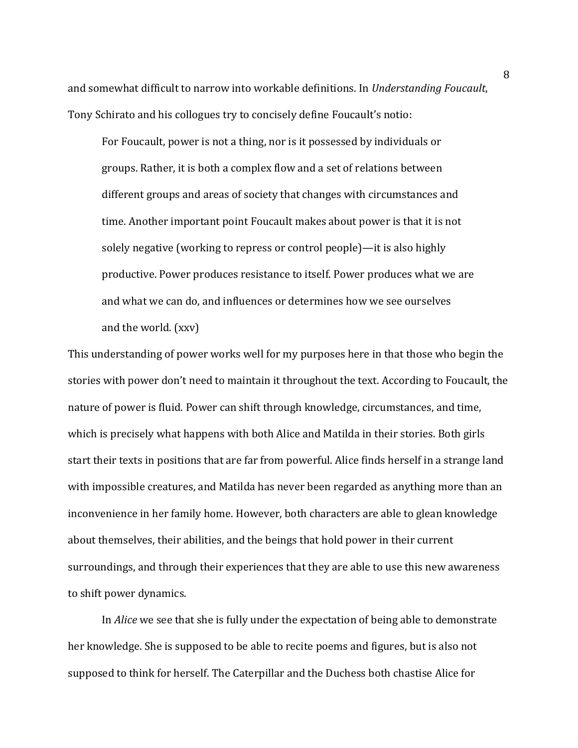and somewhat difficult to narrow into workable definitions. In *Understanding Foucault*, Tony Schirato and his collogues try to concisely define Foucault's notio:

> For Foucault, power is not a thing, nor is it possessed by individuals or groups. Rather, it is both a complex flow and a set of relations between different groups and areas of society that changes with circumstances and time. Another important point Foucault makes about power is that it is not solely negative (working to repress or control people)—it is also highly productive. Power produces resistance to itself. Power produces what we are and what we can do, and influences or determines how we see ourselves and the world. (xxv)

This understanding of power works well for my purposes here in that those who begin the stories with power don't need to maintain it throughout the text. According to Foucault, the nature of power is fluid. Power can shift through knowledge, circumstances, and time, which is precisely what happens with both Alice and Matilda in their stories. Both girls start their texts in positions that are far from powerful. Alice finds herself in a strange land with impossible creatures, and Matilda has never been regarded as anything more than an inconvenience in her family home. However, both characters are able to glean knowledge about themselves, their abilities, and the beings that hold power in their current surroundings, and through their experiences that they are able to use this new awareness to shift power dynamics.

In *Alice* we see that she is fully under the expectation of being able to demonstrate her knowledge. She is supposed to be able to recite poems and figures, but is also not supposed to think for herself. The Caterpillar and the Duchess both chastise Alice for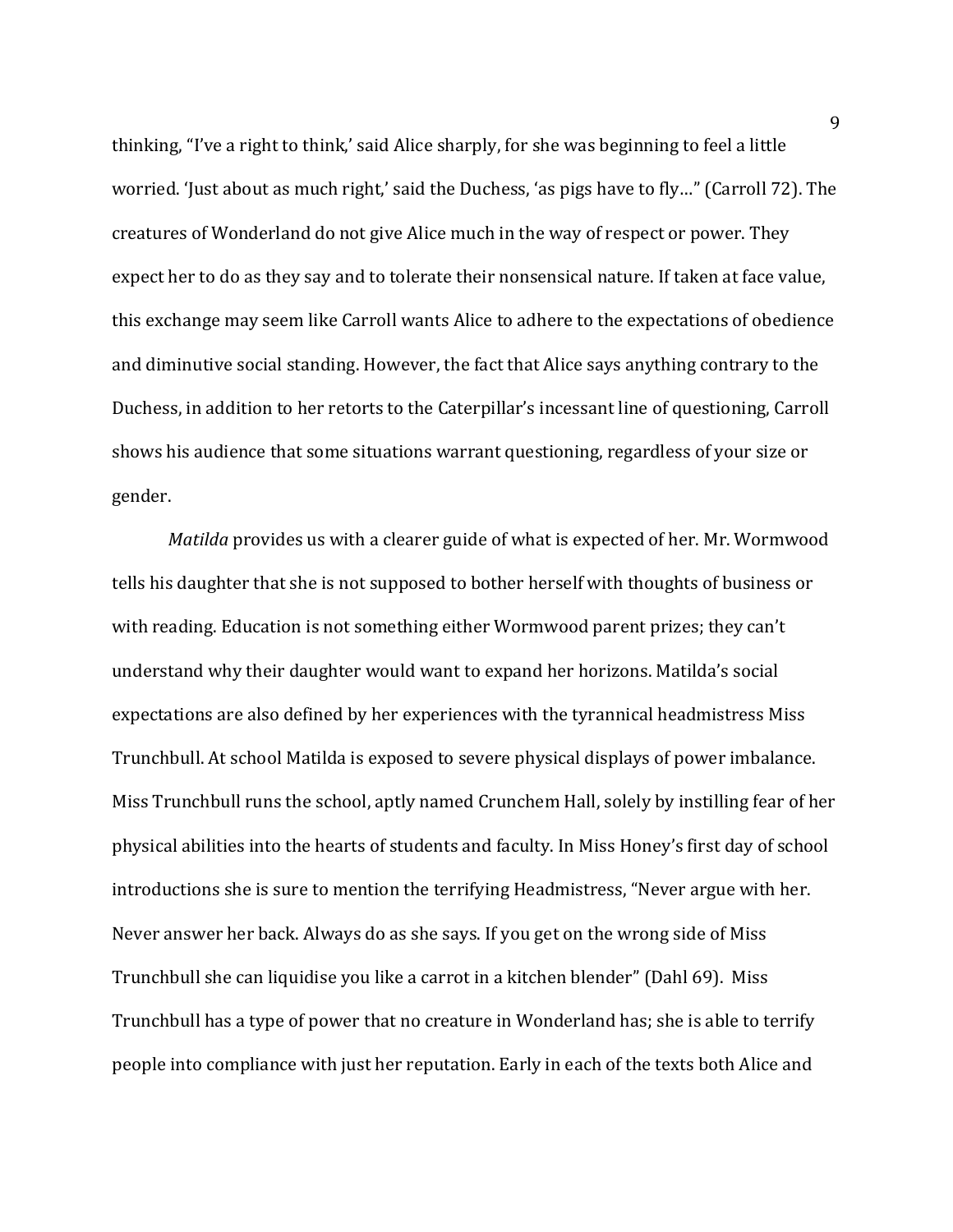thinking, "I've a right to think,' said Alice sharply, for she was beginning to feel a little worried. 'Just about as much right,' said the Duchess, 'as pigs have to fly…" (Carroll 72). The creatures of Wonderland do not give Alice much in the way of respect or power. They expect her to do as they say and to tolerate their nonsensical nature. If taken at face value, this exchange may seem like Carroll wants Alice to adhere to the expectations of obedience and diminutive social standing. However, the fact that Alice says anything contrary to the Duchess, in addition to her retorts to the Caterpillar's incessant line of questioning, Carroll shows his audience that some situations warrant questioning, regardless of your size or gender.

*Matilda* provides us with a clearer guide of what is expected of her. Mr. Wormwood tells his daughter that she is not supposed to bother herself with thoughts of business or with reading. Education is not something either Wormwood parent prizes; they can't understand why their daughter would want to expand her horizons. Matilda's social expectations are also defined by her experiences with the tyrannical headmistress Miss Trunchbull. At school Matilda is exposed to severe physical displays of power imbalance. Miss Trunchbull runs the school, aptly named Crunchem Hall, solely by instilling fear of her physical abilities into the hearts of students and faculty. In Miss Honey's first day of school introductions she is sure to mention the terrifying Headmistress, "Never argue with her. Never answer her back. Always do as she says. If you get on the wrong side of Miss Trunchbull she can liquidise you like a carrot in a kitchen blender" (Dahl 69). Miss Trunchbull has a type of power that no creature in Wonderland has; she is able to terrify people into compliance with just her reputation. Early in each of the texts both Alice and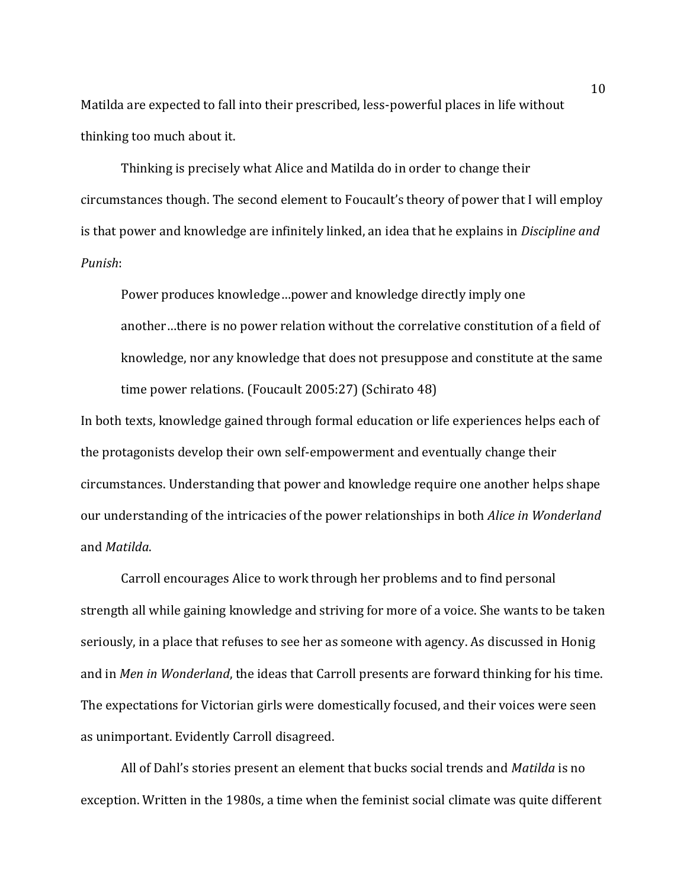Matilda are expected to fall into their prescribed, less-powerful places in life without thinking too much about it.

Thinking is precisely what Alice and Matilda do in order to change their circumstances though. The second element to Foucault's theory of power that I will employ is that power and knowledge are infinitely linked, an idea that he explains in *Discipline and Punish*:

> Power produces knowledge…power and knowledge directly imply one another…there is no power relation without the correlative constitution of a field of knowledge, nor any knowledge that does not presuppose and constitute at the same time power relations. (Foucault 2005:27) (Schirato 48)

In both texts, knowledge gained through formal education or life experiences helps each of the protagonists develop their own self-empowerment and eventually change their circumstances. Understanding that power and knowledge require one another helps shape our understanding of the intricacies of the power relationships in both *Alice in Wonderland* and *Matilda*.

Carroll encourages Alice to work through her problems and to find personal strength all while gaining knowledge and striving for more of a voice. She wants to be taken seriously, in a place that refuses to see her as someone with agency. As discussed in Honig and in *Men in Wonderland*, the ideas that Carroll presents are forward thinking for his time. The expectations for Victorian girls were domestically focused, and their voices were seen as unimportant. Evidently Carroll disagreed.

All of Dahl's stories present an element that bucks social trends and *Matilda* is no exception. Written in the 1980s, a time when the feminist social climate was quite different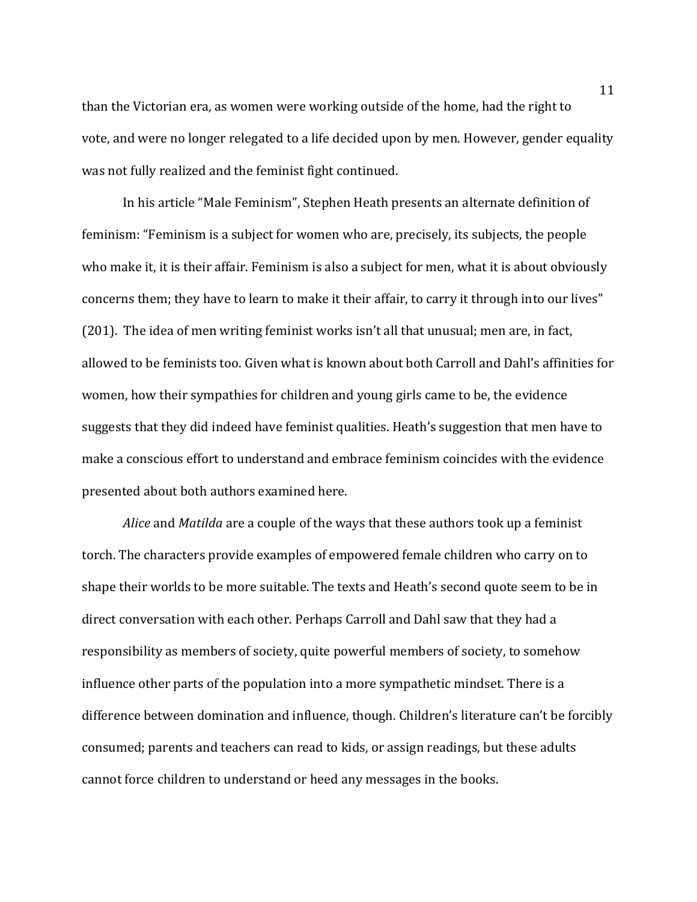than the Victorian era, as women were working outside of the home, had the right to vote, and were no longer relegated to a life decided upon by men. However, gender equality was not fully realized and the feminist fight continued.

In his article "Male Feminism", Stephen Heath presents an alternate definition of feminism: "Feminism is a subject for women who are, precisely, its subjects, the people who make it, it is their affair. Feminism is also a subject for men, what it is about obviously concerns them; they have to learn to make it their affair, to carry it through into our lives" (201). The idea of men writing feminist works isn't all that unusual; men are, in fact, allowed to be feminists too. Given what is known about both Carroll and Dahl's affinities for women, how their sympathies for children and young girls came to be, the evidence suggests that they did indeed have feminist qualities. Heath's suggestion that men have to make a conscious effort to understand and embrace feminism coincides with the evidence presented about both authors examined here.

*Alice* and *Matilda* are a couple of the ways that these authors took up a feminist torch. The characters provide examples of empowered female children who carry on to shape their worlds to be more suitable. The texts and Heath's second quote seem to be in direct conversation with each other. Perhaps Carroll and Dahl saw that they had a responsibility as members of society, quite powerful members of society, to somehow influence other parts of the population into a more sympathetic mindset. There is a difference between domination and influence, though. Children's literature can't be forcibly consumed; parents and teachers can read to kids, or assign readings, but these adults cannot force children to understand or heed any messages in the books.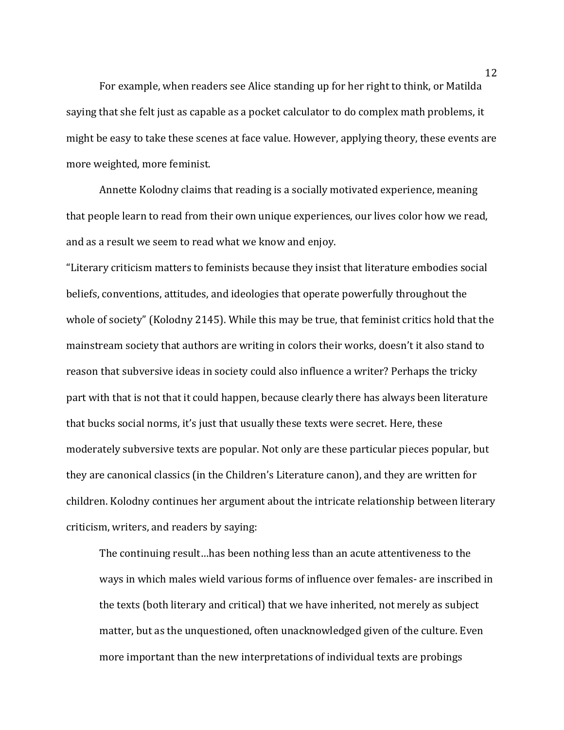For example, when readers see Alice standing up for her right to think, or Matilda saying that she felt just as capable as a pocket calculator to do complex math problems, it might be easy to take these scenes at face value. However, applying theory, these events are more weighted, more feminist.

Annette Kolodny claims that reading is a socially motivated experience, meaning that people learn to read from their own unique experiences, our lives color how we read, and as a result we seem to read what we know and enjoy.

"Literary criticism matters to feminists because they insist that literature embodies social beliefs, conventions, attitudes, and ideologies that operate powerfully throughout the whole of society" (Kolodny 2145). While this may be true, that feminist critics hold that the mainstream society that authors are writing in colors their works, doesn't it also stand to reason that subversive ideas in society could also influence a writer? Perhaps the tricky part with that is not that it could happen, because clearly there has always been literature that bucks social norms, it's just that usually these texts were secret. Here, these moderately subversive texts are popular. Not only are these particular pieces popular, but they are canonical classics (in the Children's Literature canon), and they are written for children. Kolodny continues her argument about the intricate relationship between literary criticism, writers, and readers by saying:

> The continuing result…has been nothing less than an acute attentiveness to the ways in which males wield various forms of influence over females- are inscribed in the texts (both literary and critical) that we have inherited, not merely as subject matter, but as the unquestioned, often unacknowledged given of the culture. Even more important than the new interpretations of individual texts are probings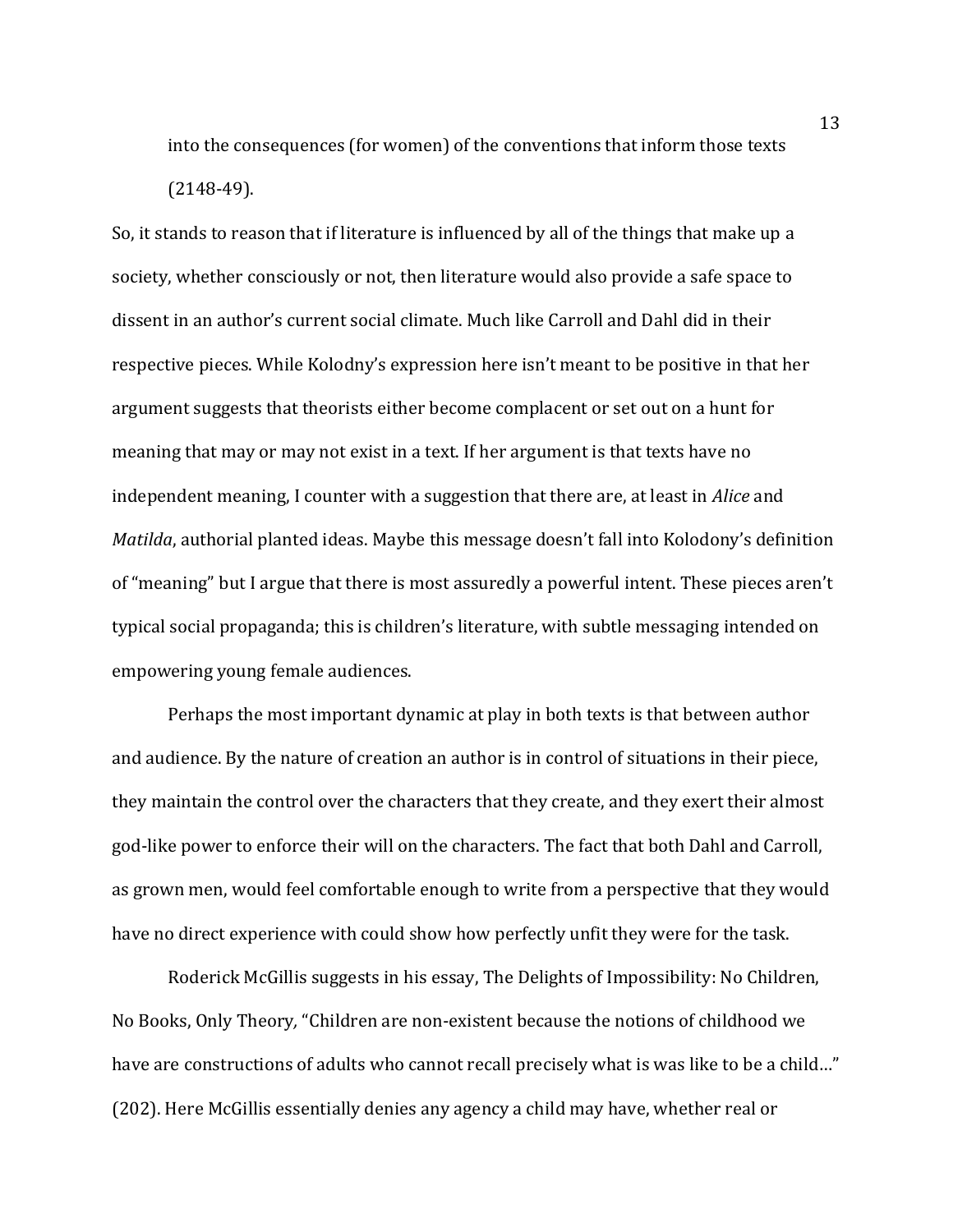into the consequences (for women) of the conventions that inform those texts (2148-49).

So, it stands to reason that if literature is influenced by all of the things that make up a society, whether consciously or not, then literature would also provide a safe space to dissent in an author's current social climate. Much like Carroll and Dahl did in their respective pieces. While Kolodny's expression here isn't meant to be positive in that her argument suggests that theorists either become complacent or set out on a hunt for meaning that may or may not exist in a text. If her argument is that texts have no independent meaning, I counter with a suggestion that there are, at least in *Alice* and *Matilda*, authorial planted ideas. Maybe this message doesn't fall into Kolodony's definition of "meaning" but I argue that there is most assuredly a powerful intent. These pieces aren't typical social propaganda; this is children's literature, with subtle messaging intended on empowering young female audiences.

Perhaps the most important dynamic at play in both texts is that between author and audience. By the nature of creation an author is in control of situations in their piece, they maintain the control over the characters that they create, and they exert their almost god-like power to enforce their will on the characters. The fact that both Dahl and Carroll, as grown men, would feel comfortable enough to write from a perspective that they would have no direct experience with could show how perfectly unfit they were for the task.

Roderick McGillis suggests in his essay, The Delights of Impossibility: No Children, No Books, Only Theory, "Children are non-existent because the notions of childhood we have are constructions of adults who cannot recall precisely what is was like to be a child…" (202). Here McGillis essentially denies any agency a child may have, whether real or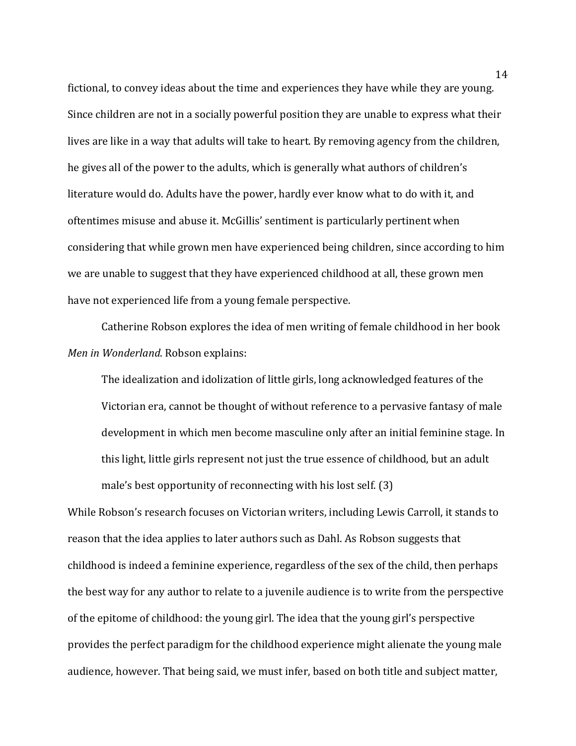fictional, to convey ideas about the time and experiences they have while they are young. Since children are not in a socially powerful position they are unable to express what their lives are like in a way that adults will take to heart. By removing agency from the children, he gives all of the power to the adults, which is generally what authors of children's literature would do. Adults have the power, hardly ever know what to do with it, and oftentimes misuse and abuse it. McGillis' sentiment is particularly pertinent when considering that while grown men have experienced being children, since according to him we are unable to suggest that they have experienced childhood at all, these grown men have not experienced life from a young female perspective.

Catherine Robson explores the idea of men writing of female childhood in her book *Men in Wonderland*. Robson explains:

> The idealization and idolization of little girls, long acknowledged features of the Victorian era, cannot be thought of without reference to a pervasive fantasy of male development in which men become masculine only after an initial feminine stage. In this light, little girls represent not just the true essence of childhood, but an adult male's best opportunity of reconnecting with his lost self. (3)

While Robson's research focuses on Victorian writers, including Lewis Carroll, it stands to reason that the idea applies to later authors such as Dahl. As Robson suggests that childhood is indeed a feminine experience, regardless of the sex of the child, then perhaps the best way for any author to relate to a juvenile audience is to write from the perspective of the epitome of childhood: the young girl. The idea that the young girl's perspective provides the perfect paradigm for the childhood experience might alienate the young male audience, however. That being said, we must infer, based on both title and subject matter,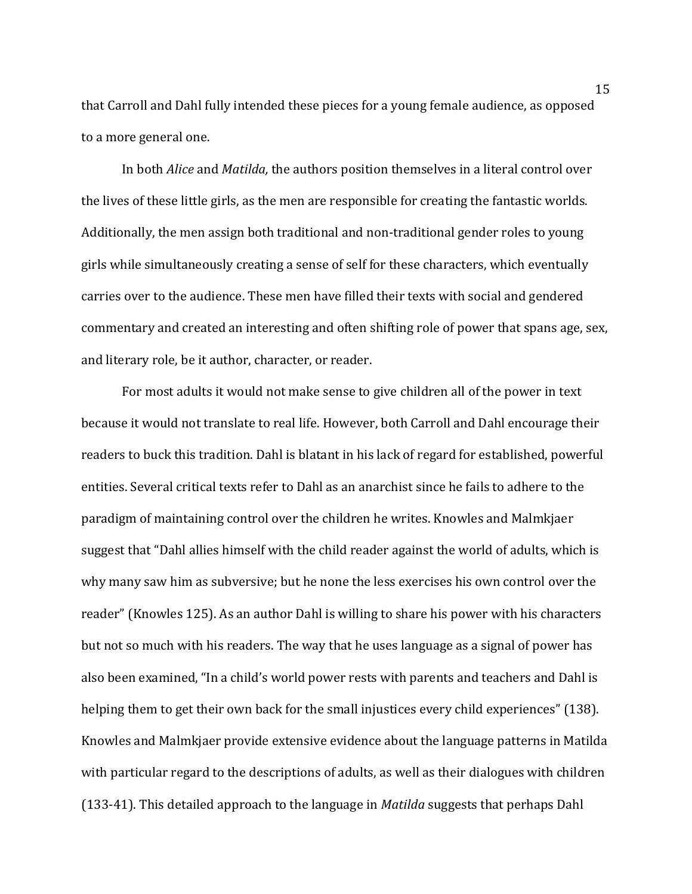that Carroll and Dahl fully intended these pieces for a young female audience, as opposed to a more general one.

In both *Alice* and *Matilda,* the authors position themselves in a literal control over the lives of these little girls, as the men are responsible for creating the fantastic worlds. Additionally, the men assign both traditional and non-traditional gender roles to young girls while simultaneously creating a sense of self for these characters, which eventually carries over to the audience. These men have filled their texts with social and gendered commentary and created an interesting and often shifting role of power that spans age, sex, and literary role, be it author, character, or reader.

For most adults it would not make sense to give children all of the power in text because it would not translate to real life. However, both Carroll and Dahl encourage their readers to buck this tradition. Dahl is blatant in his lack of regard for established, powerful entities. Several critical texts refer to Dahl as an anarchist since he fails to adhere to the paradigm of maintaining control over the children he writes. Knowles and Malmkjaer suggest that "Dahl allies himself with the child reader against the world of adults, which is why many saw him as subversive; but he none the less exercises his own control over the reader" (Knowles 125). As an author Dahl is willing to share his power with his characters but not so much with his readers. The way that he uses language as a signal of power has also been examined, "In a child's world power rests with parents and teachers and Dahl is helping them to get their own back for the small injustices every child experiences" (138). Knowles and Malmkjaer provide extensive evidence about the language patterns in Matilda with particular regard to the descriptions of adults, as well as their dialogues with children (133-41). This detailed approach to the language in *Matilda* suggests that perhaps Dahl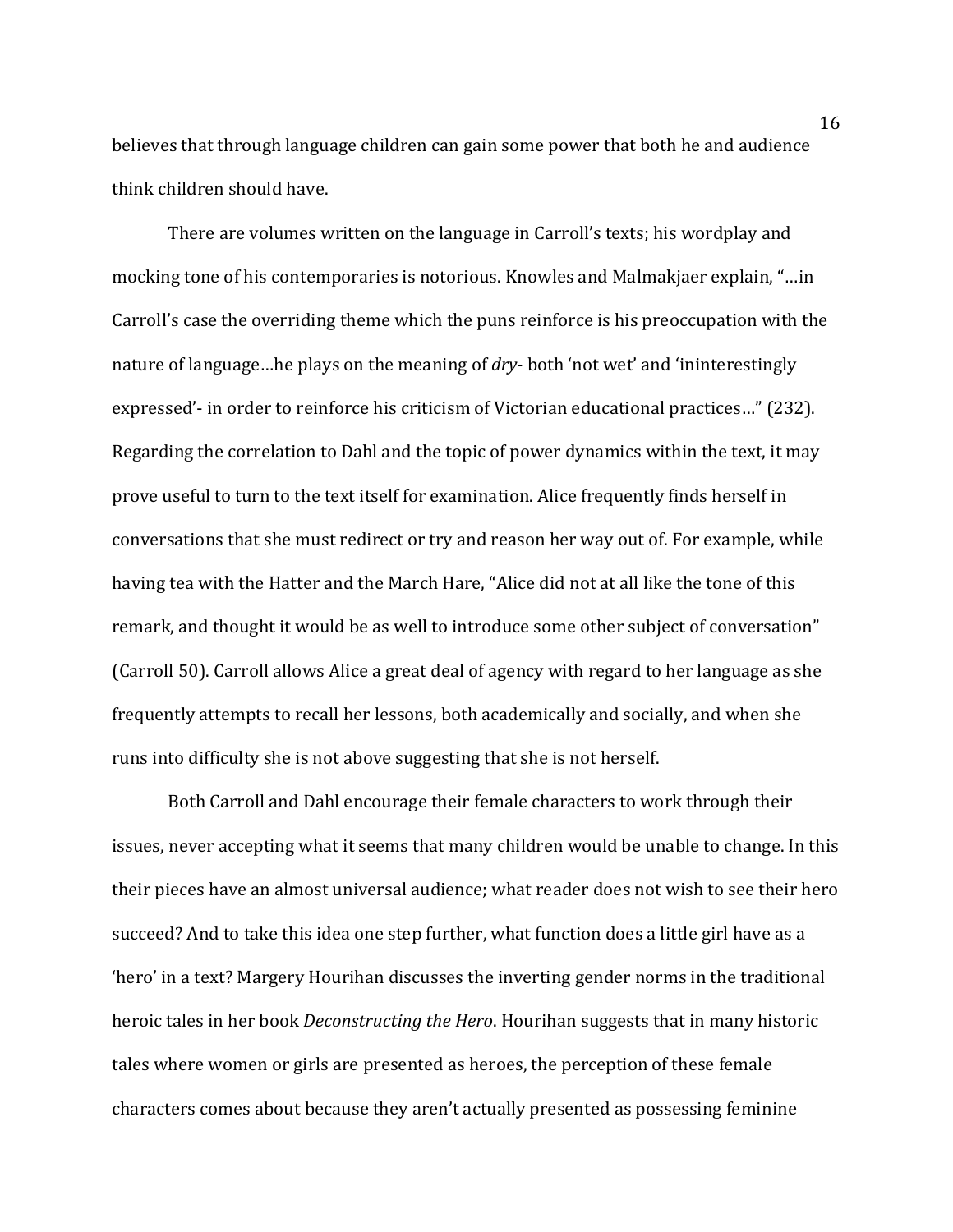believes that through language children can gain some power that both he and audience think children should have.

There are volumes written on the language in Carroll's texts; his wordplay and mocking tone of his contemporaries is notorious. Knowles and Malmakjaer explain, "…in Carroll's case the overriding theme which the puns reinforce is his preoccupation with the nature of language…he plays on the meaning of *dry*- both 'not wet' and 'ininterestingly expressed'- in order to reinforce his criticism of Victorian educational practices…" (232). Regarding the correlation to Dahl and the topic of power dynamics within the text, it may prove useful to turn to the text itself for examination. Alice frequently finds herself in conversations that she must redirect or try and reason her way out of. For example, while having tea with the Hatter and the March Hare, "Alice did not at all like the tone of this remark, and thought it would be as well to introduce some other subject of conversation" (Carroll 50). Carroll allows Alice a great deal of agency with regard to her language as she frequently attempts to recall her lessons, both academically and socially, and when she runs into difficulty she is not above suggesting that she is not herself.

Both Carroll and Dahl encourage their female characters to work through their issues, never accepting what it seems that many children would be unable to change. In this their pieces have an almost universal audience; what reader does not wish to see their hero succeed? And to take this idea one step further, what function does a little girl have as a 'hero' in a text? Margery Hourihan discusses the inverting gender norms in the traditional heroic tales in her book *Deconstructing the Hero*. Hourihan suggests that in many historic tales where women or girls are presented as heroes, the perception of these female characters comes about because they aren't actually presented as possessing feminine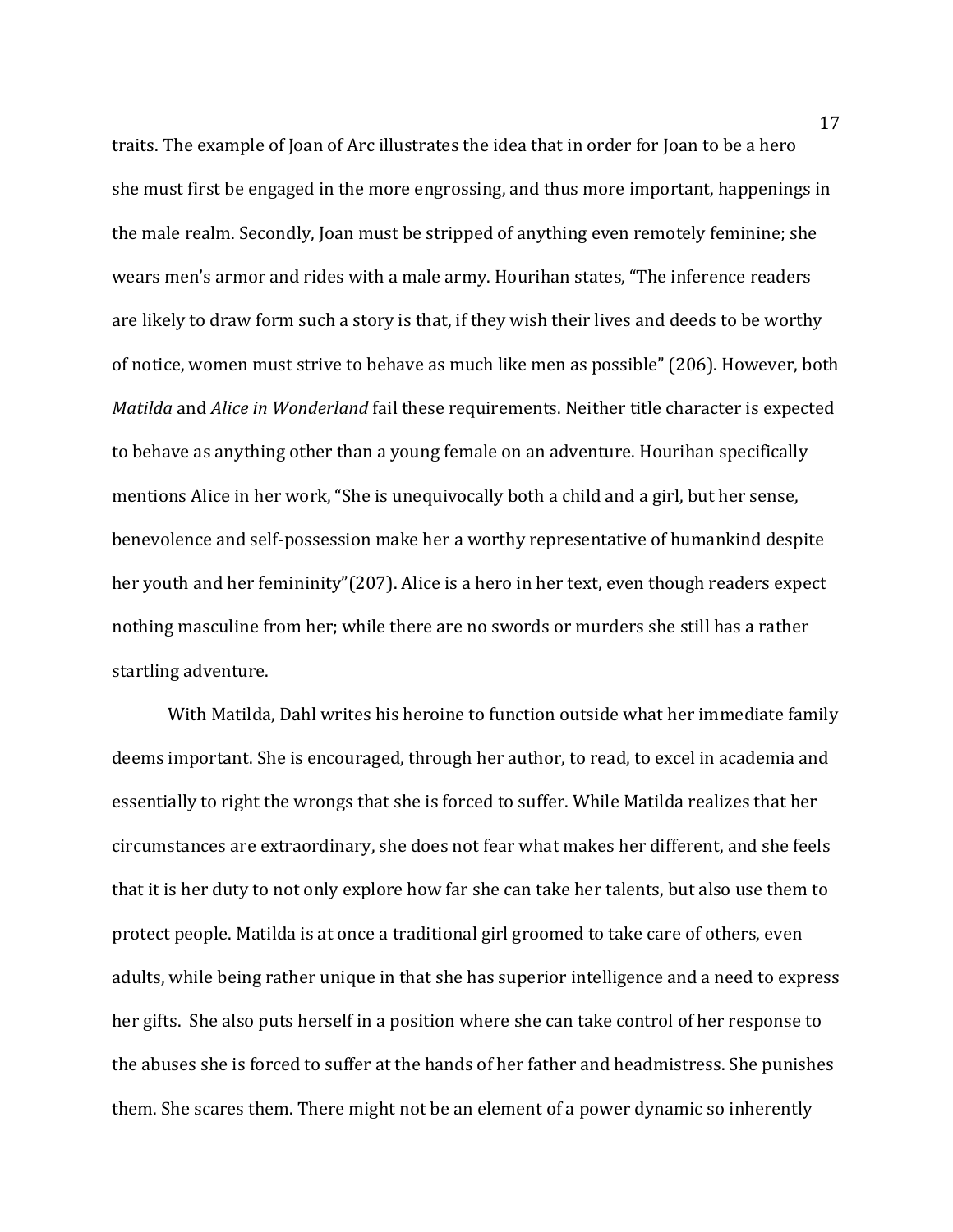traits. The example of Joan of Arc illustrates the idea that in order for Joan to be a hero she must first be engaged in the more engrossing, and thus more important, happenings in the male realm. Secondly, Joan must be stripped of anything even remotely feminine; she wears men's armor and rides with a male army. Hourihan states, "The inference readers are likely to draw form such a story is that, if they wish their lives and deeds to be worthy of notice, women must strive to behave as much like men as possible" (206). However, both *Matilda* and *Alice in Wonderland* fail these requirements. Neither title character is expected to behave as anything other than a young female on an adventure. Hourihan specifically mentions Alice in her work, "She is unequivocally both a child and a girl, but her sense, benevolence and self-possession make her a worthy representative of humankind despite her youth and her femininity"(207). Alice is a hero in her text, even though readers expect nothing masculine from her; while there are no swords or murders she still has a rather startling adventure.

With Matilda, Dahl writes his heroine to function outside what her immediate family deems important. She is encouraged, through her author, to read, to excel in academia and essentially to right the wrongs that she is forced to suffer. While Matilda realizes that her circumstances are extraordinary, she does not fear what makes her different, and she feels that it is her duty to not only explore how far she can take her talents, but also use them to protect people. Matilda is at once a traditional girl groomed to take care of others, even adults, while being rather unique in that she has superior intelligence and a need to express her gifts. She also puts herself in a position where she can take control of her response to the abuses she is forced to suffer at the hands of her father and headmistress. She punishes them. She scares them. There might not be an element of a power dynamic so inherently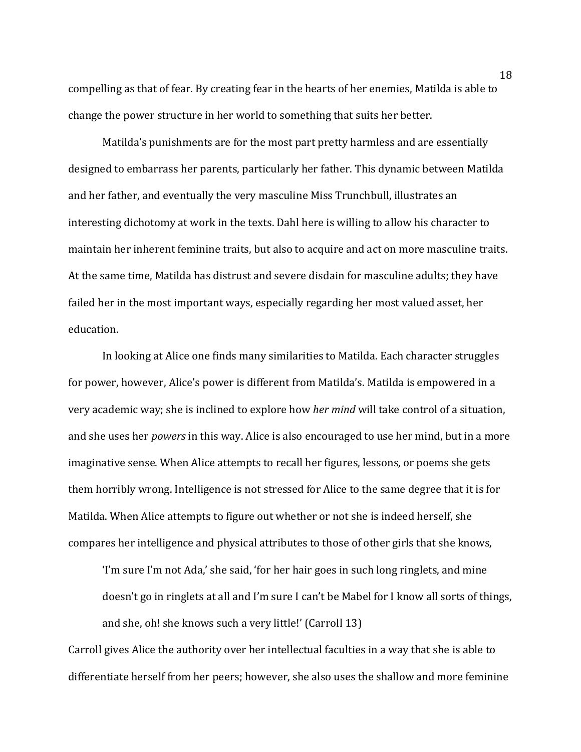compelling as that of fear. By creating fear in the hearts of her enemies, Matilda is able to change the power structure in her world to something that suits her better.

Matilda's punishments are for the most part pretty harmless and are essentially designed to embarrass her parents, particularly her father. This dynamic between Matilda and her father, and eventually the very masculine Miss Trunchbull, illustrates an interesting dichotomy at work in the texts. Dahl here is willing to allow his character to maintain her inherent feminine traits, but also to acquire and act on more masculine traits. At the same time, Matilda has distrust and severe disdain for masculine adults; they have failed her in the most important ways, especially regarding her most valued asset, her education.

In looking at Alice one finds many similarities to Matilda. Each character struggles for power, however, Alice's power is different from Matilda's. Matilda is empowered in a very academic way; she is inclined to explore how *her mind* will take control of a situation, and she uses her *powers* in this way. Alice is also encouraged to use her mind, but in a more imaginative sense. When Alice attempts to recall her figures, lessons, or poems she gets them horribly wrong. Intelligence is not stressed for Alice to the same degree that it is for Matilda. When Alice attempts to figure out whether or not she is indeed herself, she compares her intelligence and physical attributes to those of other girls that she knows,

> 'I'm sure I'm not Ada,' she said, 'for her hair goes in such long ringlets, and mine doesn't go in ringlets at all and I'm sure I can't be Mabel for I know all sorts of things, and she, oh! she knows such a very little!' (Carroll 13)

Carroll gives Alice the authority over her intellectual faculties in a way that she is able to differentiate herself from her peers; however, she also uses the shallow and more feminine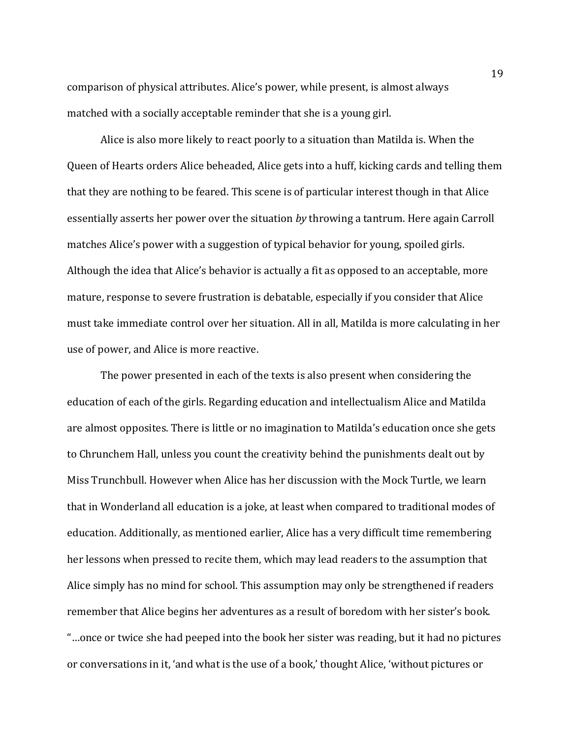comparison of physical attributes. Alice's power, while present, is almost always matched with a socially acceptable reminder that she is a young girl.

Alice is also more likely to react poorly to a situation than Matilda is. When the Queen of Hearts orders Alice beheaded, Alice gets into a huff, kicking cards and telling them that they are nothing to be feared. This scene is of particular interest though in that Alice essentially asserts her power over the situation *by* throwing a tantrum. Here again Carroll matches Alice's power with a suggestion of typical behavior for young, spoiled girls. Although the idea that Alice's behavior is actually a fit as opposed to an acceptable, more mature, response to severe frustration is debatable, especially if you consider that Alice must take immediate control over her situation. All in all, Matilda is more calculating in her use of power, and Alice is more reactive.

The power presented in each of the texts is also present when considering the education of each of the girls. Regarding education and intellectualism Alice and Matilda are almost opposites. There is little or no imagination to Matilda's education once she gets to Chrunchem Hall, unless you count the creativity behind the punishments dealt out by Miss Trunchbull. However when Alice has her discussion with the Mock Turtle, we learn that in Wonderland all education is a joke, at least when compared to traditional modes of education. Additionally, as mentioned earlier, Alice has a very difficult time remembering her lessons when pressed to recite them, which may lead readers to the assumption that Alice simply has no mind for school. This assumption may only be strengthened if readers remember that Alice begins her adventures as a result of boredom with her sister's book. "…once or twice she had peeped into the book her sister was reading, but it had no pictures or conversations in it, 'and what is the use of a book,' thought Alice, 'without pictures or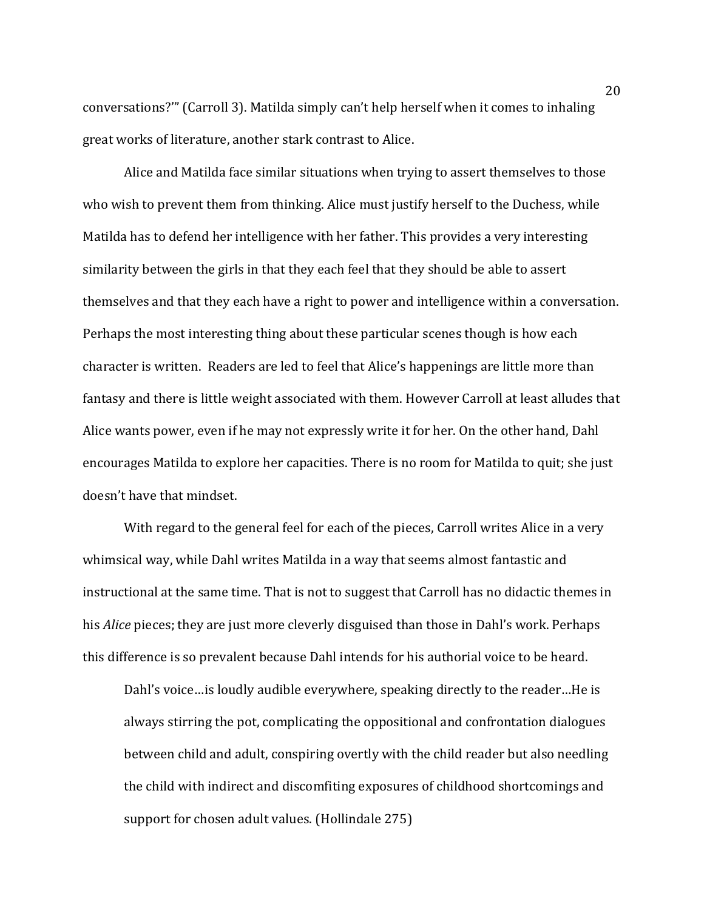conversations?'" (Carroll 3). Matilda simply can't help herself when it comes to inhaling great works of literature, another stark contrast to Alice.

Alice and Matilda face similar situations when trying to assert themselves to those who wish to prevent them from thinking. Alice must justify herself to the Duchess, while Matilda has to defend her intelligence with her father. This provides a very interesting similarity between the girls in that they each feel that they should be able to assert themselves and that they each have a right to power and intelligence within a conversation. Perhaps the most interesting thing about these particular scenes though is how each character is written. Readers are led to feel that Alice's happenings are little more than fantasy and there is little weight associated with them. However Carroll at least alludes that Alice wants power, even if he may not expressly write it for her. On the other hand, Dahl encourages Matilda to explore her capacities. There is no room for Matilda to quit; she just doesn't have that mindset.

With regard to the general feel for each of the pieces, Carroll writes Alice in a very whimsical way, while Dahl writes Matilda in a way that seems almost fantastic and instructional at the same time. That is not to suggest that Carroll has no didactic themes in his *Alice* pieces; they are just more cleverly disguised than those in Dahl's work. Perhaps this difference is so prevalent because Dahl intends for his authorial voice to be heard.

> Dahl's voice…is loudly audible everywhere, speaking directly to the reader…He is always stirring the pot, complicating the oppositional and confrontation dialogues between child and adult, conspiring overtly with the child reader but also needling the child with indirect and discomfiting exposures of childhood shortcomings and support for chosen adult values. (Hollindale 275)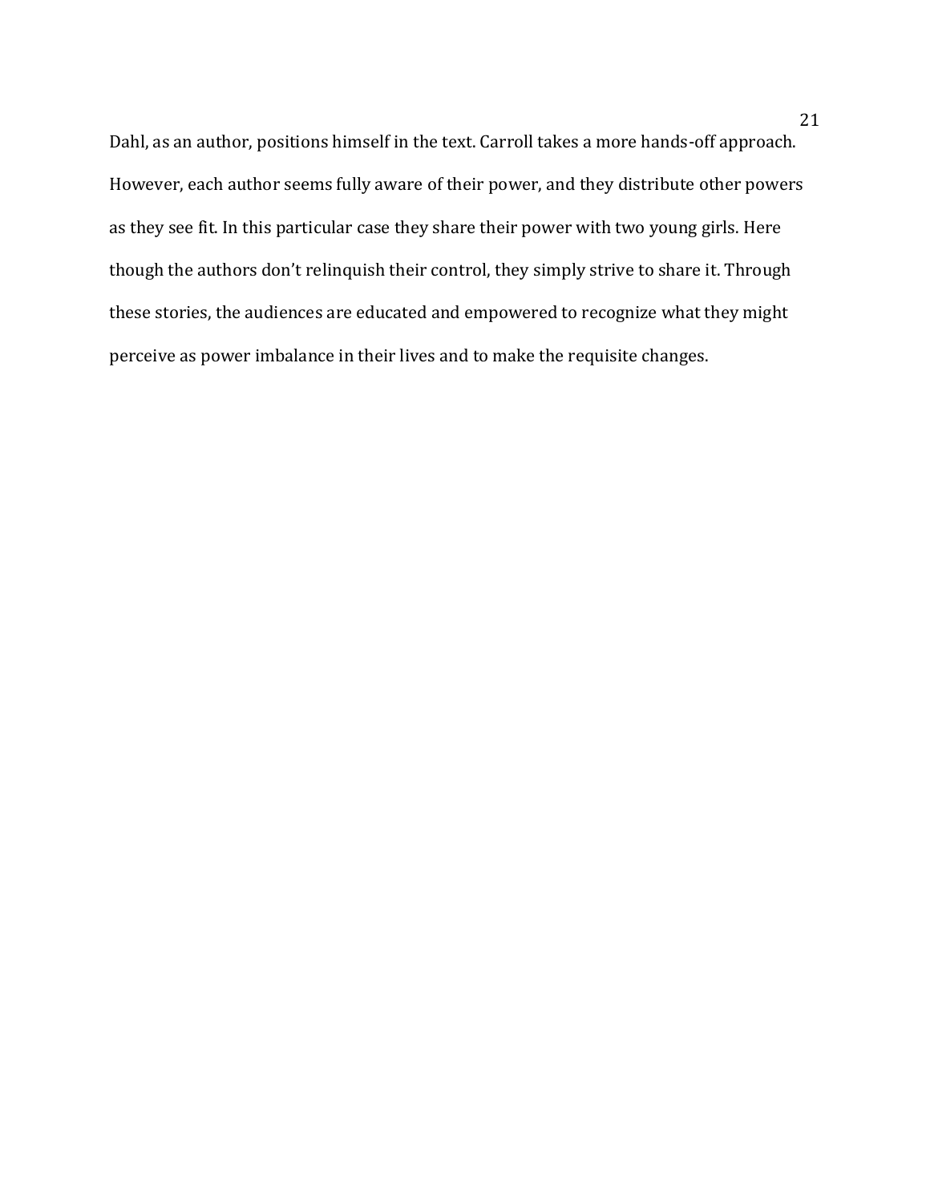Dahl, as an author, positions himself in the text. Carroll takes a more hands-off approach. However, each author seems fully aware of their power, and they distribute other powers as they see fit. In this particular case they share their power with two young girls. Here though the authors don't relinquish their control, they simply strive to share it. Through these stories, the audiences are educated and empowered to recognize what they might perceive as power imbalance in their lives and to make the requisite changes.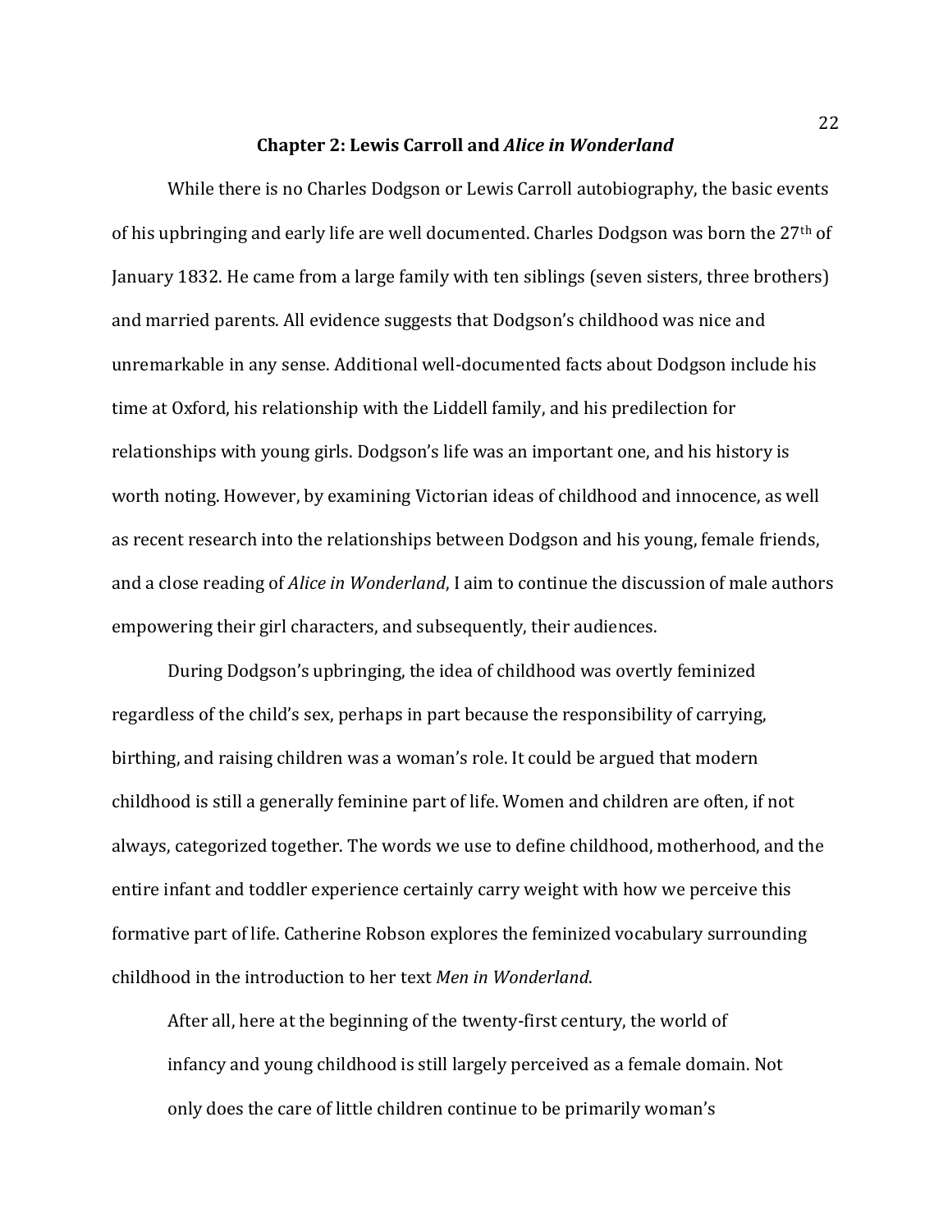## Chapter 2: Lewis Carroll and *Alice in Wonderland*

While there is no Charles Dodgson or Lewis Carroll autobiography, the basic events of his upbringing and early life are well documented. Charles Dodgson was born the 27th of January 1832. He came from a large family with ten siblings (seven sisters, three brothers) and married parents. All evidence suggests that Dodgson's childhood was nice and unremarkable in any sense. Additional well-documented facts about Dodgson include his time at Oxford, his relationship with the Liddell family, and his predilection for relationships with young girls. Dodgson's life was an important one, and his history is worth noting. However, by examining Victorian ideas of childhood and innocence, as well as recent research into the relationships between Dodgson and his young, female friends, and a close reading of *Alice in Wonderland*, I aim to continue the discussion of male authors empowering their girl characters, and subsequently, their audiences.

During Dodgson's upbringing, the idea of childhood was overtly feminized regardless of the child's sex, perhaps in part because the responsibility of carrying, birthing, and raising children was a woman's role. It could be argued that modern childhood is still a generally feminine part of life. Women and children are often, if not always, categorized together. The words we use to define childhood, motherhood, and the entire infant and toddler experience certainly carry weight with how we perceive this formative part of life. Catherine Robson explores the feminized vocabulary surrounding childhood in the introduction to her text *Men in Wonderland*.

> After all, here at the beginning of the twenty-first century, the world of infancy and young childhood is still largely perceived as a female domain. Not only does the care of little children continue to be primarily woman's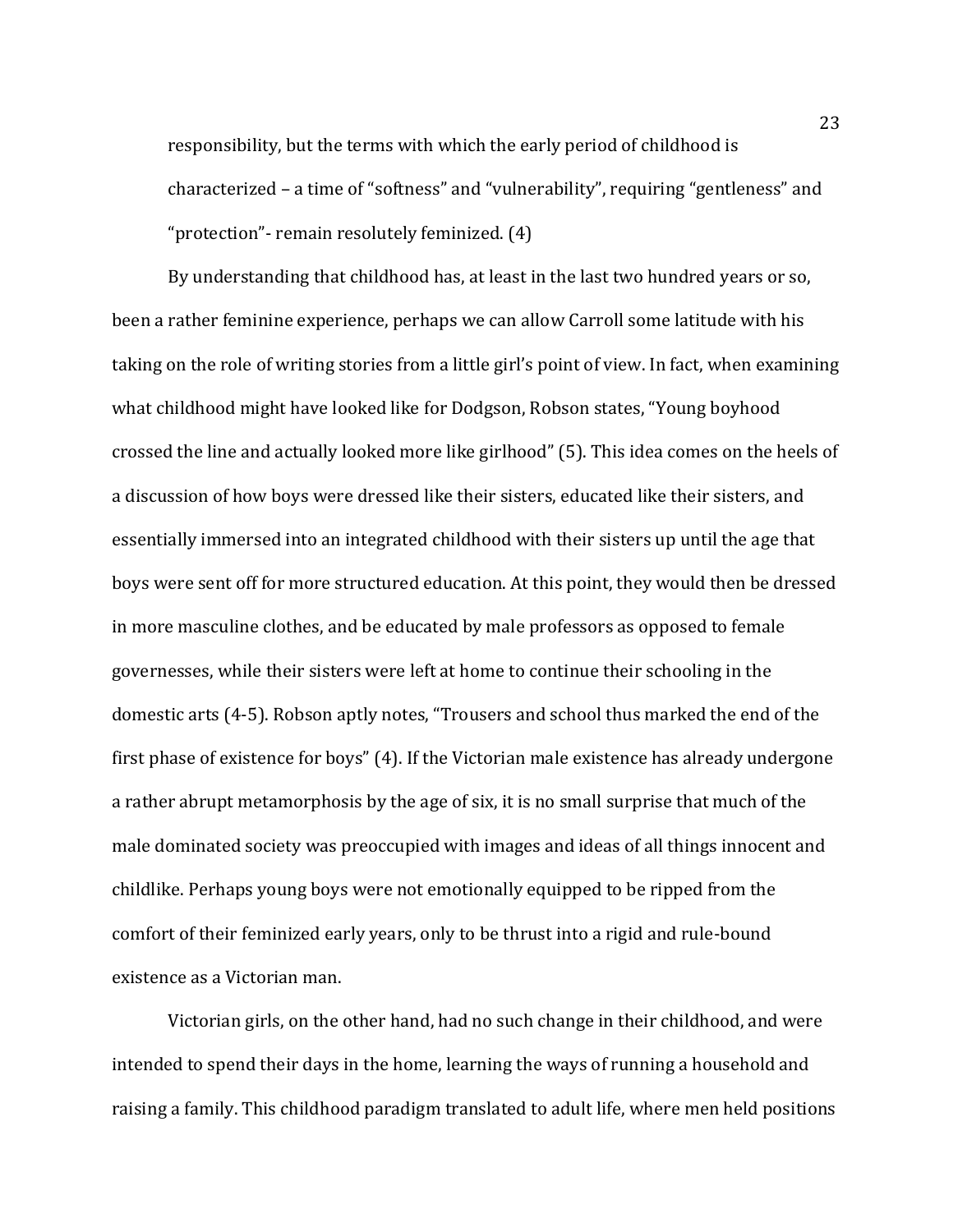responsibility, but the terms with which the early period of childhood is characterized – a time of "softness" and "vulnerability", requiring "gentleness" and "protection"- remain resolutely feminized. (4)

By understanding that childhood has, at least in the last two hundred years or so, been a rather feminine experience, perhaps we can allow Carroll some latitude with his taking on the role of writing stories from a little girl's point of view. In fact, when examining what childhood might have looked like for Dodgson, Robson states, "Young boyhood crossed the line and actually looked more like girlhood" (5). This idea comes on the heels of a discussion of how boys were dressed like their sisters, educated like their sisters, and essentially immersed into an integrated childhood with their sisters up until the age that boys were sent off for more structured education. At this point, they would then be dressed in more masculine clothes, and be educated by male professors as opposed to female governesses, while their sisters were left at home to continue their schooling in the domestic arts (4-5). Robson aptly notes, "Trousers and school thus marked the end of the first phase of existence for boys" (4). If the Victorian male existence has already undergone a rather abrupt metamorphosis by the age of six, it is no small surprise that much of the male dominated society was preoccupied with images and ideas of all things innocent and childlike. Perhaps young boys were not emotionally equipped to be ripped from the comfort of their feminized early years, only to be thrust into a rigid and rule-bound existence as a Victorian man.

Victorian girls, on the other hand, had no such change in their childhood, and were intended to spend their days in the home, learning the ways of running a household and raising a family. This childhood paradigm translated to adult life, where men held positions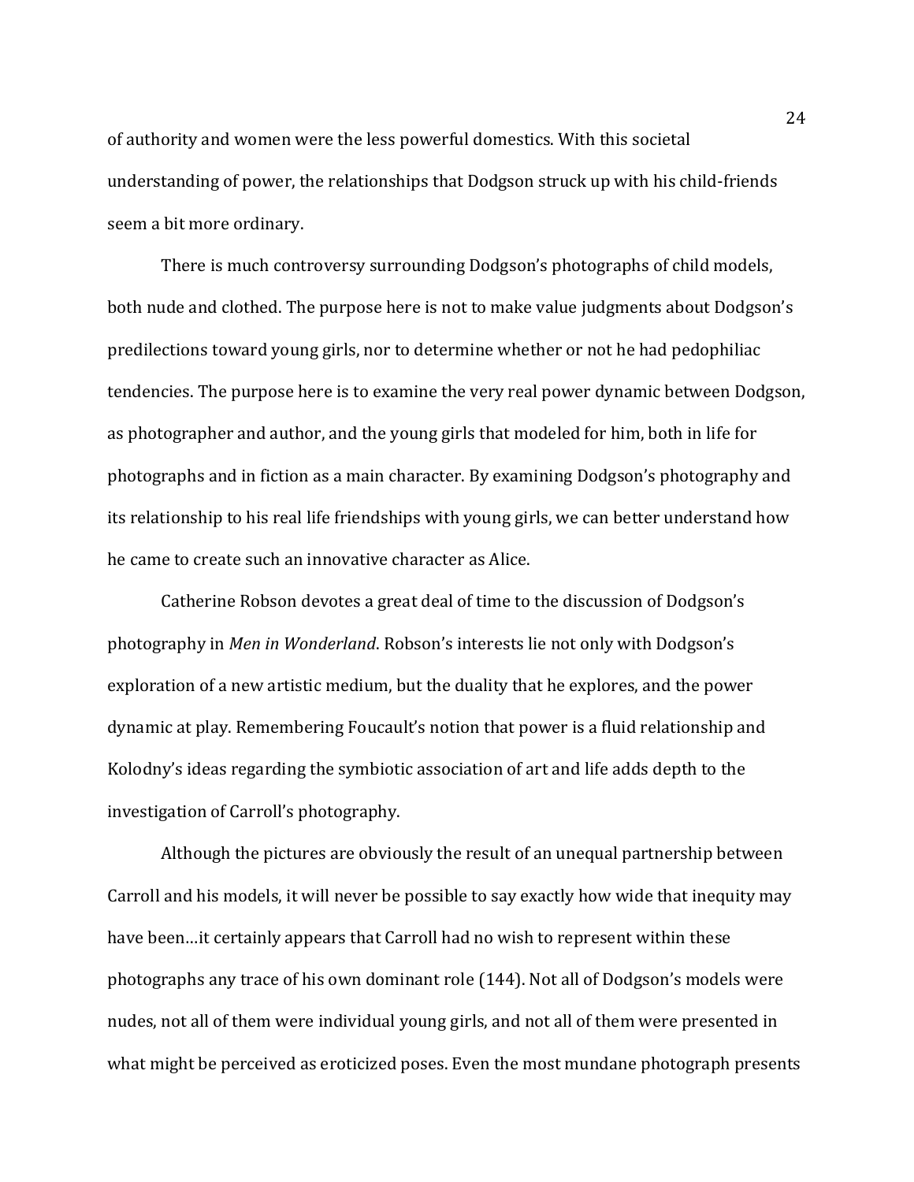of authority and women were the less powerful domestics. With this societal understanding of power, the relationships that Dodgson struck up with his child-friends seem a bit more ordinary.

There is much controversy surrounding Dodgson's photographs of child models, both nude and clothed. The purpose here is not to make value judgments about Dodgson's predilections toward young girls, nor to determine whether or not he had pedophiliac tendencies. The purpose here is to examine the very real power dynamic between Dodgson, as photographer and author, and the young girls that modeled for him, both in life for photographs and in fiction as a main character. By examining Dodgson's photography and its relationship to his real life friendships with young girls, we can better understand how he came to create such an innovative character as Alice.

Catherine Robson devotes a great deal of time to the discussion of Dodgson's photography in *Men in Wonderland*. Robson's interests lie not only with Dodgson's exploration of a new artistic medium, but the duality that he explores, and the power dynamic at play. Remembering Foucault's notion that power is a fluid relationship and Kolodny's ideas regarding the symbiotic association of art and life adds depth to the investigation of Carroll's photography.

Although the pictures are obviously the result of an unequal partnership between Carroll and his models, it will never be possible to say exactly how wide that inequity may have been…it certainly appears that Carroll had no wish to represent within these photographs any trace of his own dominant role (144). Not all of Dodgson's models were nudes, not all of them were individual young girls, and not all of them were presented in what might be perceived as eroticized poses. Even the most mundane photograph presents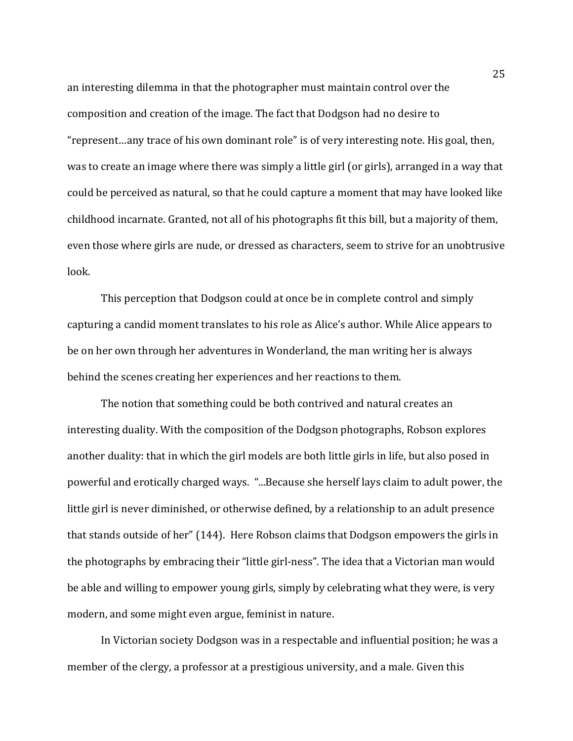an interesting dilemma in that the photographer must maintain control over the composition and creation of the image. The fact that Dodgson had no desire to "represent…any trace of his own dominant role" is of very interesting note. His goal, then, was to create an image where there was simply a little girl (or girls), arranged in a way that could be perceived as natural, so that he could capture a moment that may have looked like childhood incarnate. Granted, not all of his photographs fit this bill, but a majority of them, even those where girls are nude, or dressed as characters, seem to strive for an unobtrusive look.

This perception that Dodgson could at once be in complete control and simply capturing a candid moment translates to his role as Alice's author. While Alice appears to be on her own through her adventures in Wonderland, the man writing her is always behind the scenes creating her experiences and her reactions to them.

The notion that something could be both contrived and natural creates an interesting duality. With the composition of the Dodgson photographs, Robson explores another duality: that in which the girl models are both little girls in life, but also posed in powerful and erotically charged ways. "...Because she herself lays claim to adult power, the little girl is never diminished, or otherwise defined, by a relationship to an adult presence that stands outside of her" (144). Here Robson claims that Dodgson empowers the girls in the photographs by embracing their "little girl-ness". The idea that a Victorian man would be able and willing to empower young girls, simply by celebrating what they were, is very modern, and some might even argue, feminist in nature.

In Victorian society Dodgson was in a respectable and influential position; he was a member of the clergy, a professor at a prestigious university, and a male. Given this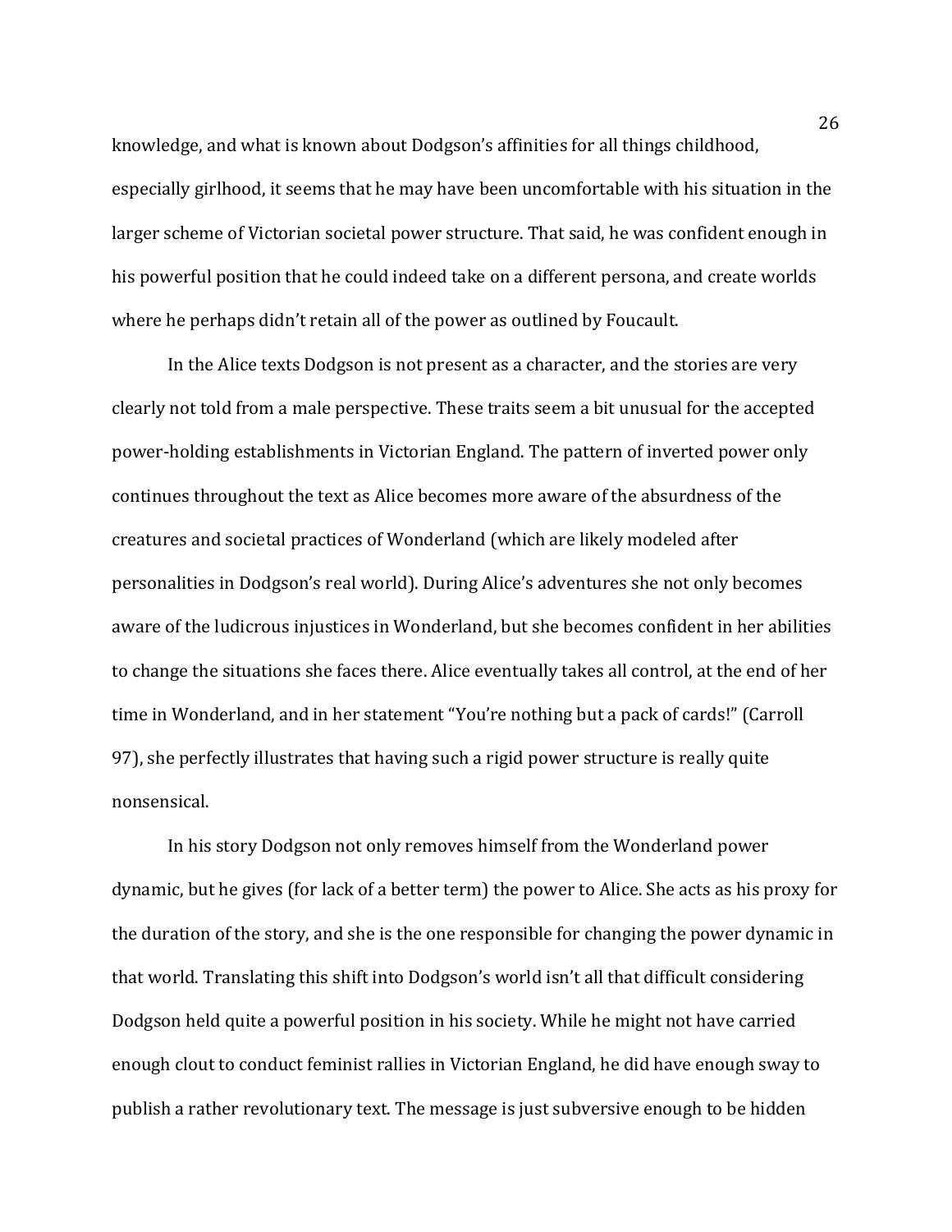knowledge, and what is known about Dodgson's affinities for all things childhood, especially girlhood, it seems that he may have been uncomfortable with his situation in the larger scheme of Victorian societal power structure. That said, he was confident enough in his powerful position that he could indeed take on a different persona, and create worlds where he perhaps didn't retain all of the power as outlined by Foucault.

In the Alice texts Dodgson is not present as a character, and the stories are very clearly not told from a male perspective. These traits seem a bit unusual for the accepted power-holding establishments in Victorian England. The pattern of inverted power only continues throughout the text as Alice becomes more aware of the absurdness of the creatures and societal practices of Wonderland (which are likely modeled after personalities in Dodgson's real world). During Alice's adventures she not only becomes aware of the ludicrous injustices in Wonderland, but she becomes confident in her abilities to change the situations she faces there. Alice eventually takes all control, at the end of her time in Wonderland, and in her statement "You're nothing but a pack of cards!" (Carroll 97), she perfectly illustrates that having such a rigid power structure is really quite nonsensical.

In his story Dodgson not only removes himself from the Wonderland power dynamic, but he gives (for lack of a better term) the power to Alice. She acts as his proxy for the duration of the story, and she is the one responsible for changing the power dynamic in that world. Translating this shift into Dodgson's world isn't all that difficult considering Dodgson held quite a powerful position in his society. While he might not have carried enough clout to conduct feminist rallies in Victorian England, he did have enough sway to publish a rather revolutionary text. The message is just subversive enough to be hidden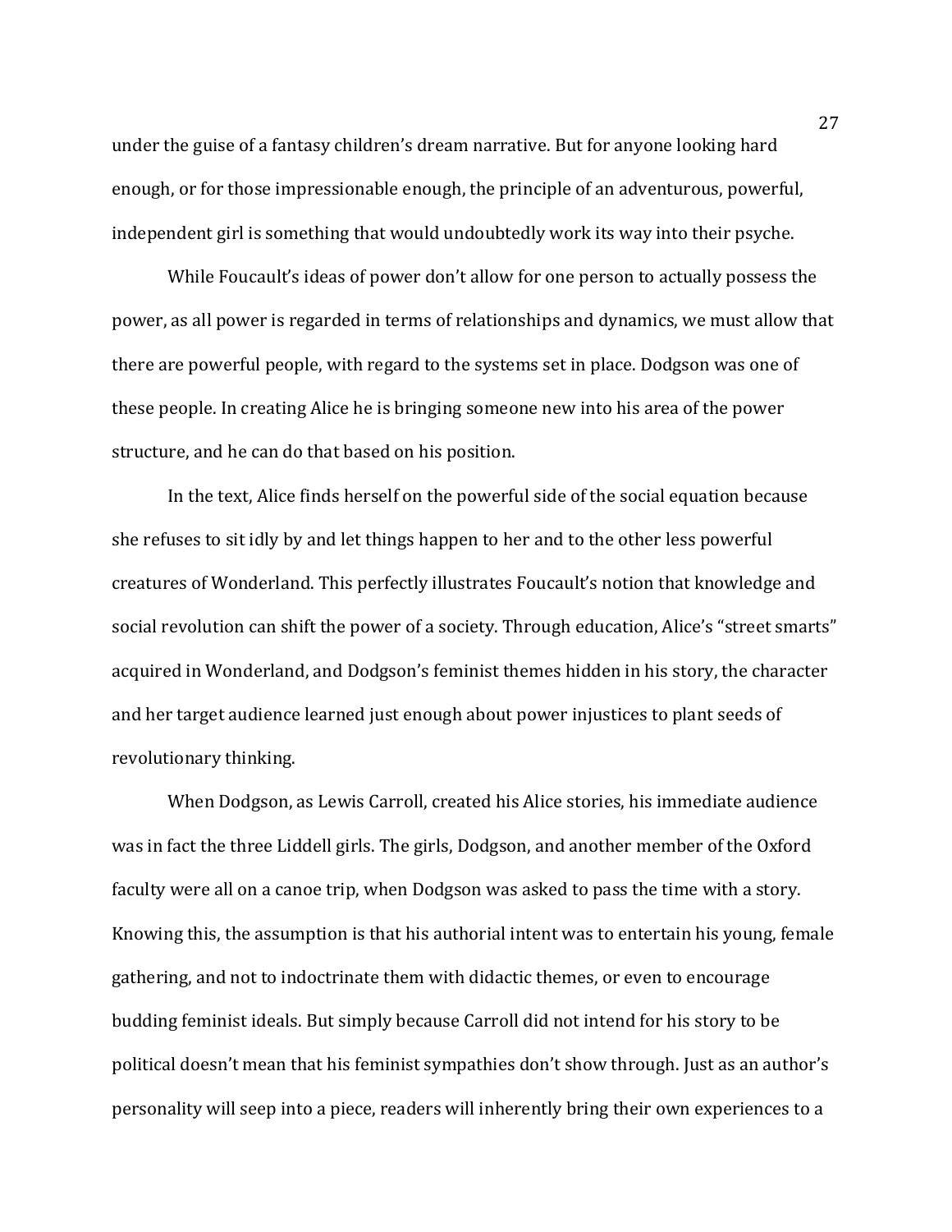under the guise of a fantasy children's dream narrative. But for anyone looking hard enough, or for those impressionable enough, the principle of an adventurous, powerful, independent girl is something that would undoubtedly work its way into their psyche.

While Foucault's ideas of power don't allow for one person to actually possess the power, as all power is regarded in terms of relationships and dynamics, we must allow that there are powerful people, with regard to the systems set in place. Dodgson was one of these people. In creating Alice he is bringing someone new into his area of the power structure, and he can do that based on his position.

In the text, Alice finds herself on the powerful side of the social equation because she refuses to sit idly by and let things happen to her and to the other less powerful creatures of Wonderland. This perfectly illustrates Foucault's notion that knowledge and social revolution can shift the power of a society. Through education, Alice's "street smarts" acquired in Wonderland, and Dodgson's feminist themes hidden in his story, the character and her target audience learned just enough about power injustices to plant seeds of revolutionary thinking.

When Dodgson, as Lewis Carroll, created his Alice stories, his immediate audience was in fact the three Liddell girls. The girls, Dodgson, and another member of the Oxford faculty were all on a canoe trip, when Dodgson was asked to pass the time with a story. Knowing this, the assumption is that his authorial intent was to entertain his young, female gathering, and not to indoctrinate them with didactic themes, or even to encourage budding feminist ideals. But simply because Carroll did not intend for his story to be political doesn't mean that his feminist sympathies don't show through. Just as an author's personality will seep into a piece, readers will inherently bring their own experiences to a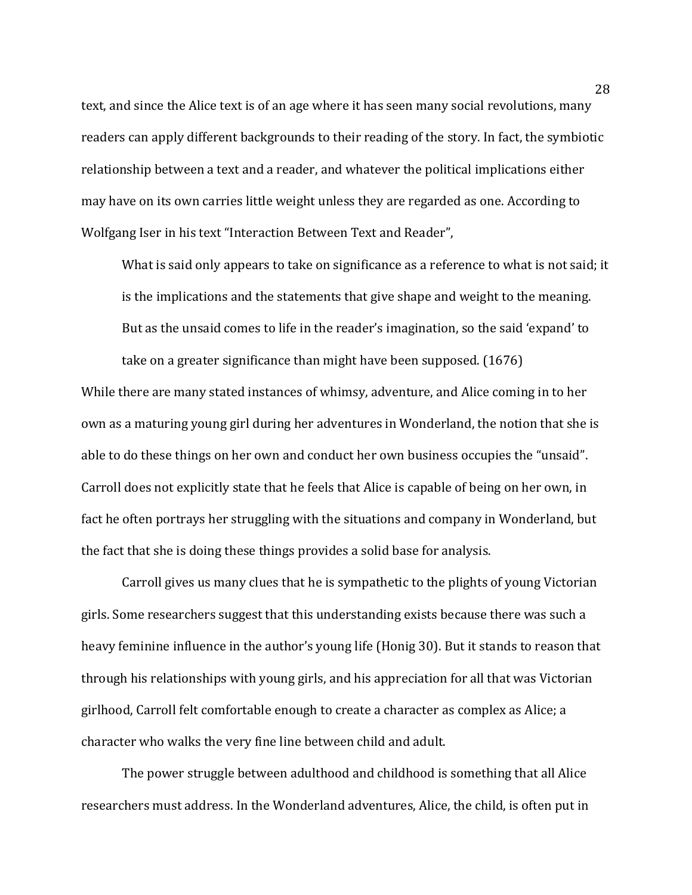text, and since the Alice text is of an age where it has seen many social revolutions, many readers can apply different backgrounds to their reading of the story. In fact, the symbiotic relationship between a text and a reader, and whatever the political implications either may have on its own carries little weight unless they are regarded as one. According to Wolfgang Iser in his text "Interaction Between Text and Reader",

> What is said only appears to take on significance as a reference to what is not said; it is the implications and the statements that give shape and weight to the meaning. But as the unsaid comes to life in the reader's imagination, so the said 'expand' to take on a greater significance than might have been supposed. (1676)

While there are many stated instances of whimsy, adventure, and Alice coming in to her own as a maturing young girl during her adventures in Wonderland, the notion that she is able to do these things on her own and conduct her own business occupies the "unsaid". Carroll does not explicitly state that he feels that Alice is capable of being on her own, in fact he often portrays her struggling with the situations and company in Wonderland, but the fact that she is doing these things provides a solid base for analysis.

Carroll gives us many clues that he is sympathetic to the plights of young Victorian girls. Some researchers suggest that this understanding exists because there was such a heavy feminine influence in the author's young life (Honig 30). But it stands to reason that through his relationships with young girls, and his appreciation for all that was Victorian girlhood, Carroll felt comfortable enough to create a character as complex as Alice; a character who walks the very fine line between child and adult.

The power struggle between adulthood and childhood is something that all Alice researchers must address. In the Wonderland adventures, Alice, the child, is often put in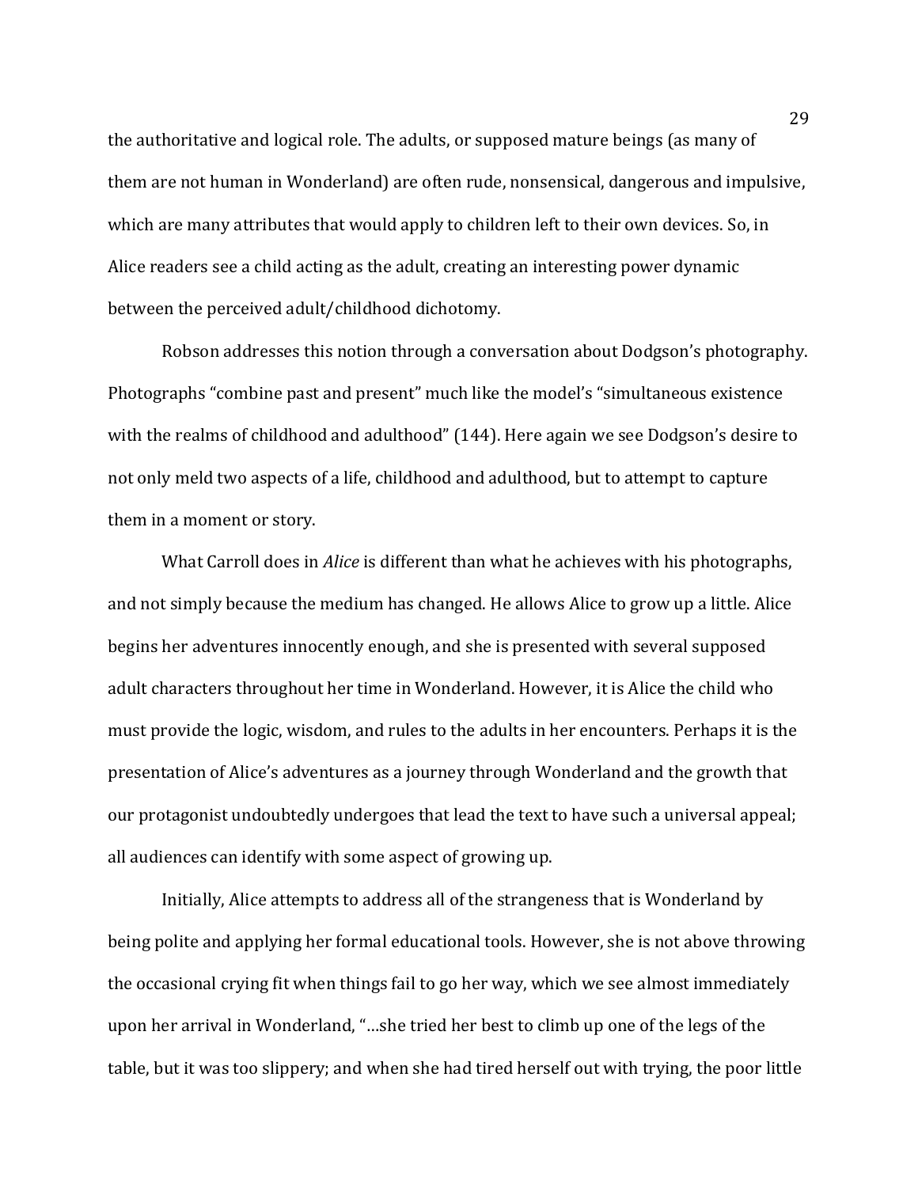the authoritative and logical role. The adults, or supposed mature beings (as many of them are not human in Wonderland) are often rude, nonsensical, dangerous and impulsive, which are many attributes that would apply to children left to their own devices. So, in Alice readers see a child acting as the adult, creating an interesting power dynamic between the perceived adult/childhood dichotomy.

Robson addresses this notion through a conversation about Dodgson's photography. Photographs "combine past and present" much like the model's "simultaneous existence with the realms of childhood and adulthood" (144). Here again we see Dodgson's desire to not only meld two aspects of a life, childhood and adulthood, but to attempt to capture them in a moment or story.

What Carroll does in *Alice* is different than what he achieves with his photographs, and not simply because the medium has changed. He allows Alice to grow up a little. Alice begins her adventures innocently enough, and she is presented with several supposed adult characters throughout her time in Wonderland. However, it is Alice the child who must provide the logic, wisdom, and rules to the adults in her encounters. Perhaps it is the presentation of Alice's adventures as a journey through Wonderland and the growth that our protagonist undoubtedly undergoes that lead the text to have such a universal appeal; all audiences can identify with some aspect of growing up.

Initially, Alice attempts to address all of the strangeness that is Wonderland by being polite and applying her formal educational tools. However, she is not above throwing the occasional crying fit when things fail to go her way, which we see almost immediately upon her arrival in Wonderland, "…she tried her best to climb up one of the legs of the table, but it was too slippery; and when she had tired herself out with trying, the poor little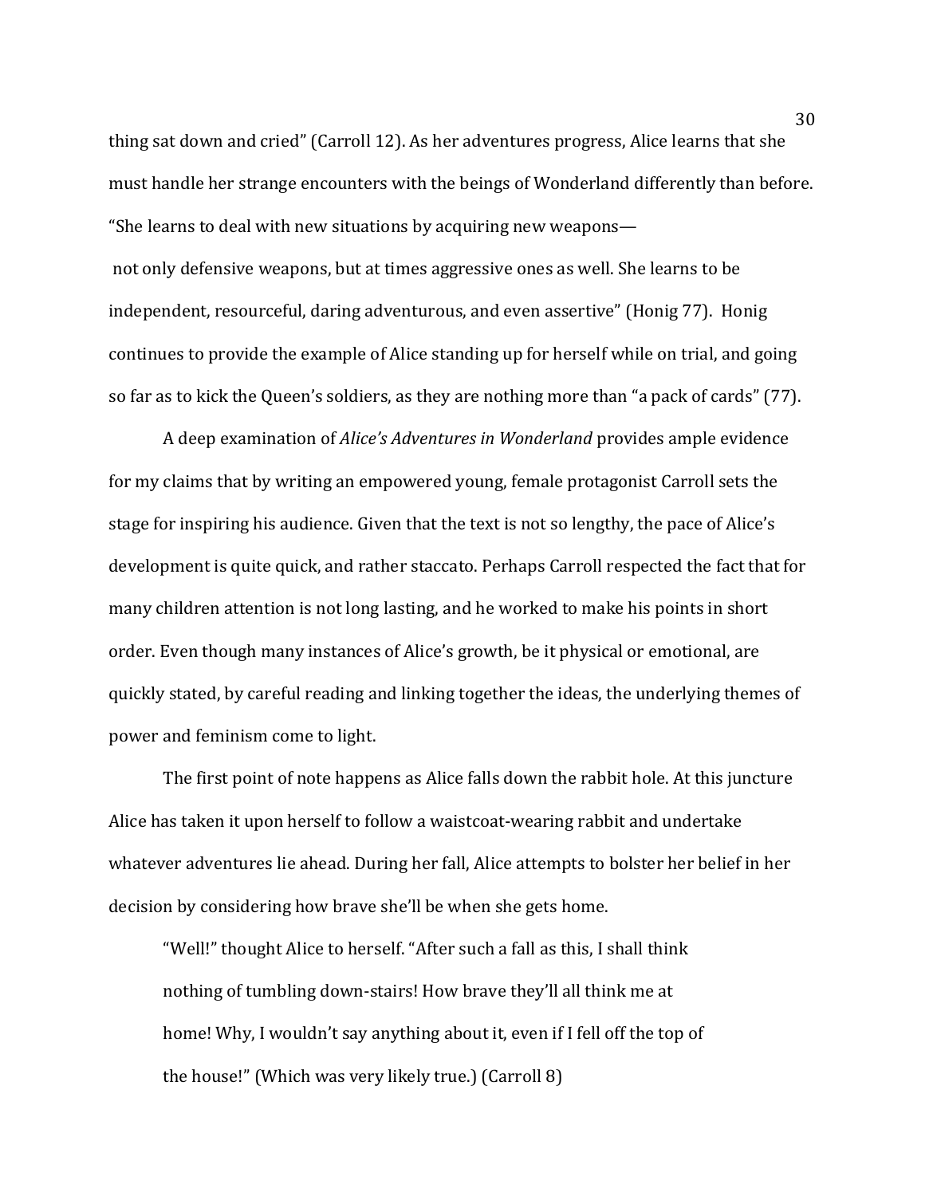thing sat down and cried" (Carroll 12). As her adventures progress, Alice learns that she must handle her strange encounters with the beings of Wonderland differently than before. "She learns to deal with new situations by acquiring new weapons— not only defensive weapons, but at times aggressive ones as well. She learns to be independent, resourceful, daring adventurous, and even assertive" (Honig 77). Honig continues to provide the example of Alice standing up for herself while on trial, and going so far as to kick the Queen's soldiers, as they are nothing more than "a pack of cards" (77).

A deep examination of *Alice's Adventures in Wonderland* provides ample evidence for my claims that by writing an empowered young, female protagonist Carroll sets the stage for inspiring his audience. Given that the text is not so lengthy, the pace of Alice's development is quite quick, and rather staccato. Perhaps Carroll respected the fact that for many children attention is not long lasting, and he worked to make his points in short order. Even though many instances of Alice's growth, be it physical or emotional, are quickly stated, by careful reading and linking together the ideas, the underlying themes of power and feminism come to light.

The first point of note happens as Alice falls down the rabbit hole. At this juncture Alice has taken it upon herself to follow a waistcoat-wearing rabbit and undertake whatever adventures lie ahead. During her fall, Alice attempts to bolster her belief in her decision by considering how brave she'll be when she gets home.

> "Well!" thought Alice to herself. "After such a fall as this, I shall think nothing of tumbling down-stairs! How brave they'll all think me at home! Why, I wouldn't say anything about it, even if I fell off the top of the house!" (Which was very likely true.) (Carroll 8)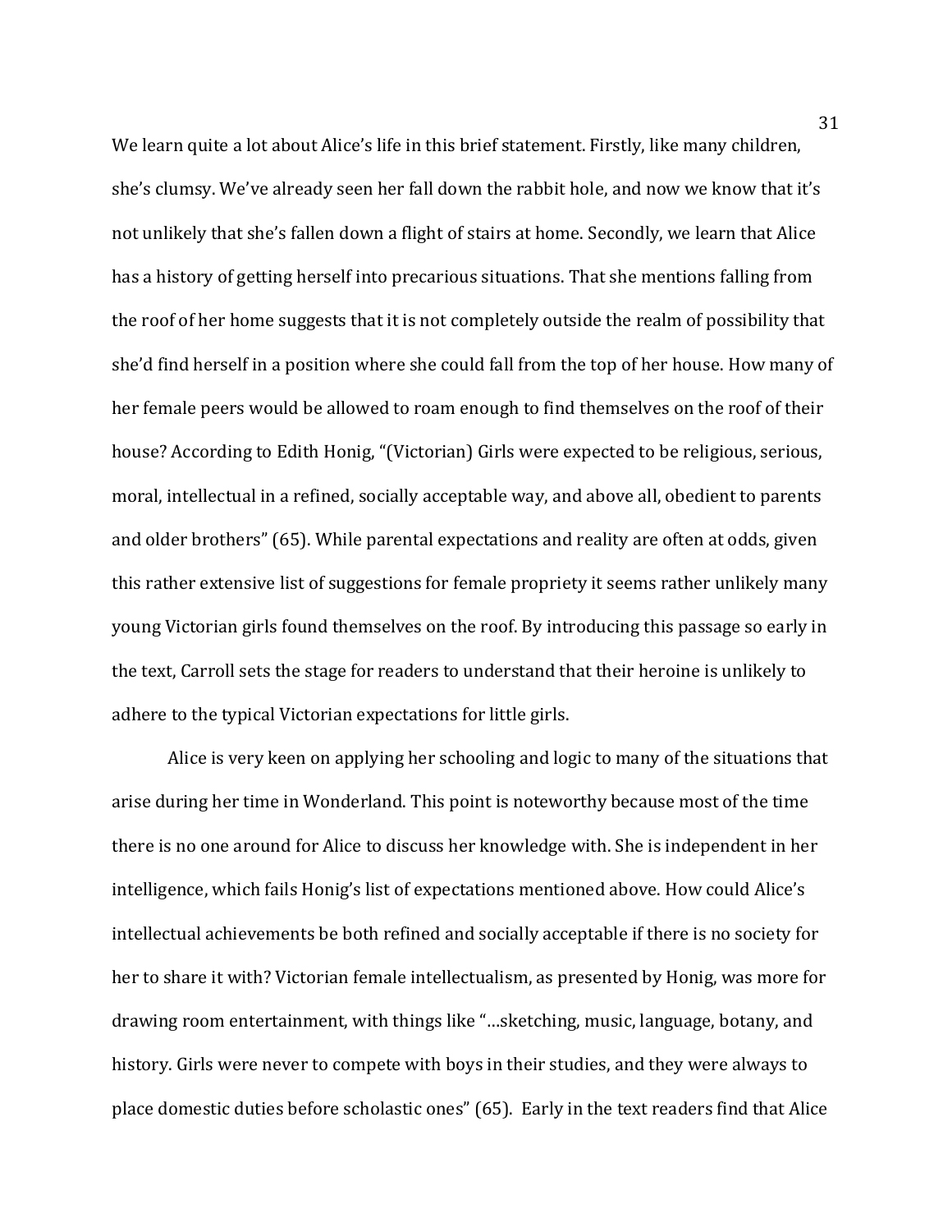We learn quite a lot about Alice's life in this brief statement. Firstly, like many children, she's clumsy. We've already seen her fall down the rabbit hole, and now we know that it's not unlikely that she's fallen down a flight of stairs at home. Secondly, we learn that Alice has a history of getting herself into precarious situations. That she mentions falling from the roof of her home suggests that it is not completely outside the realm of possibility that she'd find herself in a position where she could fall from the top of her house. How many of her female peers would be allowed to roam enough to find themselves on the roof of their house? According to Edith Honig, "(Victorian) Girls were expected to be religious, serious, moral, intellectual in a refined, socially acceptable way, and above all, obedient to parents and older brothers" (65). While parental expectations and reality are often at odds, given this rather extensive list of suggestions for female propriety it seems rather unlikely many young Victorian girls found themselves on the roof. By introducing this passage so early in the text, Carroll sets the stage for readers to understand that their heroine is unlikely to adhere to the typical Victorian expectations for little girls.

Alice is very keen on applying her schooling and logic to many of the situations that arise during her time in Wonderland. This point is noteworthy because most of the time there is no one around for Alice to discuss her knowledge with. She is independent in her intelligence, which fails Honig's list of expectations mentioned above. How could Alice's intellectual achievements be both refined and socially acceptable if there is no society for her to share it with? Victorian female intellectualism, as presented by Honig, was more for drawing room entertainment, with things like "…sketching, music, language, botany, and history. Girls were never to compete with boys in their studies, and they were always to place domestic duties before scholastic ones" (65). Early in the text readers find that Alice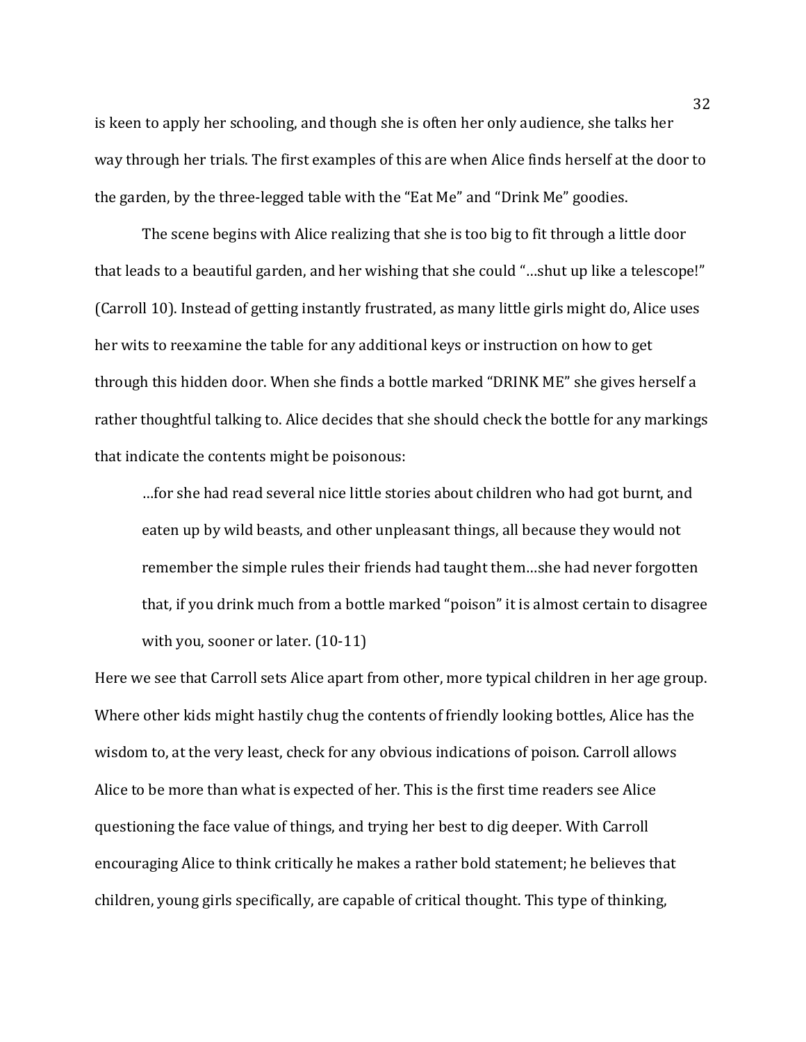is keen to apply her schooling, and though she is often her only audience, she talks her way through her trials. The first examples of this are when Alice finds herself at the door to the garden, by the three-legged table with the "Eat Me" and "Drink Me" goodies.

The scene begins with Alice realizing that she is too big to fit through a little door that leads to a beautiful garden, and her wishing that she could "…shut up like a telescope!" (Carroll 10). Instead of getting instantly frustrated, as many little girls might do, Alice uses her wits to reexamine the table for any additional keys or instruction on how to get through this hidden door. When she finds a bottle marked "DRINK ME" she gives herself a rather thoughtful talking to. Alice decides that she should check the bottle for any markings that indicate the contents might be poisonous:

> …for she had read several nice little stories about children who had got burnt, and eaten up by wild beasts, and other unpleasant things, all because they would not remember the simple rules their friends had taught them…she had never forgotten that, if you drink much from a bottle marked "poison" it is almost certain to disagree with you, sooner or later. (10-11)

Here we see that Carroll sets Alice apart from other, more typical children in her age group. Where other kids might hastily chug the contents of friendly looking bottles, Alice has the wisdom to, at the very least, check for any obvious indications of poison. Carroll allows Alice to be more than what is expected of her. This is the first time readers see Alice questioning the face value of things, and trying her best to dig deeper. With Carroll encouraging Alice to think critically he makes a rather bold statement; he believes that children, young girls specifically, are capable of critical thought. This type of thinking,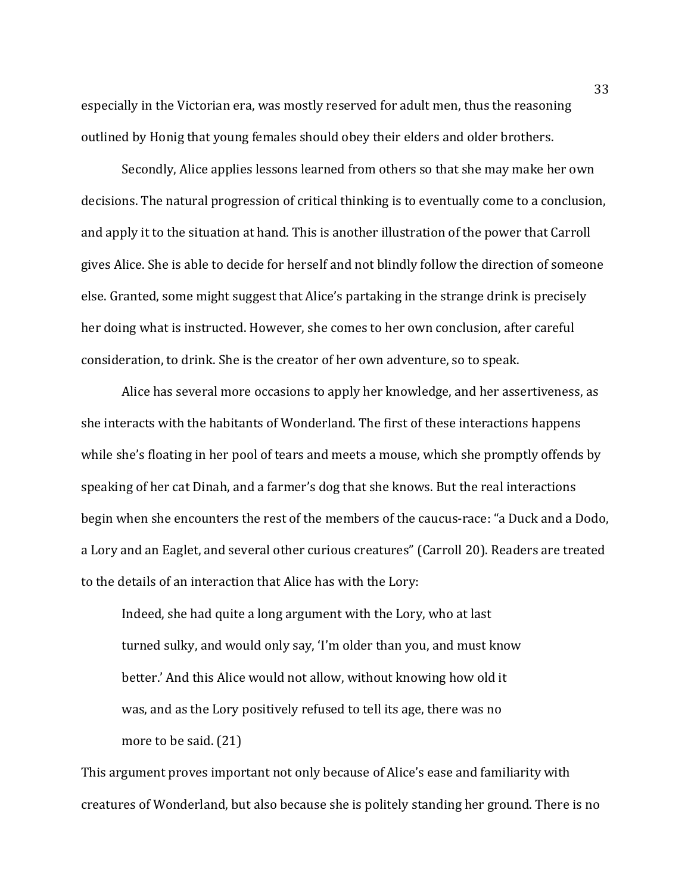especially in the Victorian era, was mostly reserved for adult men, thus the reasoning outlined by Honig that young females should obey their elders and older brothers.

Secondly, Alice applies lessons learned from others so that she may make her own decisions. The natural progression of critical thinking is to eventually come to a conclusion, and apply it to the situation at hand. This is another illustration of the power that Carroll gives Alice. She is able to decide for herself and not blindly follow the direction of someone else. Granted, some might suggest that Alice's partaking in the strange drink is precisely her doing what is instructed. However, she comes to her own conclusion, after careful consideration, to drink. She is the creator of her own adventure, so to speak.

Alice has several more occasions to apply her knowledge, and her assertiveness, as she interacts with the habitants of Wonderland. The first of these interactions happens while she's floating in her pool of tears and meets a mouse, which she promptly offends by speaking of her cat Dinah, and a farmer's dog that she knows. But the real interactions begin when she encounters the rest of the members of the caucus-race: "a Duck and a Dodo, a Lory and an Eaglet, and several other curious creatures" (Carroll 20). Readers are treated to the details of an interaction that Alice has with the Lory:

> Indeed, she had quite a long argument with the Lory, who at last turned sulky, and would only say, 'I'm older than you, and must know better.' And this Alice would not allow, without knowing how old it was, and as the Lory positively refused to tell its age, there was no more to be said. (21)

This argument proves important not only because of Alice's ease and familiarity with creatures of Wonderland, but also because she is politely standing her ground. There is no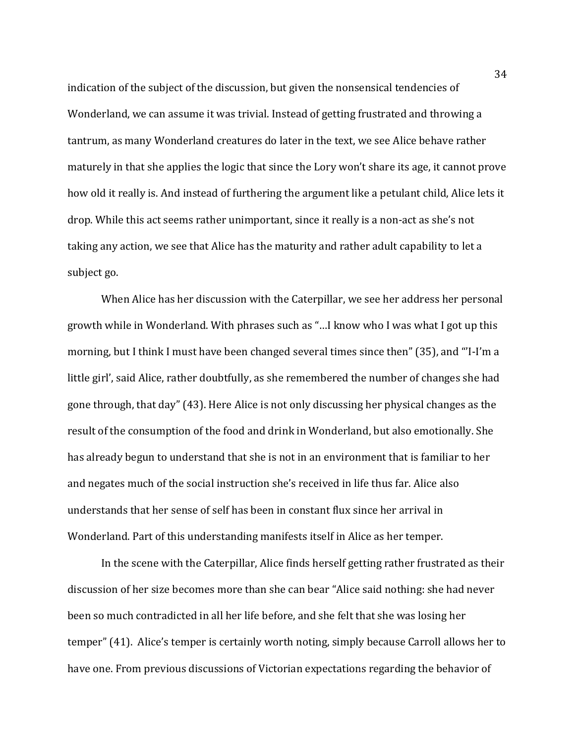indication of the subject of the discussion, but given the nonsensical tendencies of Wonderland, we can assume it was trivial. Instead of getting frustrated and throwing a tantrum, as many Wonderland creatures do later in the text, we see Alice behave rather maturely in that she applies the logic that since the Lory won't share its age, it cannot prove how old it really is. And instead of furthering the argument like a petulant child, Alice lets it drop. While this act seems rather unimportant, since it really is a non-act as she's not taking any action, we see that Alice has the maturity and rather adult capability to let a subject go.

When Alice has her discussion with the Caterpillar, we see her address her personal growth while in Wonderland. With phrases such as "…I know who I was what I got up this morning, but I think I must have been changed several times since then" (35), and "'I-I'm a little girl', said Alice, rather doubtfully, as she remembered the number of changes she had gone through, that day" (43). Here Alice is not only discussing her physical changes as the result of the consumption of the food and drink in Wonderland, but also emotionally. She has already begun to understand that she is not in an environment that is familiar to her and negates much of the social instruction she's received in life thus far. Alice also understands that her sense of self has been in constant flux since her arrival in Wonderland. Part of this understanding manifests itself in Alice as her temper.

In the scene with the Caterpillar, Alice finds herself getting rather frustrated as their discussion of her size becomes more than she can bear "Alice said nothing: she had never been so much contradicted in all her life before, and she felt that she was losing her temper" (41). Alice's temper is certainly worth noting, simply because Carroll allows her to have one. From previous discussions of Victorian expectations regarding the behavior of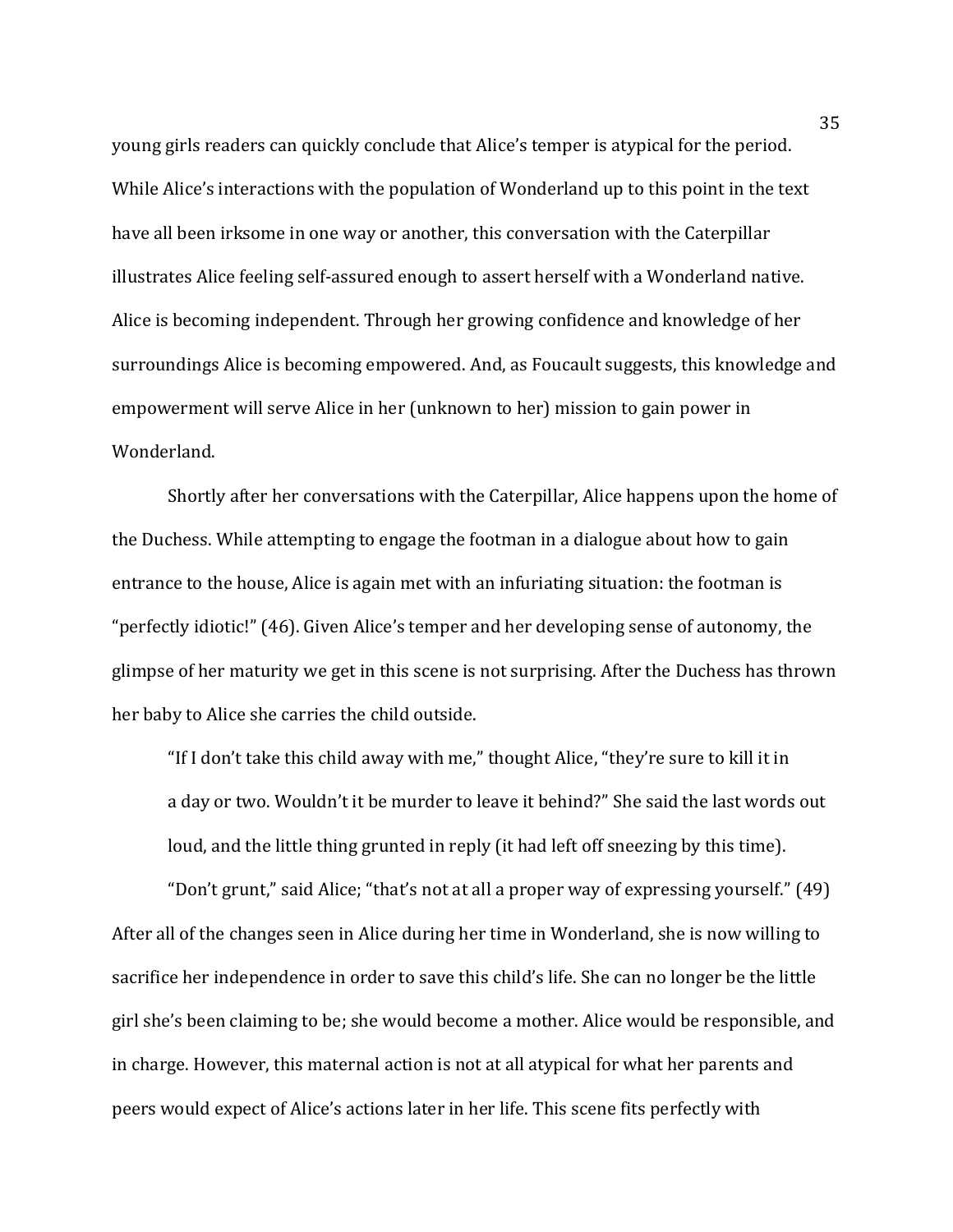young girls readers can quickly conclude that Alice's temper is atypical for the period. While Alice's interactions with the population of Wonderland up to this point in the text have all been irksome in one way or another, this conversation with the Caterpillar illustrates Alice feeling self-assured enough to assert herself with a Wonderland native. Alice is becoming independent. Through her growing confidence and knowledge of her surroundings Alice is becoming empowered. And, as Foucault suggests, this knowledge and empowerment will serve Alice in her (unknown to her) mission to gain power in Wonderland.

Shortly after her conversations with the Caterpillar, Alice happens upon the home of the Duchess. While attempting to engage the footman in a dialogue about how to gain entrance to the house, Alice is again met with an infuriating situation: the footman is "perfectly idiotic!" (46). Given Alice's temper and her developing sense of autonomy, the glimpse of her maturity we get in this scene is not surprising. After the Duchess has thrown her baby to Alice she carries the child outside.

> "If I don't take this child away with me," thought Alice, "they're sure to kill it in a day or two. Wouldn't it be murder to leave it behind?" She said the last words out loud, and the little thing grunted in reply (it had left off sneezing by this time).
>
> "Don't grunt," said Alice; "that's not at all a proper way of expressing yourself." (49)

After all of the changes seen in Alice during her time in Wonderland, she is now willing to sacrifice her independence in order to save this child's life. She can no longer be the little girl she's been claiming to be; she would become a mother. Alice would be responsible, and in charge. However, this maternal action is not at all atypical for what her parents and peers would expect of Alice's actions later in her life. This scene fits perfectly with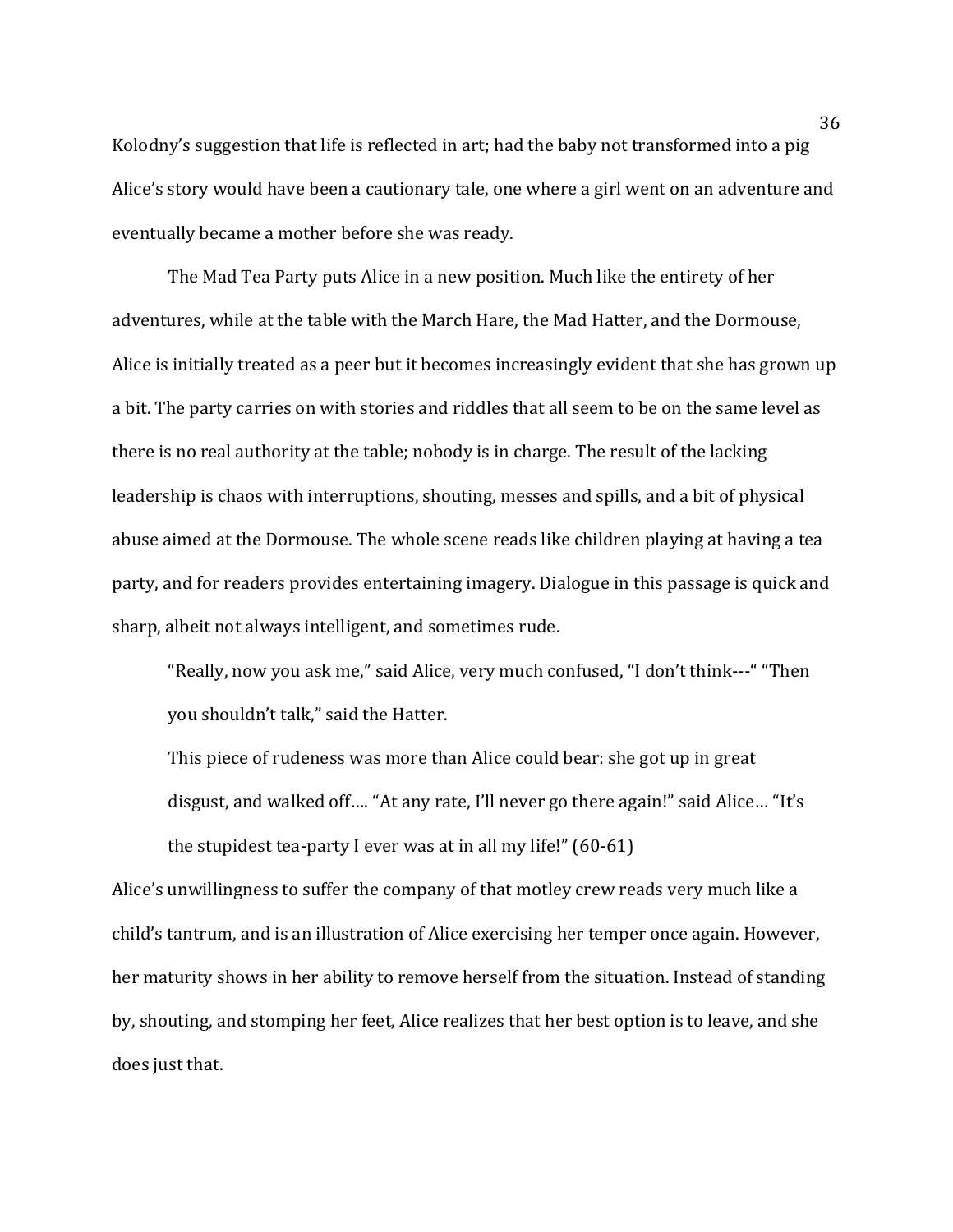Kolodny's suggestion that life is reflected in art; had the baby not transformed into a pig Alice's story would have been a cautionary tale, one where a girl went on an adventure and eventually became a mother before she was ready.

The Mad Tea Party puts Alice in a new position. Much like the entirety of her adventures, while at the table with the March Hare, the Mad Hatter, and the Dormouse, Alice is initially treated as a peer but it becomes increasingly evident that she has grown up a bit. The party carries on with stories and riddles that all seem to be on the same level as there is no real authority at the table; nobody is in charge. The result of the lacking leadership is chaos with interruptions, shouting, messes and spills, and a bit of physical abuse aimed at the Dormouse. The whole scene reads like children playing at having a tea party, and for readers provides entertaining imagery. Dialogue in this passage is quick and sharp, albeit not always intelligent, and sometimes rude.

> "Really, now you ask me," said Alice, very much confused, "I don't think---" "Then you shouldn't talk," said the Hatter.
>
> This piece of rudeness was more than Alice could bear: she got up in great disgust, and walked off…. "At any rate, I'll never go there again!" said Alice… "It's the stupidest tea-party I ever was at in all my life!" (60-61)

Alice's unwillingness to suffer the company of that motley crew reads very much like a child's tantrum, and is an illustration of Alice exercising her temper once again. However, her maturity shows in her ability to remove herself from the situation. Instead of standing by, shouting, and stomping her feet, Alice realizes that her best option is to leave, and she does just that.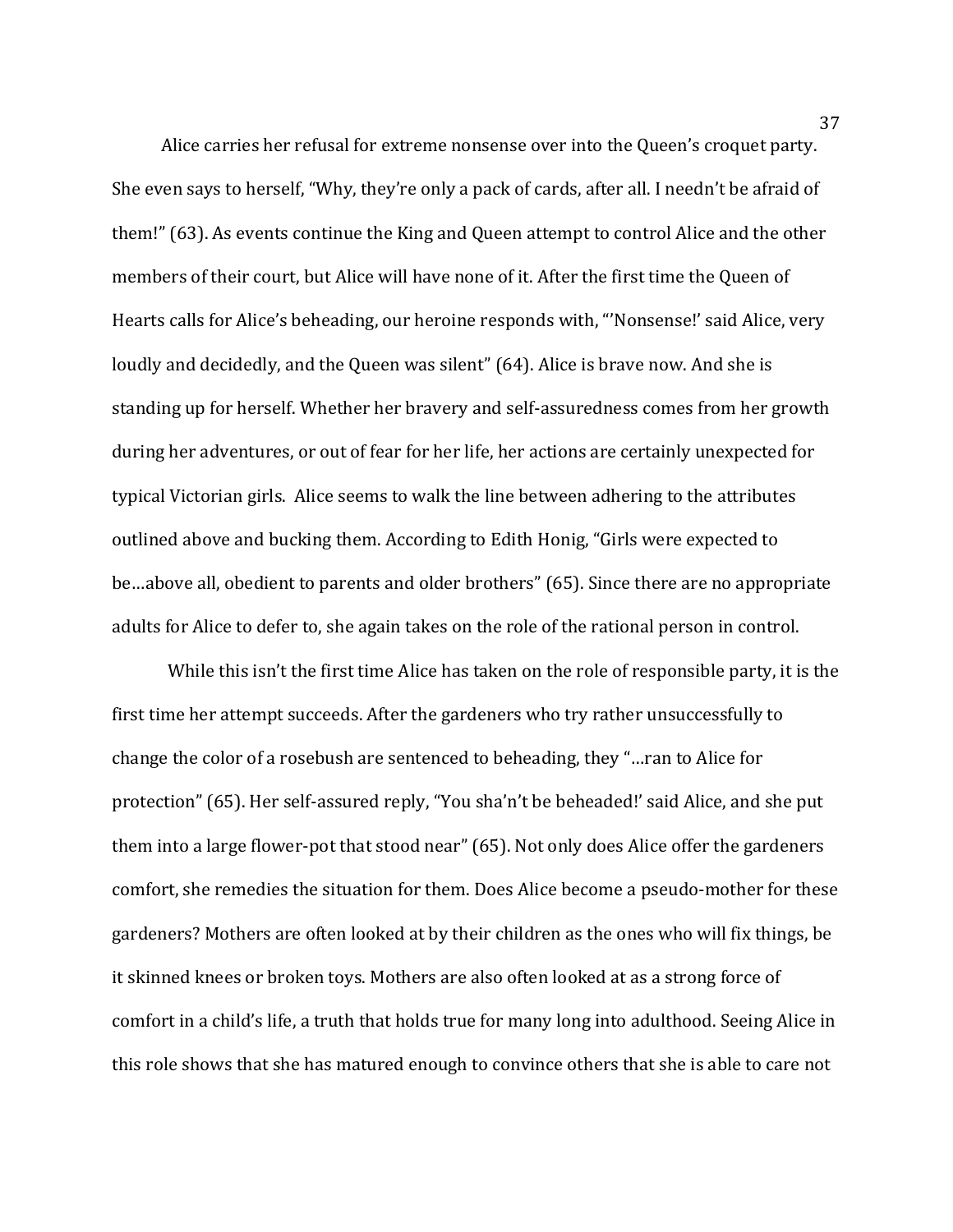Alice carries her refusal for extreme nonsense over into the Queen's croquet party. She even says to herself, "Why, they're only a pack of cards, after all. I needn't be afraid of them!" (63). As events continue the King and Queen attempt to control Alice and the other members of their court, but Alice will have none of it. After the first time the Queen of Hearts calls for Alice's beheading, our heroine responds with, "'Nonsense!' said Alice, very loudly and decidedly, and the Queen was silent" (64). Alice is brave now. And she is standing up for herself. Whether her bravery and self-assuredness comes from her growth during her adventures, or out of fear for her life, her actions are certainly unexpected for typical Victorian girls. Alice seems to walk the line between adhering to the attributes outlined above and bucking them. According to Edith Honig, "Girls were expected to be…above all, obedient to parents and older brothers" (65). Since there are no appropriate adults for Alice to defer to, she again takes on the role of the rational person in control.

While this isn't the first time Alice has taken on the role of responsible party, it is the first time her attempt succeeds. After the gardeners who try rather unsuccessfully to change the color of a rosebush are sentenced to beheading, they "…ran to Alice for protection" (65). Her self-assured reply, "You sha'n't be beheaded!' said Alice, and she put them into a large flower-pot that stood near" (65). Not only does Alice offer the gardeners comfort, she remedies the situation for them. Does Alice become a pseudo-mother for these gardeners? Mothers are often looked at by their children as the ones who will fix things, be it skinned knees or broken toys. Mothers are also often looked at as a strong force of comfort in a child's life, a truth that holds true for many long into adulthood. Seeing Alice in this role shows that she has matured enough to convince others that she is able to care not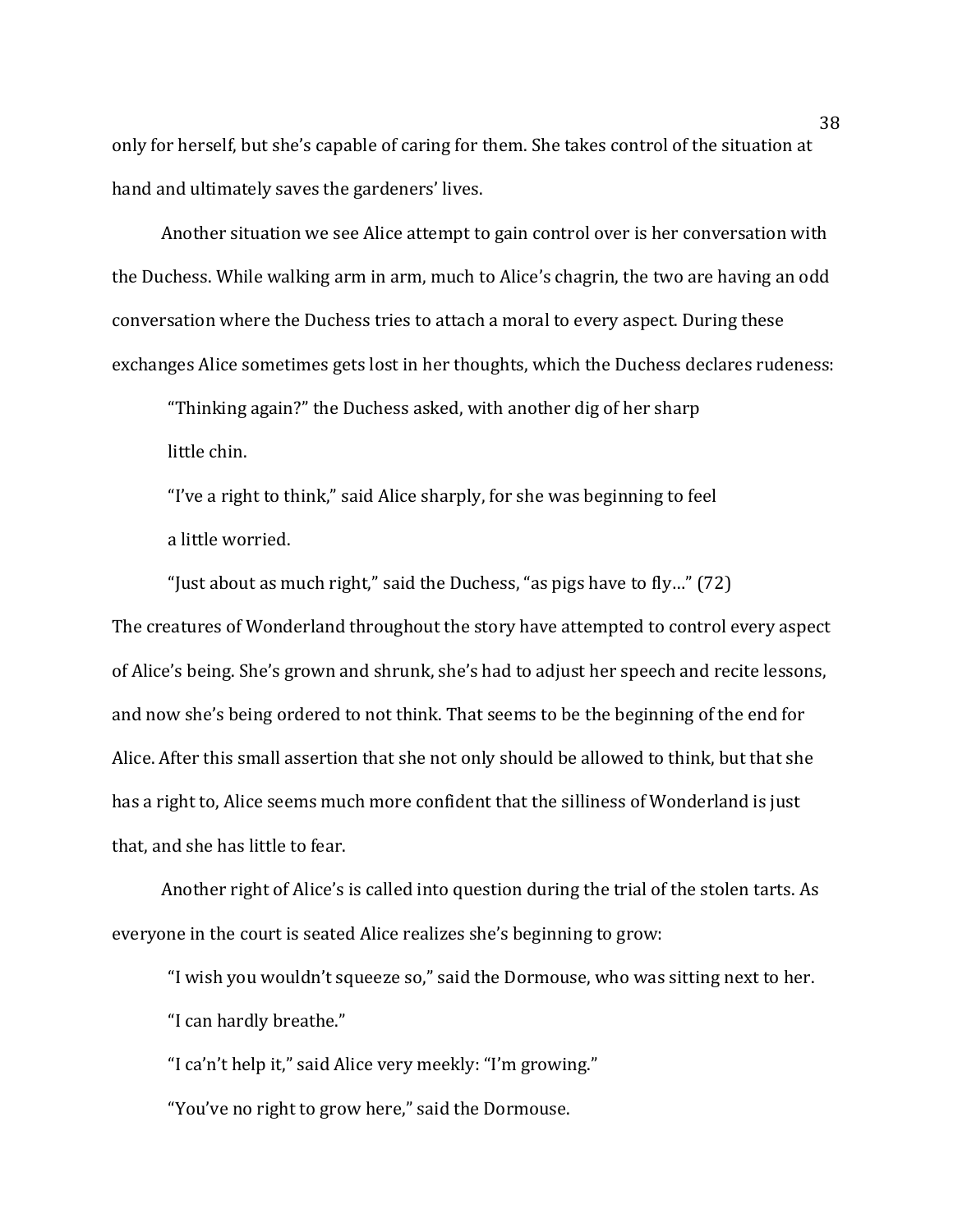only for herself, but she's capable of caring for them. She takes control of the situation at hand and ultimately saves the gardeners' lives.

Another situation we see Alice attempt to gain control over is her conversation with the Duchess. While walking arm in arm, much to Alice's chagrin, the two are having an odd conversation where the Duchess tries to attach a moral to every aspect. During these exchanges Alice sometimes gets lost in her thoughts, which the Duchess declares rudeness:

> "Thinking again?" the Duchess asked, with another dig of her sharp little chin.
>
> "I've a right to think," said Alice sharply, for she was beginning to feel a little worried.
>
> "Just about as much right," said the Duchess, "as pigs have to fly…" (72)

The creatures of Wonderland throughout the story have attempted to control every aspect of Alice's being. She's grown and shrunk, she's had to adjust her speech and recite lessons, and now she's being ordered to not think. That seems to be the beginning of the end for Alice. After this small assertion that she not only should be allowed to think, but that she has a right to, Alice seems much more confident that the silliness of Wonderland is just that, and she has little to fear.

Another right of Alice's is called into question during the trial of the stolen tarts. As everyone in the court is seated Alice realizes she's beginning to grow:

> "I wish you wouldn't squeeze so," said the Dormouse, who was sitting next to her. "I can hardly breathe."
>
> "I ca'n't help it," said Alice very meekly: "I'm growing."
>
> "You've no right to grow here," said the Dormouse.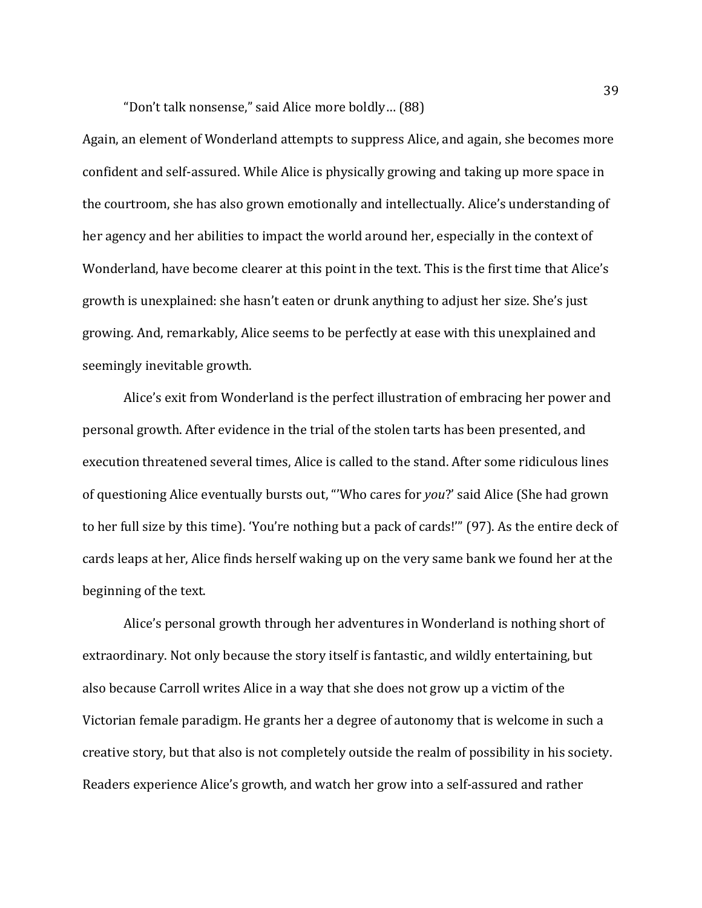"Don't talk nonsense," said Alice more boldly… (88)

Again, an element of Wonderland attempts to suppress Alice, and again, she becomes more confident and self-assured. While Alice is physically growing and taking up more space in the courtroom, she has also grown emotionally and intellectually. Alice's understanding of her agency and her abilities to impact the world around her, especially in the context of Wonderland, have become clearer at this point in the text. This is the first time that Alice's growth is unexplained: she hasn't eaten or drunk anything to adjust her size. She's just growing. And, remarkably, Alice seems to be perfectly at ease with this unexplained and seemingly inevitable growth.

Alice's exit from Wonderland is the perfect illustration of embracing her power and personal growth. After evidence in the trial of the stolen tarts has been presented, and execution threatened several times, Alice is called to the stand. After some ridiculous lines of questioning Alice eventually bursts out, "'Who cares for *you*?' said Alice (She had grown to her full size by this time). 'You're nothing but a pack of cards!'" (97). As the entire deck of cards leaps at her, Alice finds herself waking up on the very same bank we found her at the beginning of the text.

Alice's personal growth through her adventures in Wonderland is nothing short of extraordinary. Not only because the story itself is fantastic, and wildly entertaining, but also because Carroll writes Alice in a way that she does not grow up a victim of the Victorian female paradigm. He grants her a degree of autonomy that is welcome in such a creative story, but that also is not completely outside the realm of possibility in his society. Readers experience Alice's growth, and watch her grow into a self-assured and rather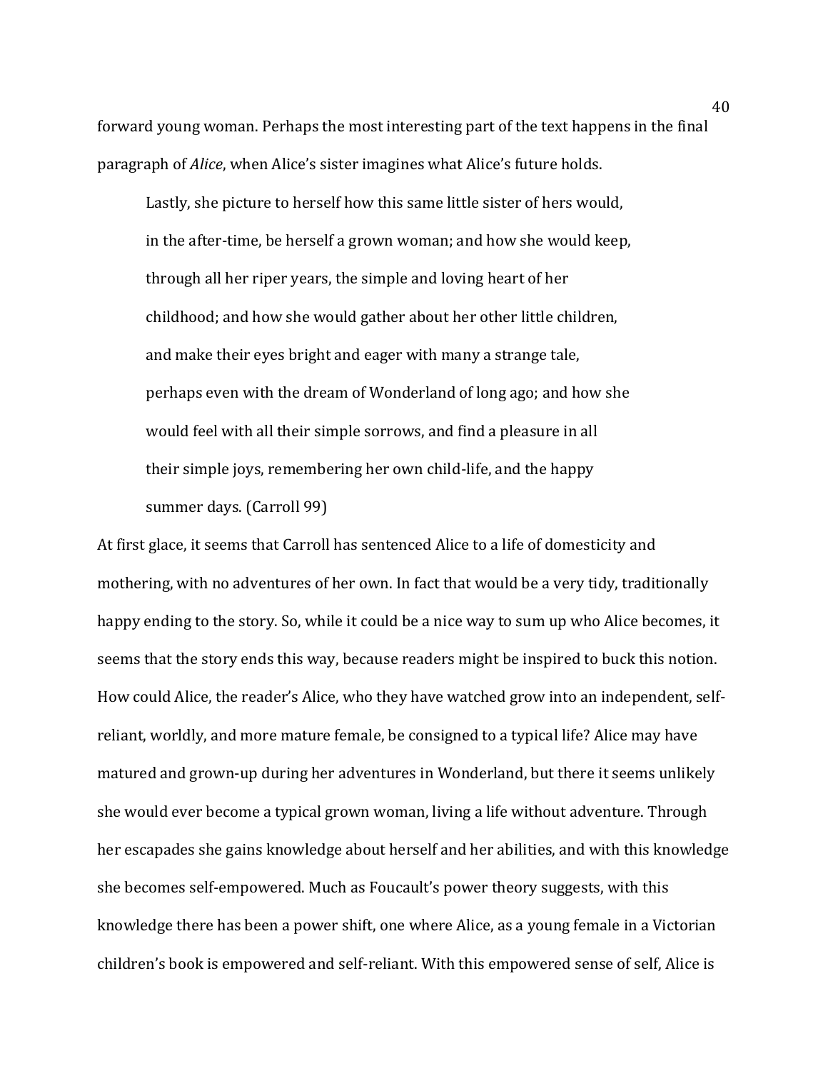forward young woman. Perhaps the most interesting part of the text happens in the final paragraph of *Alice*, when Alice's sister imagines what Alice's future holds.

> Lastly, she picture to herself how this same little sister of hers would, in the after-time, be herself a grown woman; and how she would keep, through all her riper years, the simple and loving heart of her childhood; and how she would gather about her other little children, and make their eyes bright and eager with many a strange tale, perhaps even with the dream of Wonderland of long ago; and how she would feel with all their simple sorrows, and find a pleasure in all their simple joys, remembering her own child-life, and the happy summer days. (Carroll 99)

At first glace, it seems that Carroll has sentenced Alice to a life of domesticity and mothering, with no adventures of her own. In fact that would be a very tidy, traditionally happy ending to the story. So, while it could be a nice way to sum up who Alice becomes, it seems that the story ends this way, because readers might be inspired to buck this notion. How could Alice, the reader's Alice, who they have watched grow into an independent, self-reliant, worldly, and more mature female, be consigned to a typical life? Alice may have matured and grown-up during her adventures in Wonderland, but there it seems unlikely she would ever become a typical grown woman, living a life without adventure. Through her escapades she gains knowledge about herself and her abilities, and with this knowledge she becomes self-empowered. Much as Foucault's power theory suggests, with this knowledge there has been a power shift, one where Alice, as a young female in a Victorian children's book is empowered and self-reliant. With this empowered sense of self, Alice is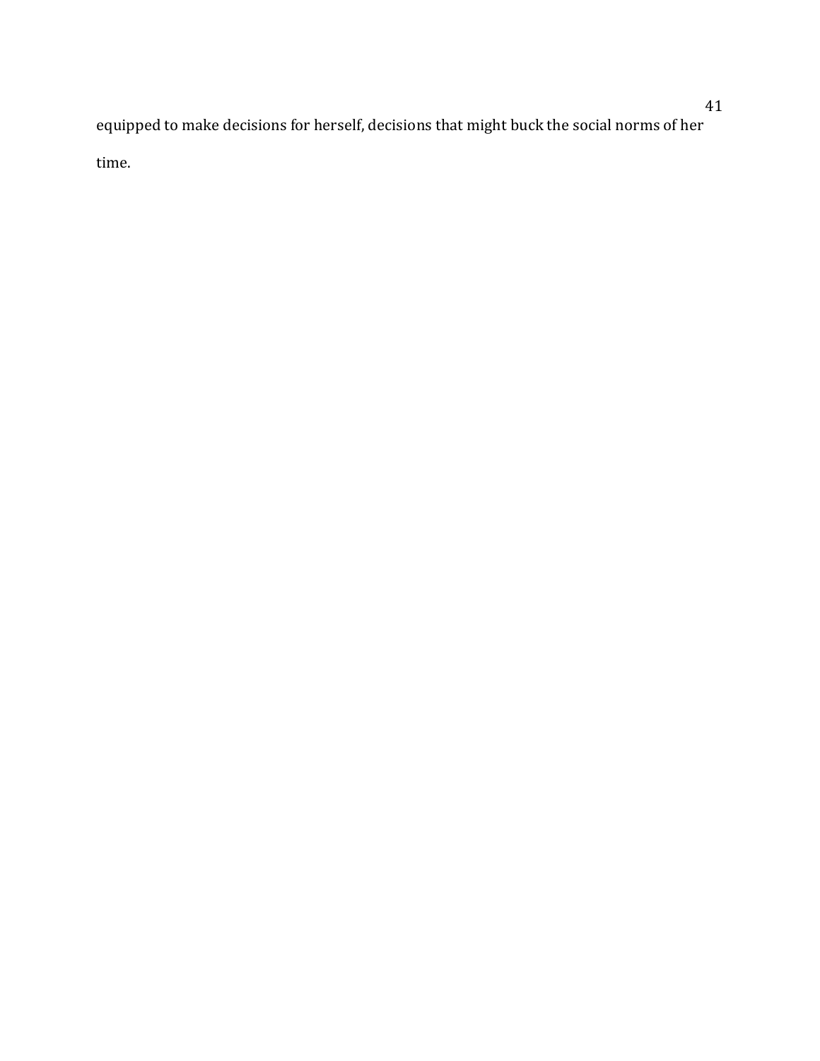equipped to make decisions for herself, decisions that might buck the social norms of her time.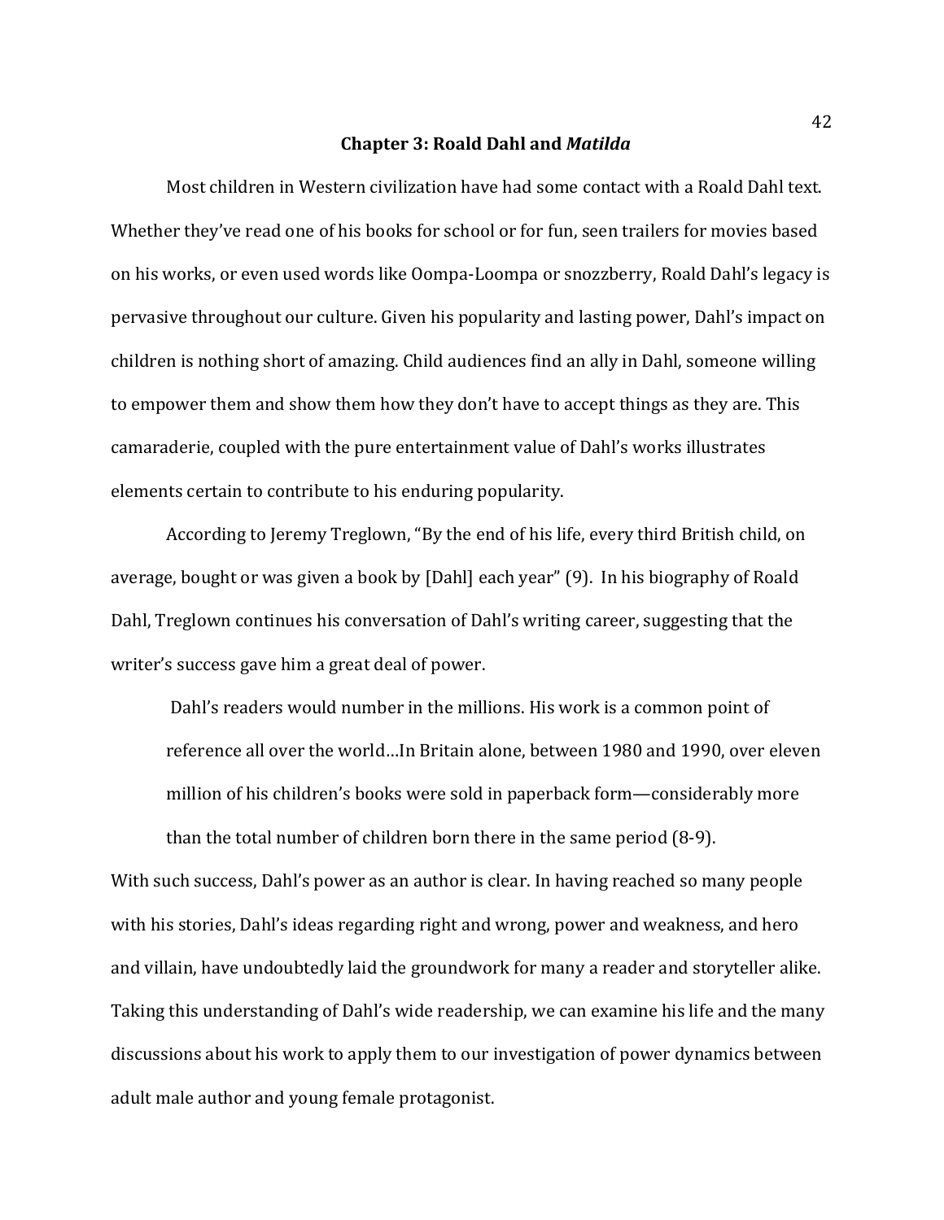# Chapter 3: Roald Dahl and *Matilda*

Most children in Western civilization have had some contact with a Roald Dahl text. Whether they've read one of his books for school or for fun, seen trailers for movies based on his works, or even used words like Oompa-Loompa or snozzberry, Roald Dahl's legacy is pervasive throughout our culture. Given his popularity and lasting power, Dahl's impact on children is nothing short of amazing. Child audiences find an ally in Dahl, someone willing to empower them and show them how they don't have to accept things as they are. This camaraderie, coupled with the pure entertainment value of Dahl's works illustrates elements certain to contribute to his enduring popularity.

According to Jeremy Treglown, "By the end of his life, every third British child, on average, bought or was given a book by [Dahl] each year" (9). In his biography of Roald Dahl, Treglown continues his conversation of Dahl's writing career, suggesting that the writer's success gave him a great deal of power.

> Dahl's readers would number in the millions. His work is a common point of reference all over the world…In Britain alone, between 1980 and 1990, over eleven million of his children's books were sold in paperback form—considerably more than the total number of children born there in the same period (8-9).

With such success, Dahl's power as an author is clear. In having reached so many people with his stories, Dahl's ideas regarding right and wrong, power and weakness, and hero and villain, have undoubtedly laid the groundwork for many a reader and storyteller alike. Taking this understanding of Dahl's wide readership, we can examine his life and the many discussions about his work to apply them to our investigation of power dynamics between adult male author and young female protagonist.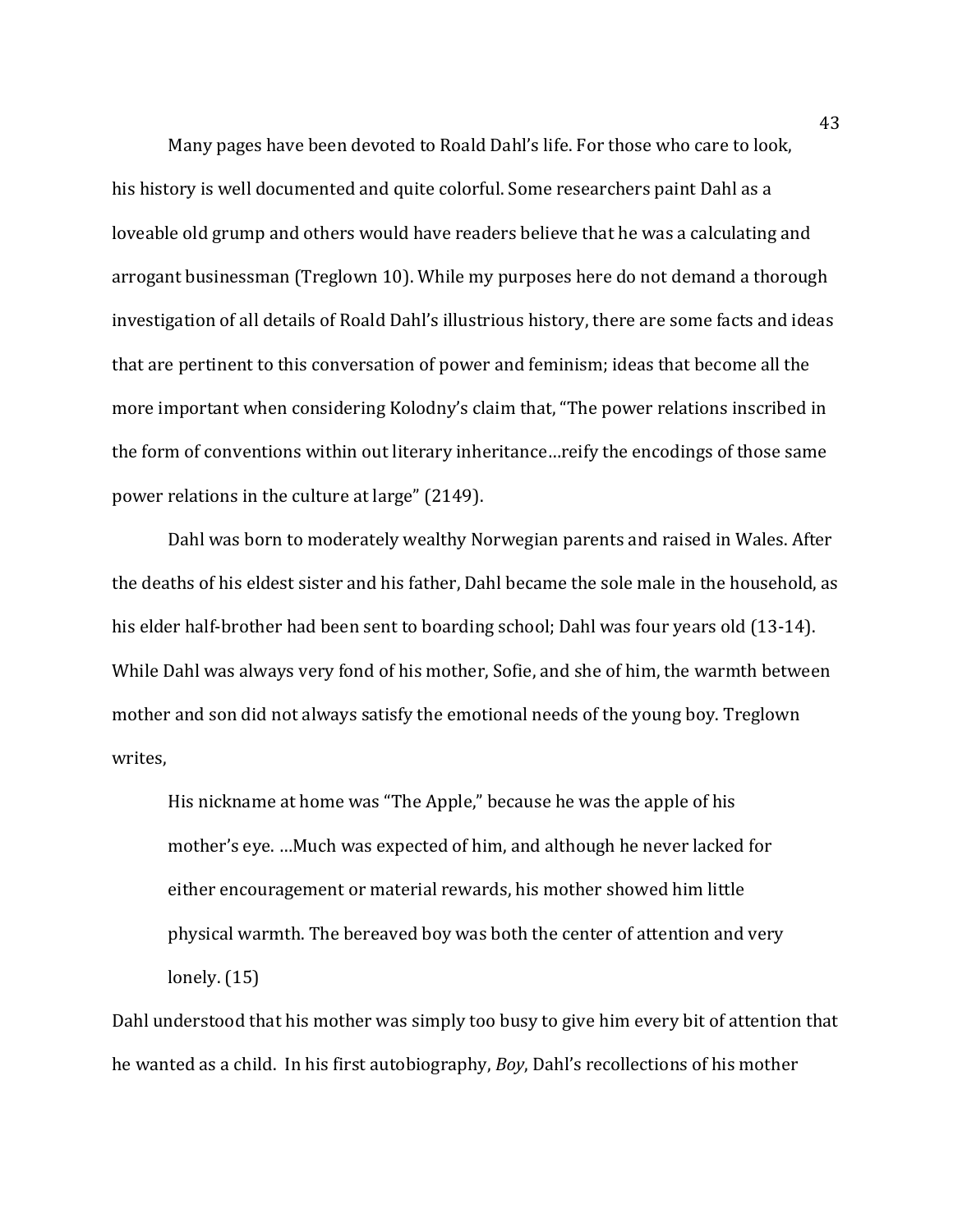Many pages have been devoted to Roald Dahl's life. For those who care to look, his history is well documented and quite colorful. Some researchers paint Dahl as a loveable old grump and others would have readers believe that he was a calculating and arrogant businessman (Treglown 10). While my purposes here do not demand a thorough investigation of all details of Roald Dahl's illustrious history, there are some facts and ideas that are pertinent to this conversation of power and feminism; ideas that become all the more important when considering Kolodny's claim that, "The power relations inscribed in the form of conventions within out literary inheritance…reify the encodings of those same power relations in the culture at large" (2149).

Dahl was born to moderately wealthy Norwegian parents and raised in Wales. After the deaths of his eldest sister and his father, Dahl became the sole male in the household, as his elder half-brother had been sent to boarding school; Dahl was four years old (13-14). While Dahl was always very fond of his mother, Sofie, and she of him, the warmth between mother and son did not always satisfy the emotional needs of the young boy. Treglown writes,

> His nickname at home was "The Apple," because he was the apple of his mother's eye. …Much was expected of him, and although he never lacked for either encouragement or material rewards, his mother showed him little physical warmth. The bereaved boy was both the center of attention and very lonely. (15)

Dahl understood that his mother was simply too busy to give him every bit of attention that he wanted as a child. In his first autobiography, *Boy*, Dahl's recollections of his mother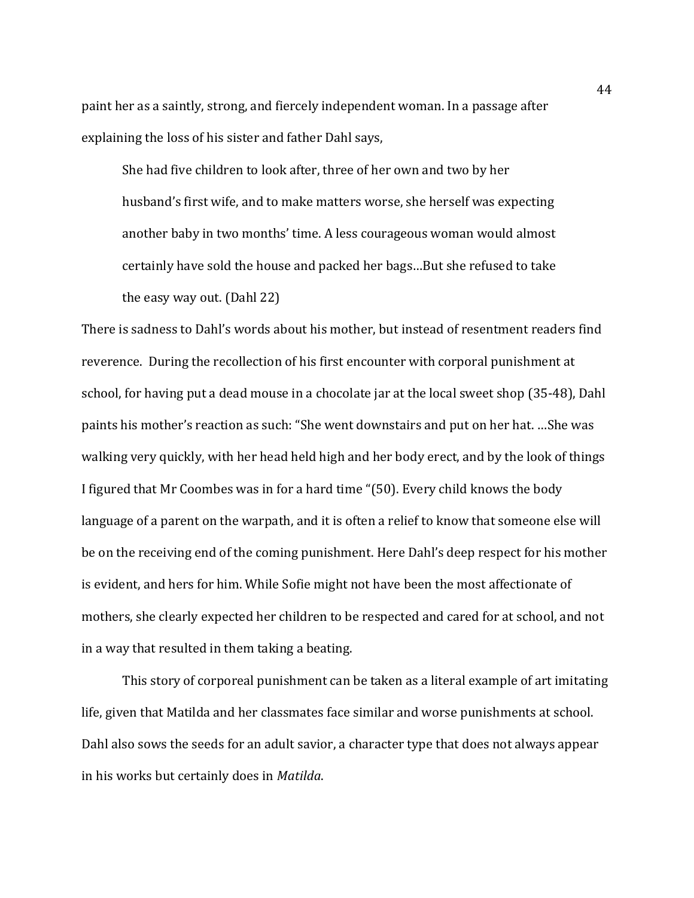paint her as a saintly, strong, and fiercely independent woman. In a passage after explaining the loss of his sister and father Dahl says,

> She had five children to look after, three of her own and two by her husband's first wife, and to make matters worse, she herself was expecting another baby in two months' time. A less courageous woman would almost certainly have sold the house and packed her bags…But she refused to take the easy way out. (Dahl 22)

There is sadness to Dahl's words about his mother, but instead of resentment readers find reverence. During the recollection of his first encounter with corporal punishment at school, for having put a dead mouse in a chocolate jar at the local sweet shop (35-48), Dahl paints his mother's reaction as such: "She went downstairs and put on her hat. …She was walking very quickly, with her head held high and her body erect, and by the look of things I figured that Mr Coombes was in for a hard time "(50). Every child knows the body language of a parent on the warpath, and it is often a relief to know that someone else will be on the receiving end of the coming punishment. Here Dahl's deep respect for his mother is evident, and hers for him. While Sofie might not have been the most affectionate of mothers, she clearly expected her children to be respected and cared for at school, and not in a way that resulted in them taking a beating.

This story of corporeal punishment can be taken as a literal example of art imitating life, given that Matilda and her classmates face similar and worse punishments at school. Dahl also sows the seeds for an adult savior, a character type that does not always appear in his works but certainly does in *Matilda*.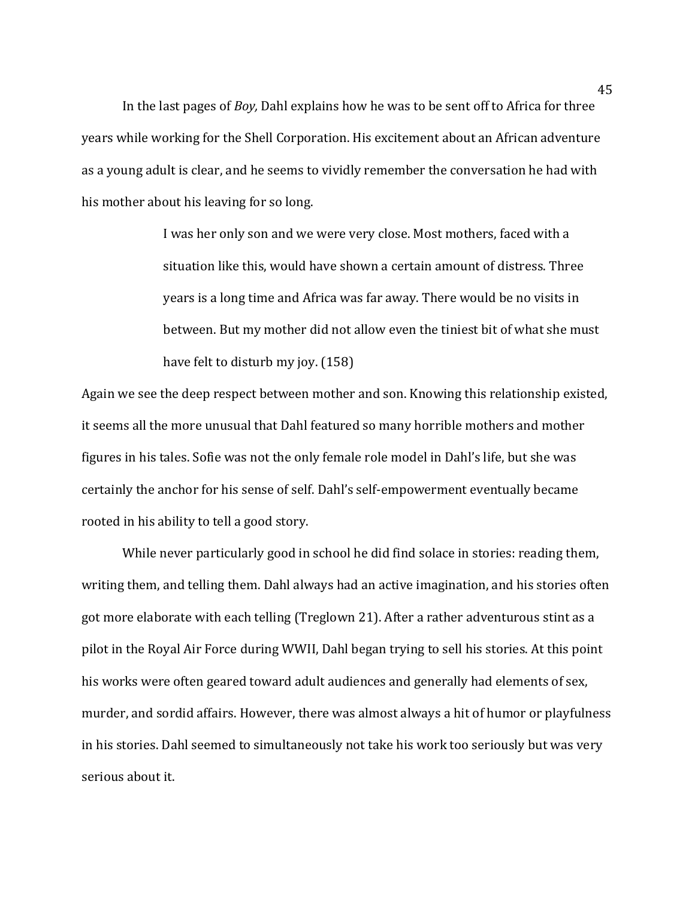In the last pages of *Boy,* Dahl explains how he was to be sent off to Africa for three years while working for the Shell Corporation. His excitement about an African adventure as a young adult is clear, and he seems to vividly remember the conversation he had with his mother about his leaving for so long.

> I was her only son and we were very close. Most mothers, faced with a situation like this, would have shown a certain amount of distress. Three years is a long time and Africa was far away. There would be no visits in between. But my mother did not allow even the tiniest bit of what she must have felt to disturb my joy. (158)

Again we see the deep respect between mother and son. Knowing this relationship existed, it seems all the more unusual that Dahl featured so many horrible mothers and mother figures in his tales. Sofie was not the only female role model in Dahl's life, but she was certainly the anchor for his sense of self. Dahl's self-empowerment eventually became rooted in his ability to tell a good story.

While never particularly good in school he did find solace in stories: reading them, writing them, and telling them. Dahl always had an active imagination, and his stories often got more elaborate with each telling (Treglown 21). After a rather adventurous stint as a pilot in the Royal Air Force during WWII, Dahl began trying to sell his stories. At this point his works were often geared toward adult audiences and generally had elements of sex, murder, and sordid affairs. However, there was almost always a hit of humor or playfulness in his stories. Dahl seemed to simultaneously not take his work too seriously but was very serious about it.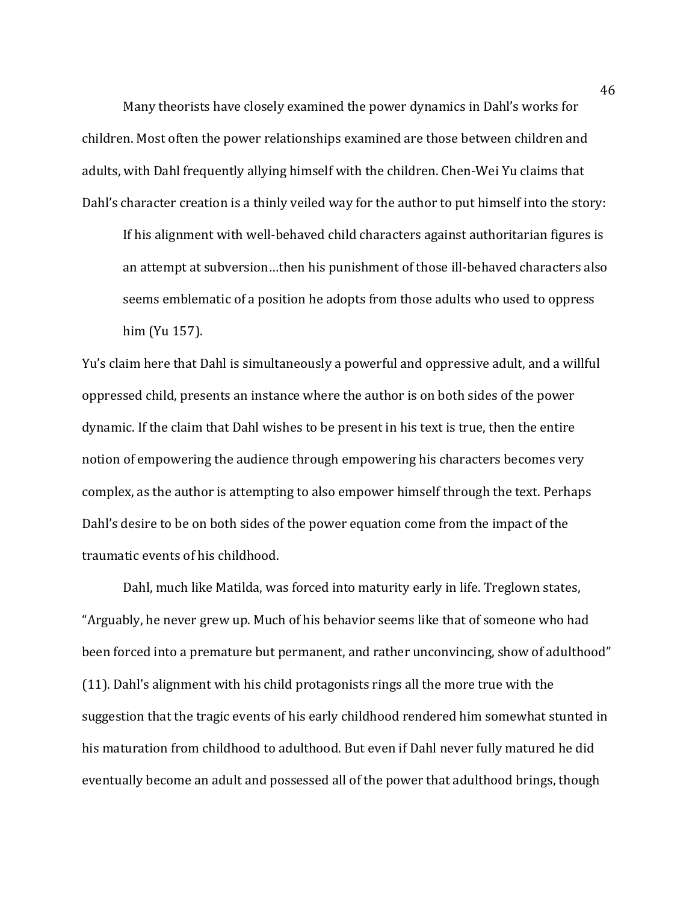Many theorists have closely examined the power dynamics in Dahl's works for children. Most often the power relationships examined are those between children and adults, with Dahl frequently allying himself with the children. Chen-Wei Yu claims that Dahl's character creation is a thinly veiled way for the author to put himself into the story:

> If his alignment with well-behaved child characters against authoritarian figures is an attempt at subversion…then his punishment of those ill-behaved characters also seems emblematic of a position he adopts from those adults who used to oppress him (Yu 157).

Yu's claim here that Dahl is simultaneously a powerful and oppressive adult, and a willful oppressed child, presents an instance where the author is on both sides of the power dynamic. If the claim that Dahl wishes to be present in his text is true, then the entire notion of empowering the audience through empowering his characters becomes very complex, as the author is attempting to also empower himself through the text. Perhaps Dahl's desire to be on both sides of the power equation come from the impact of the traumatic events of his childhood.

Dahl, much like Matilda, was forced into maturity early in life. Treglown states, "Arguably, he never grew up. Much of his behavior seems like that of someone who had been forced into a premature but permanent, and rather unconvincing, show of adulthood" (11). Dahl's alignment with his child protagonists rings all the more true with the suggestion that the tragic events of his early childhood rendered him somewhat stunted in his maturation from childhood to adulthood. But even if Dahl never fully matured he did eventually become an adult and possessed all of the power that adulthood brings, though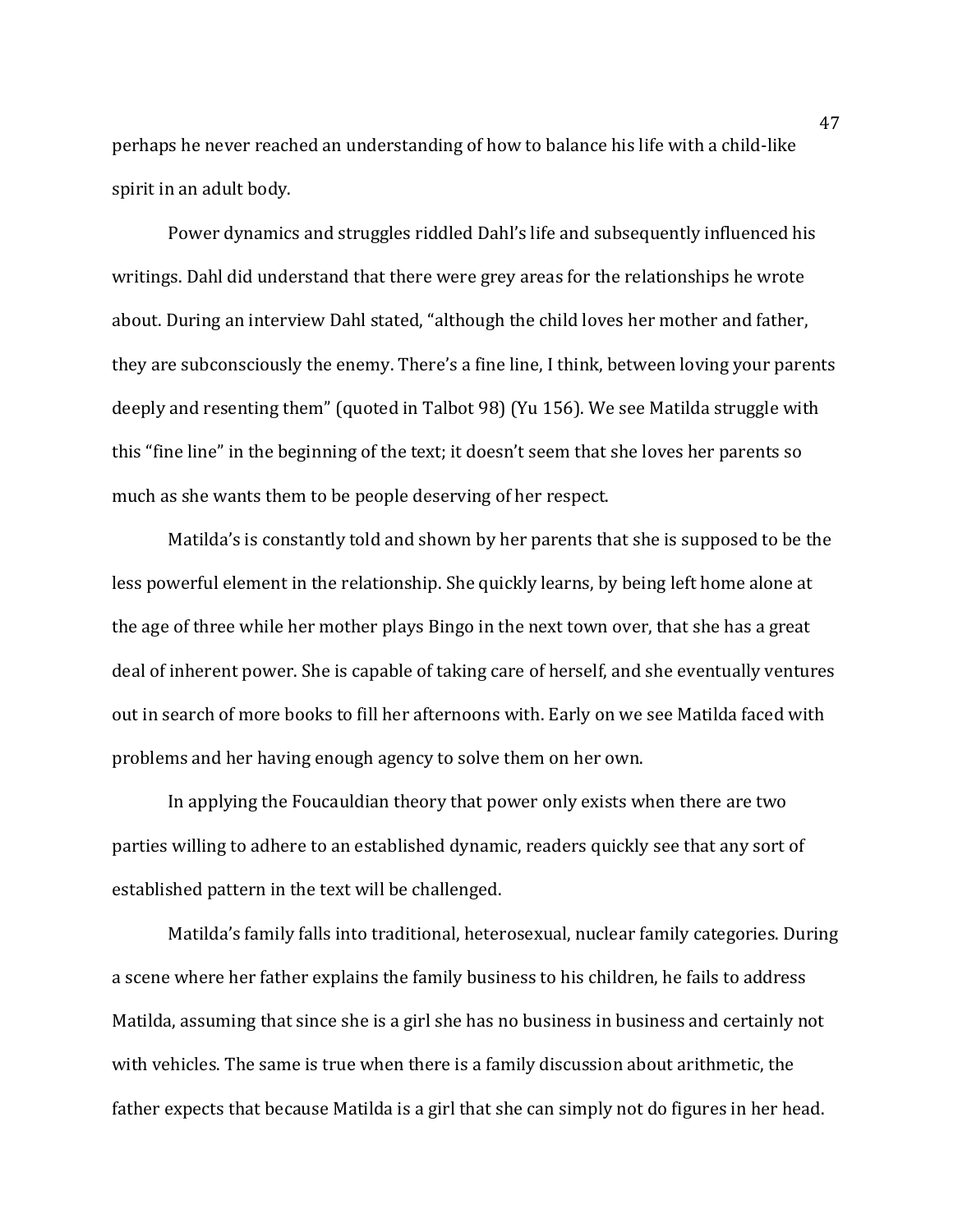perhaps he never reached an understanding of how to balance his life with a child-like spirit in an adult body.

Power dynamics and struggles riddled Dahl's life and subsequently influenced his writings. Dahl did understand that there were grey areas for the relationships he wrote about. During an interview Dahl stated, "although the child loves her mother and father, they are subconsciously the enemy. There's a fine line, I think, between loving your parents deeply and resenting them" (quoted in Talbot 98) (Yu 156). We see Matilda struggle with this "fine line" in the beginning of the text; it doesn't seem that she loves her parents so much as she wants them to be people deserving of her respect.

Matilda's is constantly told and shown by her parents that she is supposed to be the less powerful element in the relationship. She quickly learns, by being left home alone at the age of three while her mother plays Bingo in the next town over, that she has a great deal of inherent power. She is capable of taking care of herself, and she eventually ventures out in search of more books to fill her afternoons with. Early on we see Matilda faced with problems and her having enough agency to solve them on her own.

In applying the Foucauldian theory that power only exists when there are two parties willing to adhere to an established dynamic, readers quickly see that any sort of established pattern in the text will be challenged.

Matilda's family falls into traditional, heterosexual, nuclear family categories. During a scene where her father explains the family business to his children, he fails to address Matilda, assuming that since she is a girl she has no business in business and certainly not with vehicles. The same is true when there is a family discussion about arithmetic, the father expects that because Matilda is a girl that she can simply not do figures in her head.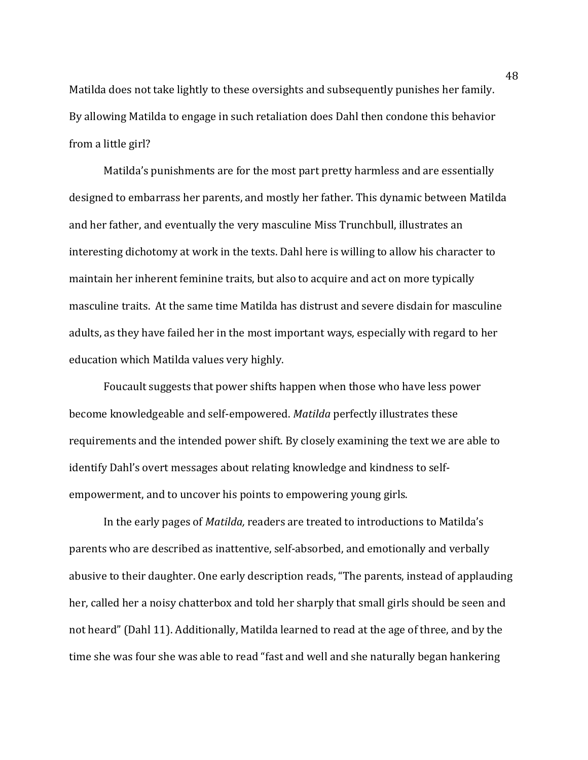Matilda does not take lightly to these oversights and subsequently punishes her family. By allowing Matilda to engage in such retaliation does Dahl then condone this behavior from a little girl?

Matilda's punishments are for the most part pretty harmless and are essentially designed to embarrass her parents, and mostly her father. This dynamic between Matilda and her father, and eventually the very masculine Miss Trunchbull, illustrates an interesting dichotomy at work in the texts. Dahl here is willing to allow his character to maintain her inherent feminine traits, but also to acquire and act on more typically masculine traits. At the same time Matilda has distrust and severe disdain for masculine adults, as they have failed her in the most important ways, especially with regard to her education which Matilda values very highly.

Foucault suggests that power shifts happen when those who have less power become knowledgeable and self-empowered. *Matilda* perfectly illustrates these requirements and the intended power shift. By closely examining the text we are able to identify Dahl's overt messages about relating knowledge and kindness to self-empowerment, and to uncover his points to empowering young girls.

In the early pages of *Matilda,* readers are treated to introductions to Matilda's parents who are described as inattentive, self-absorbed, and emotionally and verbally abusive to their daughter. One early description reads, "The parents, instead of applauding her, called her a noisy chatterbox and told her sharply that small girls should be seen and not heard" (Dahl 11). Additionally, Matilda learned to read at the age of three, and by the time she was four she was able to read "fast and well and she naturally began hankering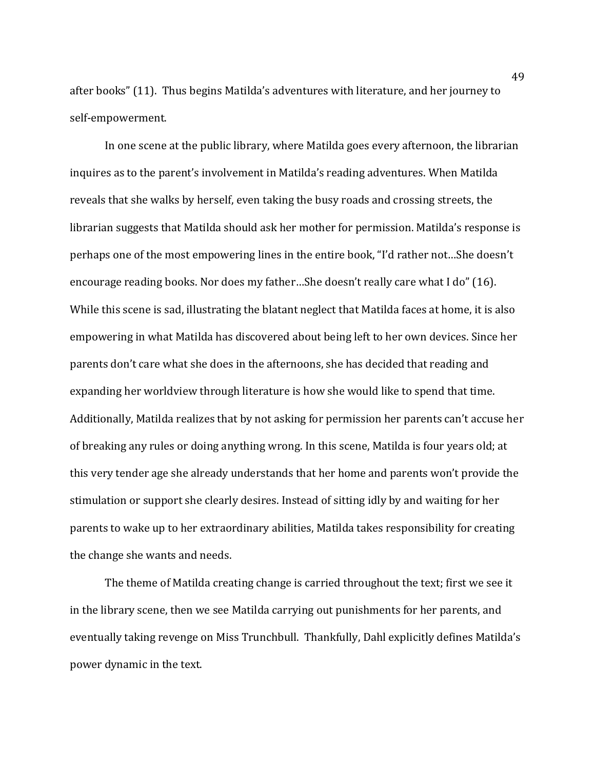after books" (11). Thus begins Matilda's adventures with literature, and her journey to self-empowerment.

In one scene at the public library, where Matilda goes every afternoon, the librarian inquires as to the parent's involvement in Matilda's reading adventures. When Matilda reveals that she walks by herself, even taking the busy roads and crossing streets, the librarian suggests that Matilda should ask her mother for permission. Matilda's response is perhaps one of the most empowering lines in the entire book, "I'd rather not…She doesn't encourage reading books. Nor does my father…She doesn't really care what I do" (16). While this scene is sad, illustrating the blatant neglect that Matilda faces at home, it is also empowering in what Matilda has discovered about being left to her own devices. Since her parents don't care what she does in the afternoons, she has decided that reading and expanding her worldview through literature is how she would like to spend that time. Additionally, Matilda realizes that by not asking for permission her parents can't accuse her of breaking any rules or doing anything wrong. In this scene, Matilda is four years old; at this very tender age she already understands that her home and parents won't provide the stimulation or support she clearly desires. Instead of sitting idly by and waiting for her parents to wake up to her extraordinary abilities, Matilda takes responsibility for creating the change she wants and needs.

The theme of Matilda creating change is carried throughout the text; first we see it in the library scene, then we see Matilda carrying out punishments for her parents, and eventually taking revenge on Miss Trunchbull. Thankfully, Dahl explicitly defines Matilda's power dynamic in the text.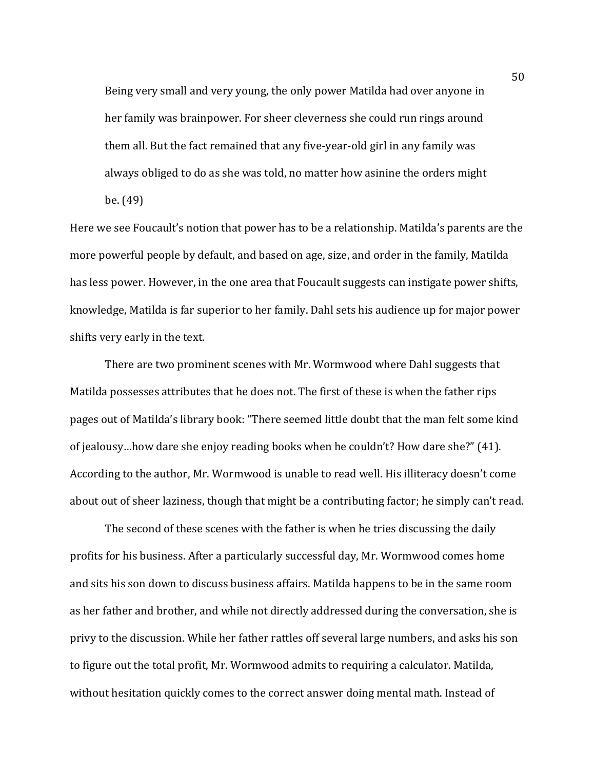> Being very small and very young, the only power Matilda had over anyone in her family was brainpower. For sheer cleverness she could run rings around them all. But the fact remained that any five-year-old girl in any family was always obliged to do as she was told, no matter how asinine the orders might be. (49)

Here we see Foucault's notion that power has to be a relationship. Matilda's parents are the more powerful people by default, and based on age, size, and order in the family, Matilda has less power. However, in the one area that Foucault suggests can instigate power shifts, knowledge, Matilda is far superior to her family. Dahl sets his audience up for major power shifts very early in the text.

There are two prominent scenes with Mr. Wormwood where Dahl suggests that Matilda possesses attributes that he does not. The first of these is when the father rips pages out of Matilda's library book: "There seemed little doubt that the man felt some kind of jealousy…how dare she enjoy reading books when he couldn't? How dare she?" (41). According to the author, Mr. Wormwood is unable to read well. His illiteracy doesn't come about out of sheer laziness, though that might be a contributing factor; he simply can't read.

The second of these scenes with the father is when he tries discussing the daily profits for his business. After a particularly successful day, Mr. Wormwood comes home and sits his son down to discuss business affairs. Matilda happens to be in the same room as her father and brother, and while not directly addressed during the conversation, she is privy to the discussion. While her father rattles off several large numbers, and asks his son to figure out the total profit, Mr. Wormwood admits to requiring a calculator. Matilda, without hesitation quickly comes to the correct answer doing mental math. Instead of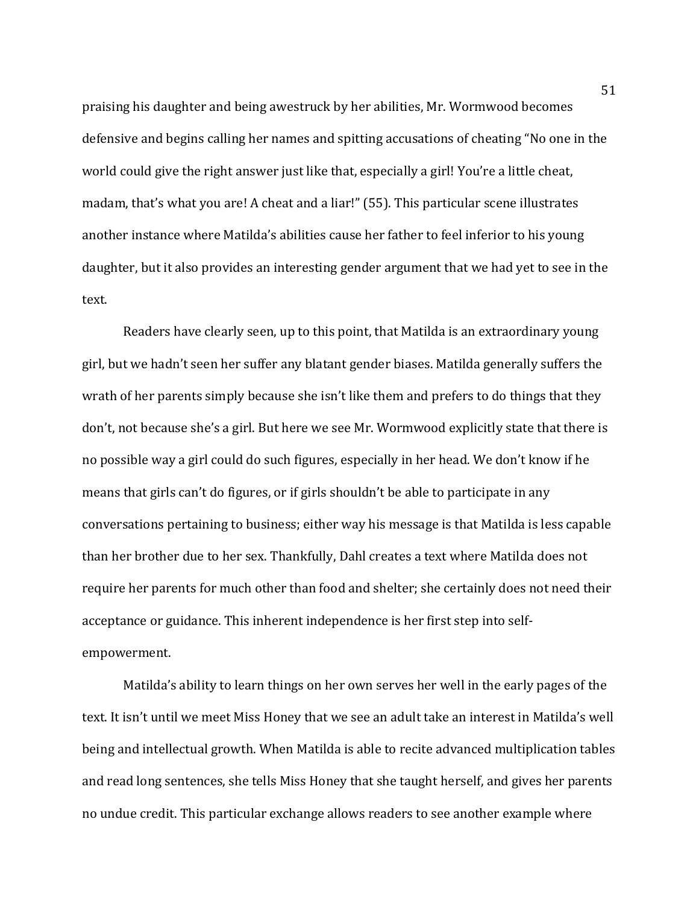praising his daughter and being awestruck by her abilities, Mr. Wormwood becomes defensive and begins calling her names and spitting accusations of cheating "No one in the world could give the right answer just like that, especially a girl! You're a little cheat, madam, that's what you are! A cheat and a liar!" (55). This particular scene illustrates another instance where Matilda's abilities cause her father to feel inferior to his young daughter, but it also provides an interesting gender argument that we had yet to see in the text.

Readers have clearly seen, up to this point, that Matilda is an extraordinary young girl, but we hadn't seen her suffer any blatant gender biases. Matilda generally suffers the wrath of her parents simply because she isn't like them and prefers to do things that they don't, not because she's a girl. But here we see Mr. Wormwood explicitly state that there is no possible way a girl could do such figures, especially in her head. We don't know if he means that girls can't do figures, or if girls shouldn't be able to participate in any conversations pertaining to business; either way his message is that Matilda is less capable than her brother due to her sex. Thankfully, Dahl creates a text where Matilda does not require her parents for much other than food and shelter; she certainly does not need their acceptance or guidance. This inherent independence is her first step into self-empowerment.

Matilda's ability to learn things on her own serves her well in the early pages of the text. It isn't until we meet Miss Honey that we see an adult take an interest in Matilda's well being and intellectual growth. When Matilda is able to recite advanced multiplication tables and read long sentences, she tells Miss Honey that she taught herself, and gives her parents no undue credit. This particular exchange allows readers to see another example where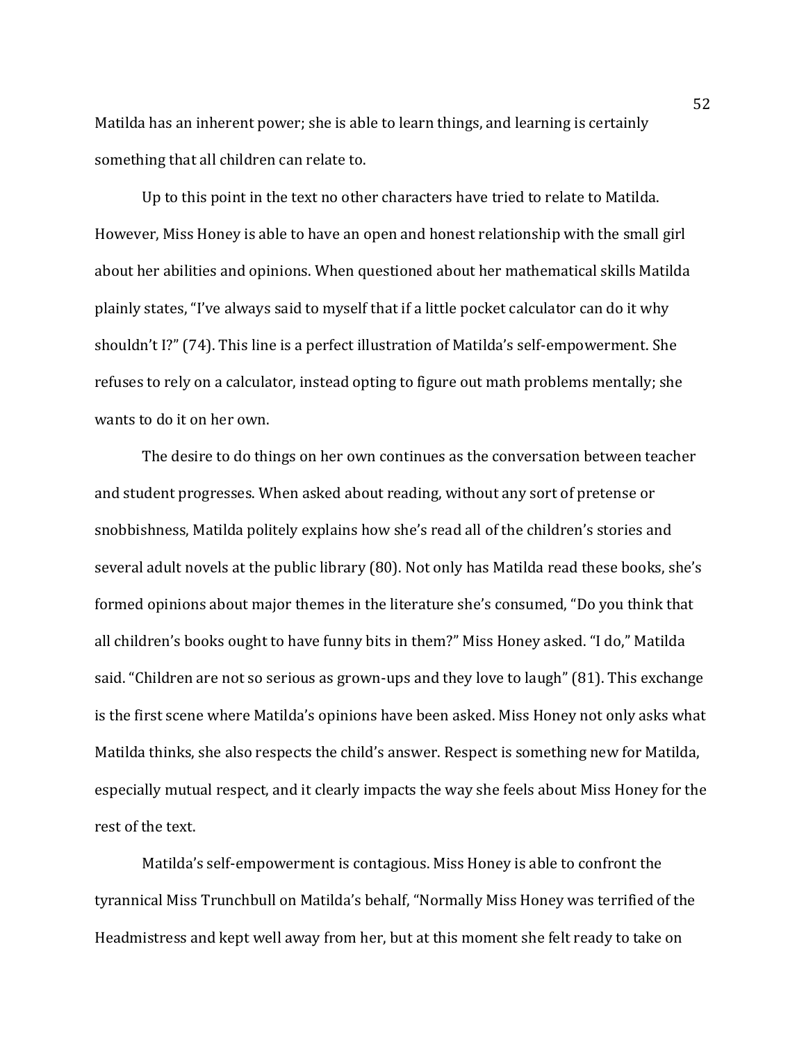Matilda has an inherent power; she is able to learn things, and learning is certainly something that all children can relate to.

Up to this point in the text no other characters have tried to relate to Matilda. However, Miss Honey is able to have an open and honest relationship with the small girl about her abilities and opinions. When questioned about her mathematical skills Matilda plainly states, "I've always said to myself that if a little pocket calculator can do it why shouldn't I?" (74). This line is a perfect illustration of Matilda's self-empowerment. She refuses to rely on a calculator, instead opting to figure out math problems mentally; she wants to do it on her own.

The desire to do things on her own continues as the conversation between teacher and student progresses. When asked about reading, without any sort of pretense or snobbishness, Matilda politely explains how she's read all of the children's stories and several adult novels at the public library (80). Not only has Matilda read these books, she's formed opinions about major themes in the literature she's consumed, "Do you think that all children's books ought to have funny bits in them?" Miss Honey asked. "I do," Matilda said. "Children are not so serious as grown-ups and they love to laugh" (81). This exchange is the first scene where Matilda's opinions have been asked. Miss Honey not only asks what Matilda thinks, she also respects the child's answer. Respect is something new for Matilda, especially mutual respect, and it clearly impacts the way she feels about Miss Honey for the rest of the text.

Matilda's self-empowerment is contagious. Miss Honey is able to confront the tyrannical Miss Trunchbull on Matilda's behalf, "Normally Miss Honey was terrified of the Headmistress and kept well away from her, but at this moment she felt ready to take on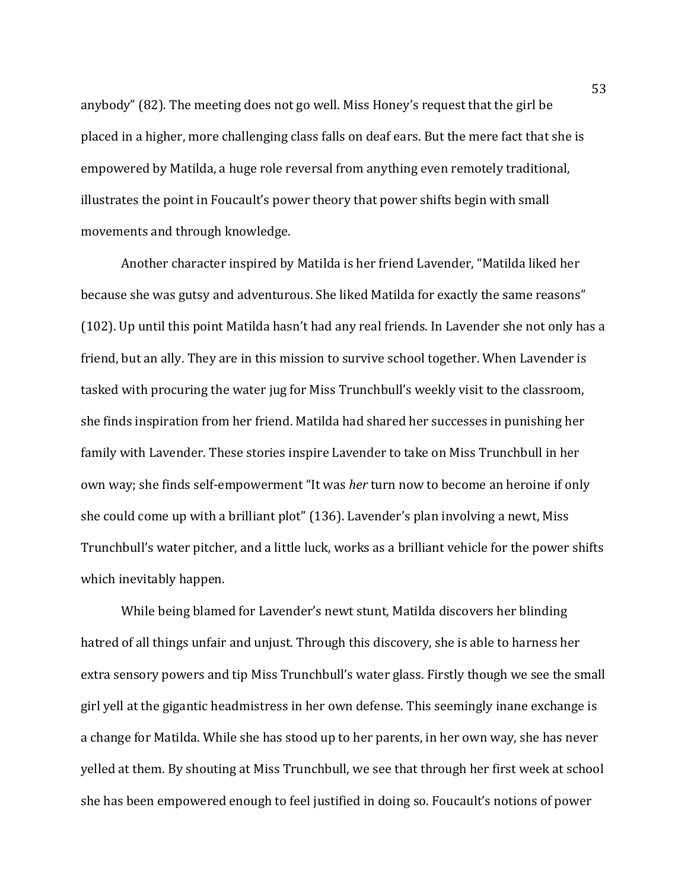anybody" (82). The meeting does not go well. Miss Honey's request that the girl be placed in a higher, more challenging class falls on deaf ears. But the mere fact that she is empowered by Matilda, a huge role reversal from anything even remotely traditional, illustrates the point in Foucault's power theory that power shifts begin with small movements and through knowledge.

Another character inspired by Matilda is her friend Lavender, "Matilda liked her because she was gutsy and adventurous. She liked Matilda for exactly the same reasons" (102). Up until this point Matilda hasn't had any real friends. In Lavender she not only has a friend, but an ally. They are in this mission to survive school together. When Lavender is tasked with procuring the water jug for Miss Trunchbull's weekly visit to the classroom, she finds inspiration from her friend. Matilda had shared her successes in punishing her family with Lavender. These stories inspire Lavender to take on Miss Trunchbull in her own way; she finds self-empowerment "It was *her* turn now to become an heroine if only she could come up with a brilliant plot" (136). Lavender's plan involving a newt, Miss Trunchbull's water pitcher, and a little luck, works as a brilliant vehicle for the power shifts which inevitably happen.

While being blamed for Lavender's newt stunt, Matilda discovers her blinding hatred of all things unfair and unjust. Through this discovery, she is able to harness her extra sensory powers and tip Miss Trunchbull's water glass. Firstly though we see the small girl yell at the gigantic headmistress in her own defense. This seemingly inane exchange is a change for Matilda. While she has stood up to her parents, in her own way, she has never yelled at them. By shouting at Miss Trunchbull, we see that through her first week at school she has been empowered enough to feel justified in doing so. Foucault's notions of power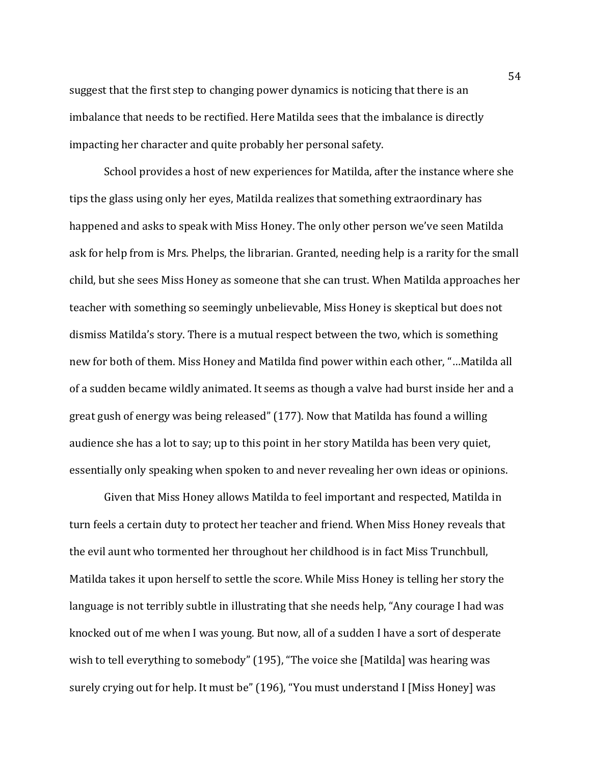suggest that the first step to changing power dynamics is noticing that there is an imbalance that needs to be rectified. Here Matilda sees that the imbalance is directly impacting her character and quite probably her personal safety.

School provides a host of new experiences for Matilda, after the instance where she tips the glass using only her eyes, Matilda realizes that something extraordinary has happened and asks to speak with Miss Honey. The only other person we've seen Matilda ask for help from is Mrs. Phelps, the librarian. Granted, needing help is a rarity for the small child, but she sees Miss Honey as someone that she can trust. When Matilda approaches her teacher with something so seemingly unbelievable, Miss Honey is skeptical but does not dismiss Matilda's story. There is a mutual respect between the two, which is something new for both of them. Miss Honey and Matilda find power within each other, "…Matilda all of a sudden became wildly animated. It seems as though a valve had burst inside her and a great gush of energy was being released" (177). Now that Matilda has found a willing audience she has a lot to say; up to this point in her story Matilda has been very quiet, essentially only speaking when spoken to and never revealing her own ideas or opinions.

Given that Miss Honey allows Matilda to feel important and respected, Matilda in turn feels a certain duty to protect her teacher and friend. When Miss Honey reveals that the evil aunt who tormented her throughout her childhood is in fact Miss Trunchbull, Matilda takes it upon herself to settle the score. While Miss Honey is telling her story the language is not terribly subtle in illustrating that she needs help, "Any courage I had was knocked out of me when I was young. But now, all of a sudden I have a sort of desperate wish to tell everything to somebody" (195), "The voice she [Matilda] was hearing was surely crying out for help. It must be" (196), "You must understand I [Miss Honey] was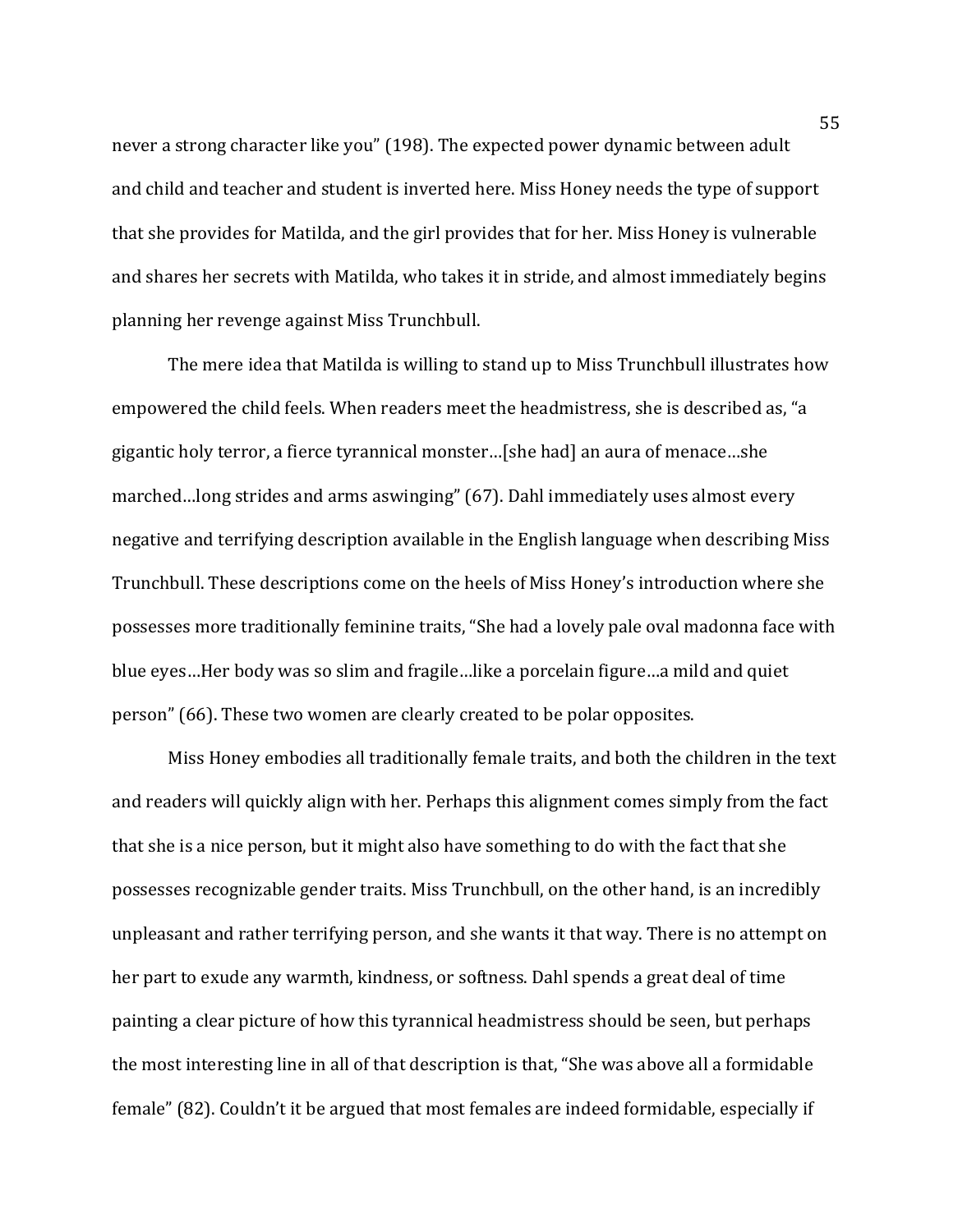never a strong character like you" (198). The expected power dynamic between adult and child and teacher and student is inverted here. Miss Honey needs the type of support that she provides for Matilda, and the girl provides that for her. Miss Honey is vulnerable and shares her secrets with Matilda, who takes it in stride, and almost immediately begins planning her revenge against Miss Trunchbull.

The mere idea that Matilda is willing to stand up to Miss Trunchbull illustrates how empowered the child feels. When readers meet the headmistress, she is described as, "a gigantic holy terror, a fierce tyrannical monster…[she had] an aura of menace…she marched…long strides and arms aswinging" (67). Dahl immediately uses almost every negative and terrifying description available in the English language when describing Miss Trunchbull. These descriptions come on the heels of Miss Honey's introduction where she possesses more traditionally feminine traits, "She had a lovely pale oval madonna face with blue eyes…Her body was so slim and fragile…like a porcelain figure…a mild and quiet person" (66). These two women are clearly created to be polar opposites.

Miss Honey embodies all traditionally female traits, and both the children in the text and readers will quickly align with her. Perhaps this alignment comes simply from the fact that she is a nice person, but it might also have something to do with the fact that she possesses recognizable gender traits. Miss Trunchbull, on the other hand, is an incredibly unpleasant and rather terrifying person, and she wants it that way. There is no attempt on her part to exude any warmth, kindness, or softness. Dahl spends a great deal of time painting a clear picture of how this tyrannical headmistress should be seen, but perhaps the most interesting line in all of that description is that, "She was above all a formidable female" (82). Couldn't it be argued that most females are indeed formidable, especially if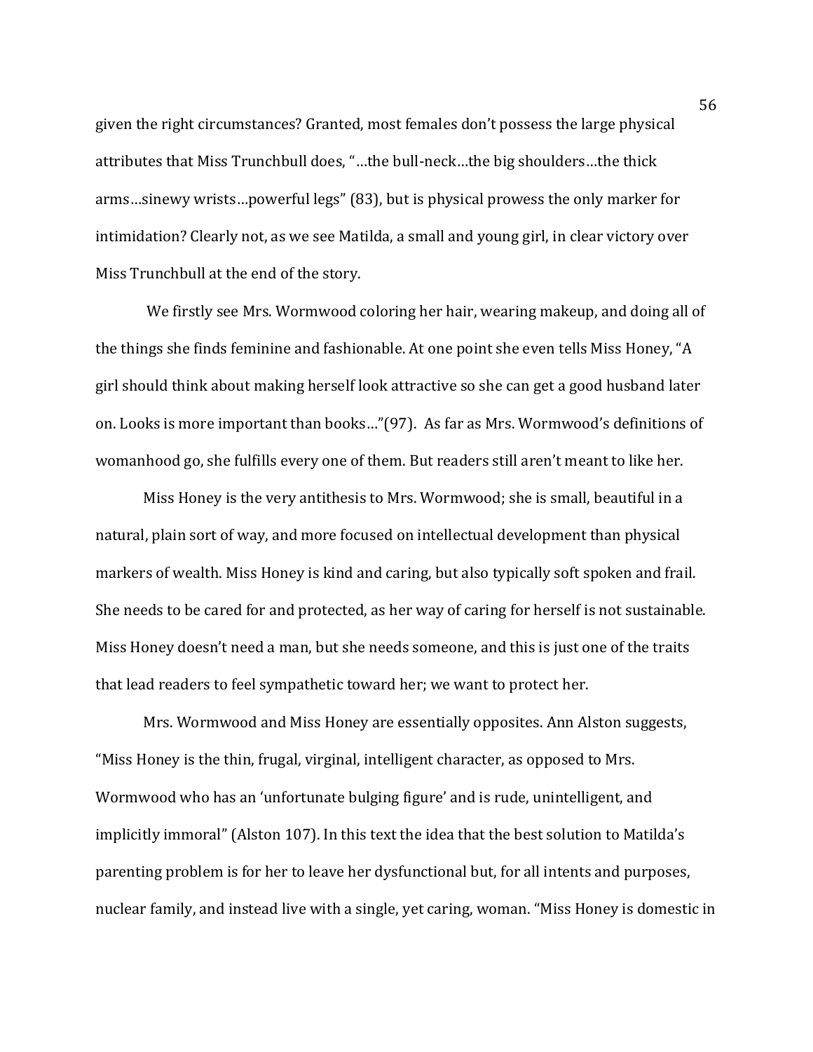given the right circumstances? Granted, most females don't possess the large physical attributes that Miss Trunchbull does, "…the bull-neck…the big shoulders…the thick arms…sinewy wrists…powerful legs" (83), but is physical prowess the only marker for intimidation? Clearly not, as we see Matilda, a small and young girl, in clear victory over Miss Trunchbull at the end of the story.

We firstly see Mrs. Wormwood coloring her hair, wearing makeup, and doing all of the things she finds feminine and fashionable. At one point she even tells Miss Honey, "A girl should think about making herself look attractive so she can get a good husband later on. Looks is more important than books…"(97). As far as Mrs. Wormwood's definitions of womanhood go, she fulfills every one of them. But readers still aren't meant to like her.

Miss Honey is the very antithesis to Mrs. Wormwood; she is small, beautiful in a natural, plain sort of way, and more focused on intellectual development than physical markers of wealth. Miss Honey is kind and caring, but also typically soft spoken and frail. She needs to be cared for and protected, as her way of caring for herself is not sustainable. Miss Honey doesn't need a man, but she needs someone, and this is just one of the traits that lead readers to feel sympathetic toward her; we want to protect her.

Mrs. Wormwood and Miss Honey are essentially opposites. Ann Alston suggests, "Miss Honey is the thin, frugal, virginal, intelligent character, as opposed to Mrs. Wormwood who has an 'unfortunate bulging figure' and is rude, unintelligent, and implicitly immoral" (Alston 107). In this text the idea that the best solution to Matilda's parenting problem is for her to leave her dysfunctional but, for all intents and purposes, nuclear family, and instead live with a single, yet caring, woman. "Miss Honey is domestic in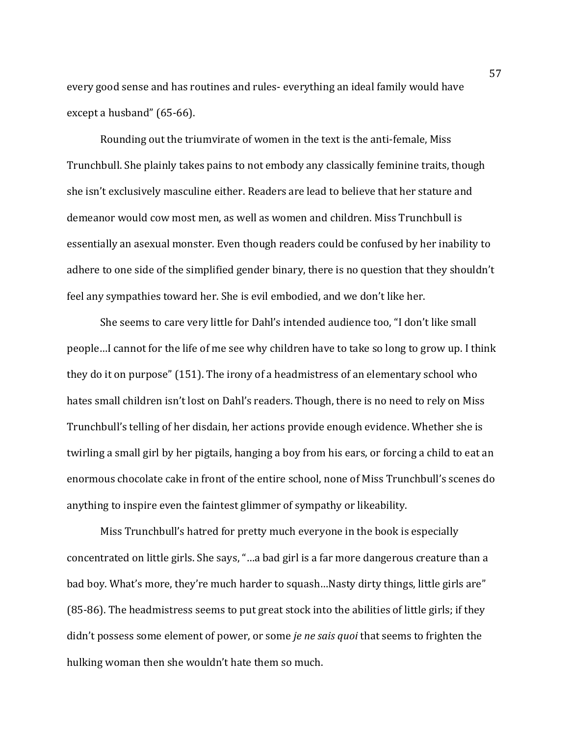every good sense and has routines and rules- everything an ideal family would have except a husband" (65-66).

Rounding out the triumvirate of women in the text is the anti-female, Miss Trunchbull. She plainly takes pains to not embody any classically feminine traits, though she isn't exclusively masculine either. Readers are lead to believe that her stature and demeanor would cow most men, as well as women and children. Miss Trunchbull is essentially an asexual monster. Even though readers could be confused by her inability to adhere to one side of the simplified gender binary, there is no question that they shouldn't feel any sympathies toward her. She is evil embodied, and we don't like her.

She seems to care very little for Dahl's intended audience too, "I don't like small people…I cannot for the life of me see why children have to take so long to grow up. I think they do it on purpose" (151). The irony of a headmistress of an elementary school who hates small children isn't lost on Dahl's readers. Though, there is no need to rely on Miss Trunchbull's telling of her disdain, her actions provide enough evidence. Whether she is twirling a small girl by her pigtails, hanging a boy from his ears, or forcing a child to eat an enormous chocolate cake in front of the entire school, none of Miss Trunchbull's scenes do anything to inspire even the faintest glimmer of sympathy or likeability.

Miss Trunchbull's hatred for pretty much everyone in the book is especially concentrated on little girls. She says, "…a bad girl is a far more dangerous creature than a bad boy. What's more, they're much harder to squash…Nasty dirty things, little girls are" (85-86). The headmistress seems to put great stock into the abilities of little girls; if they didn't possess some element of power, or some *je ne sais quoi* that seems to frighten the hulking woman then she wouldn't hate them so much.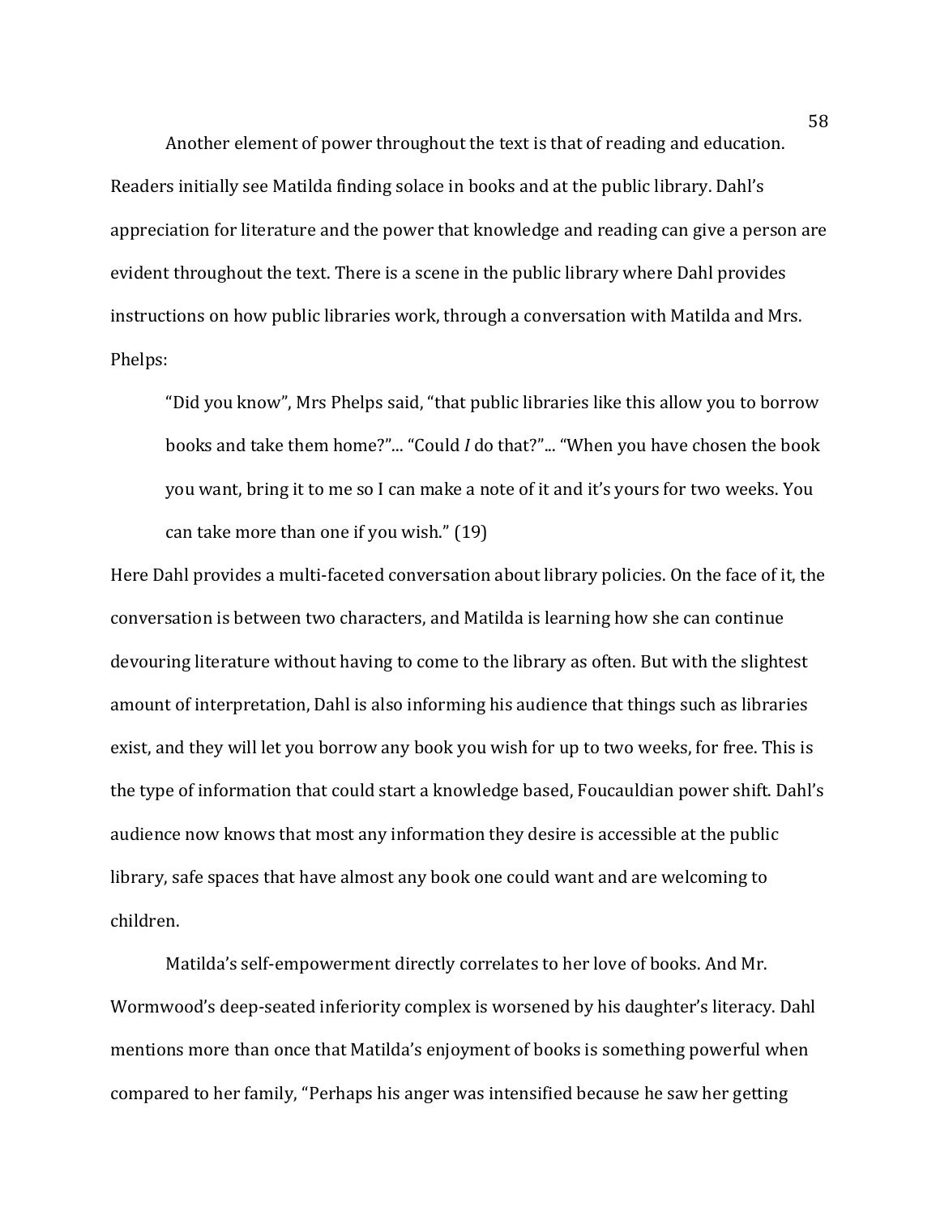Another element of power throughout the text is that of reading and education. Readers initially see Matilda finding solace in books and at the public library. Dahl's appreciation for literature and the power that knowledge and reading can give a person are evident throughout the text. There is a scene in the public library where Dahl provides instructions on how public libraries work, through a conversation with Matilda and Mrs. Phelps:

> "Did you know", Mrs Phelps said, "that public libraries like this allow you to borrow books and take them home?"... "Could *I* do that?"... "When you have chosen the book you want, bring it to me so I can make a note of it and it's yours for two weeks. You can take more than one if you wish." (19)

Here Dahl provides a multi-faceted conversation about library policies. On the face of it, the conversation is between two characters, and Matilda is learning how she can continue devouring literature without having to come to the library as often. But with the slightest amount of interpretation, Dahl is also informing his audience that things such as libraries exist, and they will let you borrow any book you wish for up to two weeks, for free. This is the type of information that could start a knowledge based, Foucauldian power shift. Dahl's audience now knows that most any information they desire is accessible at the public library, safe spaces that have almost any book one could want and are welcoming to children.

Matilda's self-empowerment directly correlates to her love of books. And Mr. Wormwood's deep-seated inferiority complex is worsened by his daughter's literacy. Dahl mentions more than once that Matilda's enjoyment of books is something powerful when compared to her family, "Perhaps his anger was intensified because he saw her getting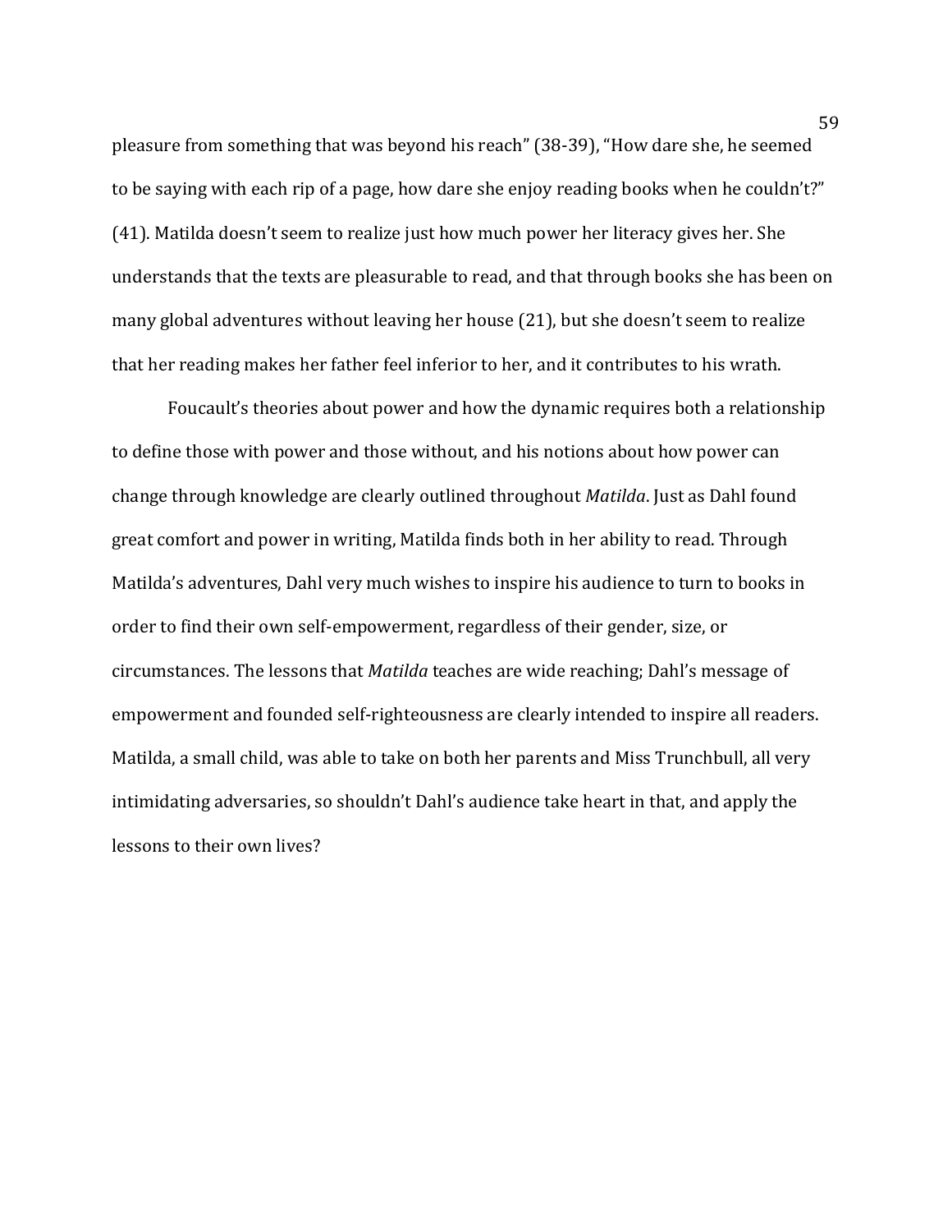pleasure from something that was beyond his reach" (38-39), "How dare she, he seemed to be saying with each rip of a page, how dare she enjoy reading books when he couldn't?" (41). Matilda doesn't seem to realize just how much power her literacy gives her. She understands that the texts are pleasurable to read, and that through books she has been on many global adventures without leaving her house (21), but she doesn't seem to realize that her reading makes her father feel inferior to her, and it contributes to his wrath.

Foucault's theories about power and how the dynamic requires both a relationship to define those with power and those without, and his notions about how power can change through knowledge are clearly outlined throughout *Matilda*. Just as Dahl found great comfort and power in writing, Matilda finds both in her ability to read. Through Matilda's adventures, Dahl very much wishes to inspire his audience to turn to books in order to find their own self-empowerment, regardless of their gender, size, or circumstances. The lessons that *Matilda* teaches are wide reaching; Dahl's message of empowerment and founded self-righteousness are clearly intended to inspire all readers. Matilda, a small child, was able to take on both her parents and Miss Trunchbull, all very intimidating adversaries, so shouldn't Dahl's audience take heart in that, and apply the lessons to their own lives?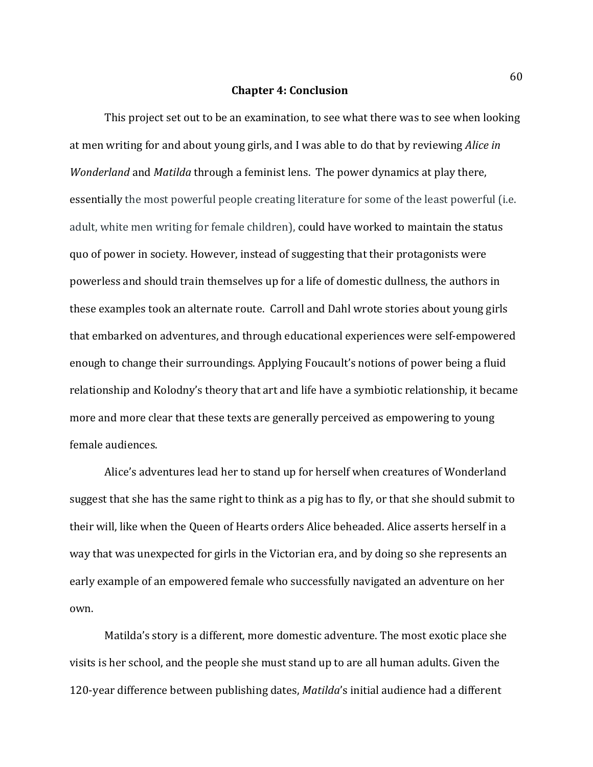## Chapter 4: Conclusion

This project set out to be an examination, to see what there was to see when looking at men writing for and about young girls, and I was able to do that by reviewing *Alice in Wonderland* and *Matilda* through a feminist lens. The power dynamics at play there, essentially the most powerful people creating literature for some of the least powerful (i.e. adult, white men writing for female children), could have worked to maintain the status quo of power in society. However, instead of suggesting that their protagonists were powerless and should train themselves up for a life of domestic dullness, the authors in these examples took an alternate route. Carroll and Dahl wrote stories about young girls that embarked on adventures, and through educational experiences were self-empowered enough to change their surroundings. Applying Foucault's notions of power being a fluid relationship and Kolodny's theory that art and life have a symbiotic relationship, it became more and more clear that these texts are generally perceived as empowering to young female audiences.

Alice's adventures lead her to stand up for herself when creatures of Wonderland suggest that she has the same right to think as a pig has to fly, or that she should submit to their will, like when the Queen of Hearts orders Alice beheaded. Alice asserts herself in a way that was unexpected for girls in the Victorian era, and by doing so she represents an early example of an empowered female who successfully navigated an adventure on her own.

Matilda's story is a different, more domestic adventure. The most exotic place she visits is her school, and the people she must stand up to are all human adults. Given the 120-year difference between publishing dates, *Matilda*'s initial audience had a different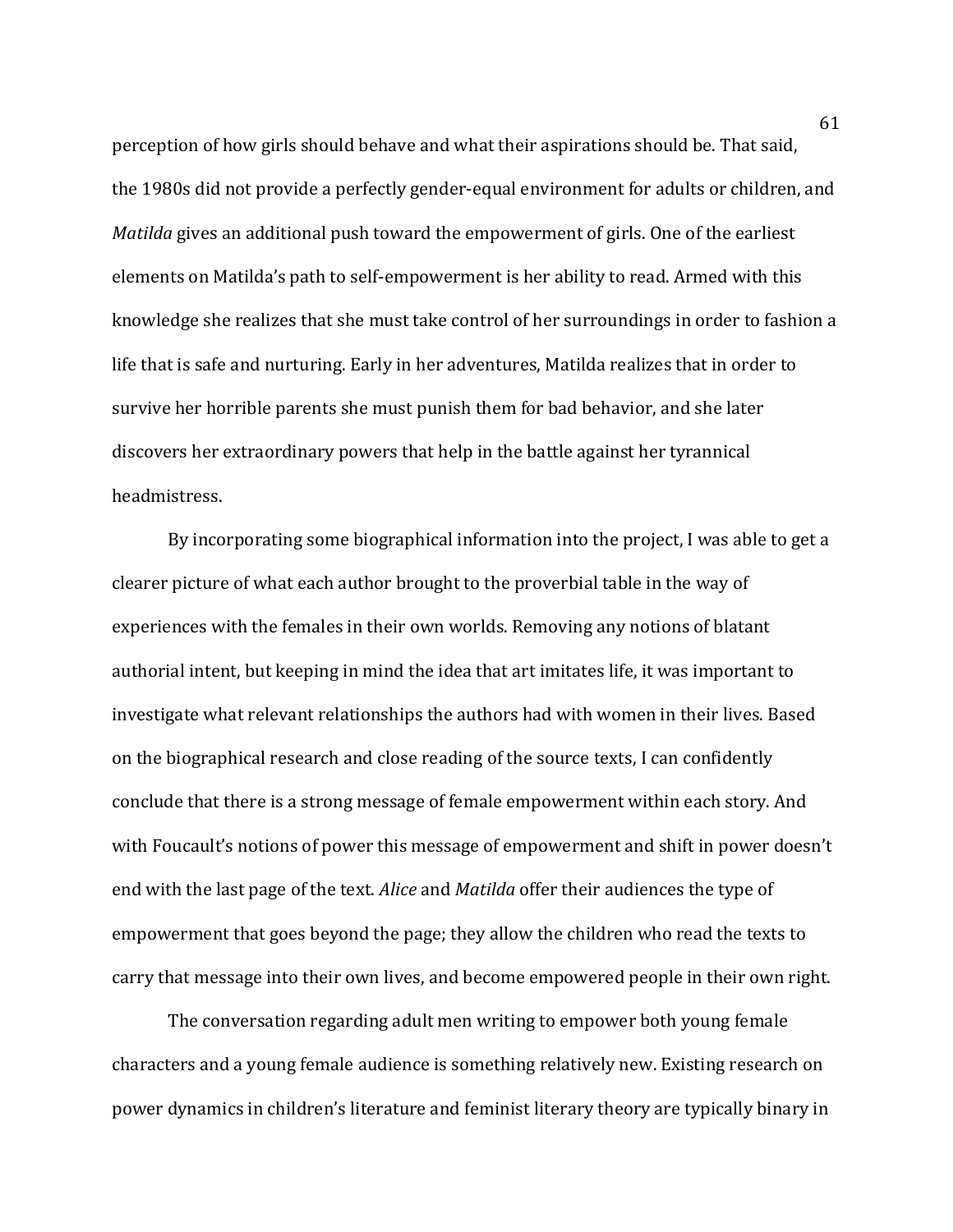perception of how girls should behave and what their aspirations should be. That said, the 1980s did not provide a perfectly gender-equal environment for adults or children, and *Matilda* gives an additional push toward the empowerment of girls. One of the earliest elements on Matilda's path to self-empowerment is her ability to read. Armed with this knowledge she realizes that she must take control of her surroundings in order to fashion a life that is safe and nurturing. Early in her adventures, Matilda realizes that in order to survive her horrible parents she must punish them for bad behavior, and she later discovers her extraordinary powers that help in the battle against her tyrannical headmistress.

By incorporating some biographical information into the project, I was able to get a clearer picture of what each author brought to the proverbial table in the way of experiences with the females in their own worlds. Removing any notions of blatant authorial intent, but keeping in mind the idea that art imitates life, it was important to investigate what relevant relationships the authors had with women in their lives. Based on the biographical research and close reading of the source texts, I can confidently conclude that there is a strong message of female empowerment within each story. And with Foucault's notions of power this message of empowerment and shift in power doesn't end with the last page of the text. *Alice* and *Matilda* offer their audiences the type of empowerment that goes beyond the page; they allow the children who read the texts to carry that message into their own lives, and become empowered people in their own right.

The conversation regarding adult men writing to empower both young female characters and a young female audience is something relatively new. Existing research on power dynamics in children's literature and feminist literary theory are typically binary in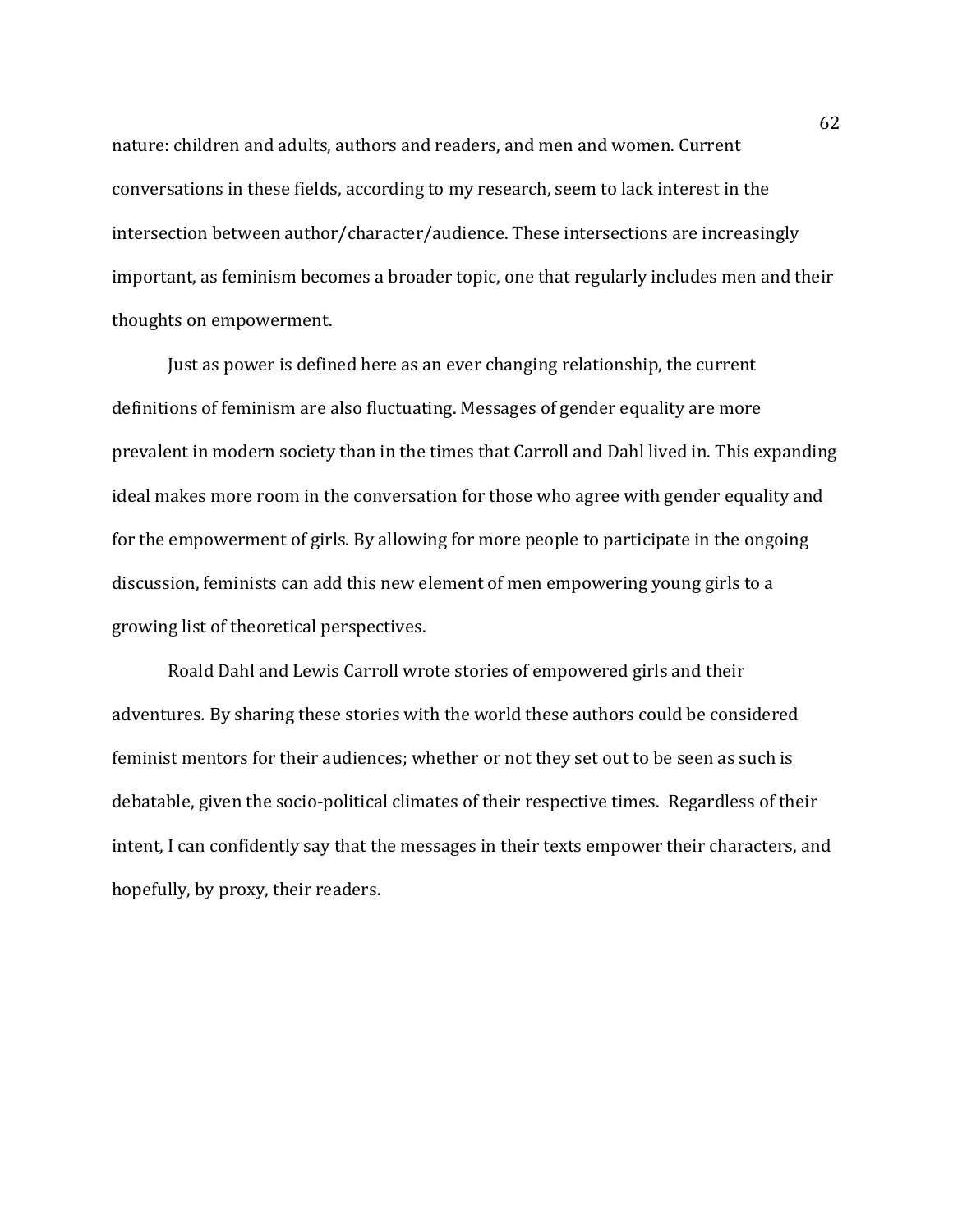nature: children and adults, authors and readers, and men and women. Current conversations in these fields, according to my research, seem to lack interest in the intersection between author/character/audience. These intersections are increasingly important, as feminism becomes a broader topic, one that regularly includes men and their thoughts on empowerment.

Just as power is defined here as an ever changing relationship, the current definitions of feminism are also fluctuating. Messages of gender equality are more prevalent in modern society than in the times that Carroll and Dahl lived in. This expanding ideal makes more room in the conversation for those who agree with gender equality and for the empowerment of girls. By allowing for more people to participate in the ongoing discussion, feminists can add this new element of men empowering young girls to a growing list of theoretical perspectives.

Roald Dahl and Lewis Carroll wrote stories of empowered girls and their adventures. By sharing these stories with the world these authors could be considered feminist mentors for their audiences; whether or not they set out to be seen as such is debatable, given the socio-political climates of their respective times. Regardless of their intent, I can confidently say that the messages in their texts empower their characters, and hopefully, by proxy, their readers.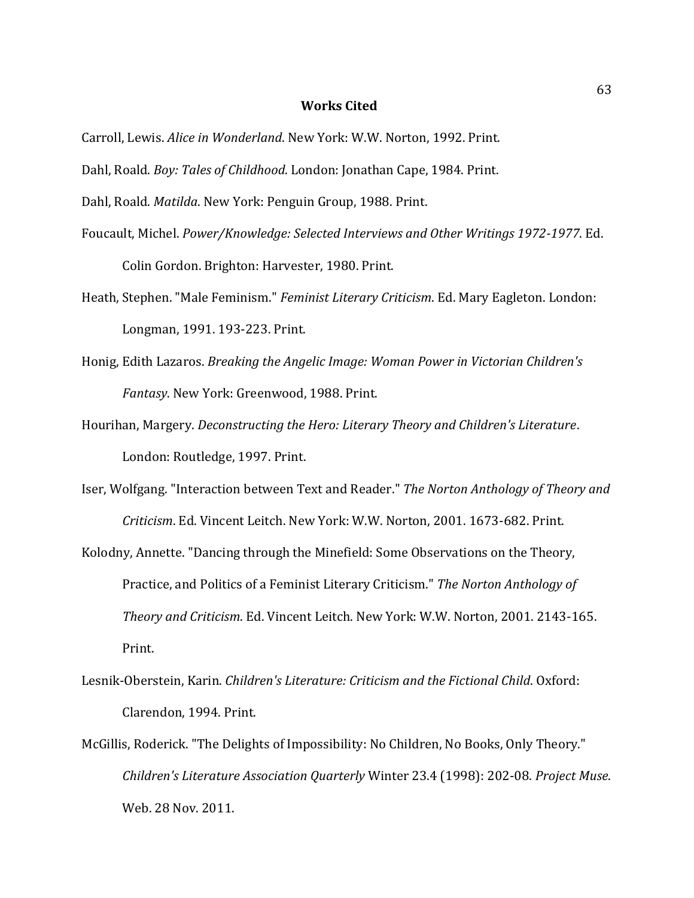## Works Cited

Carroll, Lewis. *Alice in Wonderland*. New York: W.W. Norton, 1992. Print.

Dahl, Roald. *Boy: Tales of Childhood*. London: Jonathan Cape, 1984. Print.

Dahl, Roald. *Matilda*. New York: Penguin Group, 1988. Print.

Foucault, Michel. *Power/Knowledge: Selected Interviews and Other Writings 1972-1977*. Ed. Colin Gordon. Brighton: Harvester, 1980. Print.

Heath, Stephen. "Male Feminism." *Feminist Literary Criticism*. Ed. Mary Eagleton. London: Longman, 1991. 193-223. Print.

Honig, Edith Lazaros. *Breaking the Angelic Image: Woman Power in Victorian Children's Fantasy*. New York: Greenwood, 1988. Print.

Hourihan, Margery. *Deconstructing the Hero: Literary Theory and Children's Literature*. London: Routledge, 1997. Print.

Iser, Wolfgang. "Interaction between Text and Reader." *The Norton Anthology of Theory and Criticism*. Ed. Vincent Leitch. New York: W.W. Norton, 2001. 1673-682. Print.

Kolodny, Annette. "Dancing through the Minefield: Some Observations on the Theory, Practice, and Politics of a Feminist Literary Criticism." *The Norton Anthology of Theory and Criticism*. Ed. Vincent Leitch. New York: W.W. Norton, 2001. 2143-165. Print.

Lesnik-Oberstein, Karin. *Children's Literature: Criticism and the Fictional Child*. Oxford: Clarendon, 1994. Print.

McGillis, Roderick. "The Delights of Impossibility: No Children, No Books, Only Theory." *Children's Literature Association Quarterly* Winter 23.4 (1998): 202-08. *Project Muse*. Web. 28 Nov. 2011.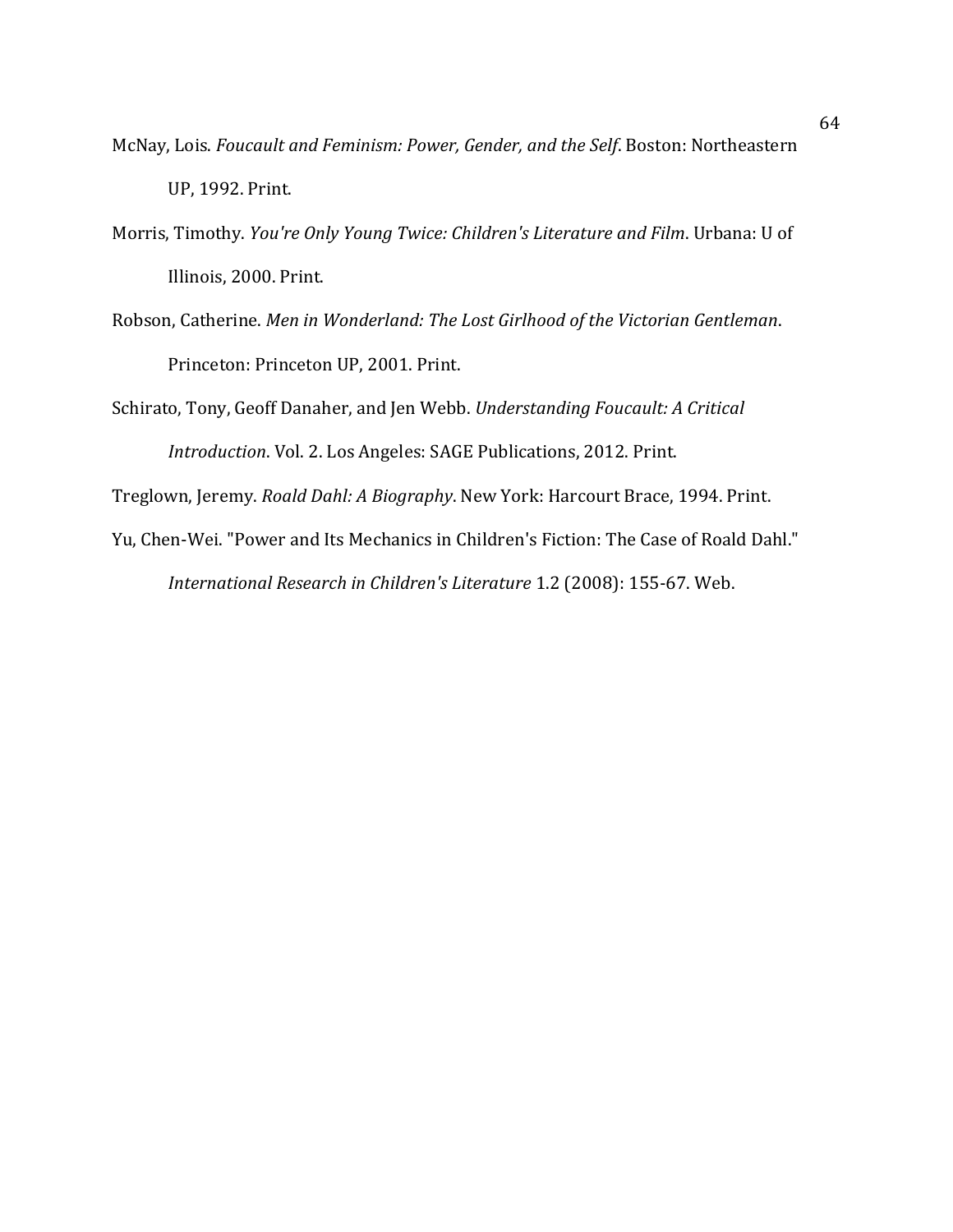McNay, Lois. *Foucault and Feminism: Power, Gender, and the Self*. Boston: Northeastern UP, 1992. Print.

Morris, Timothy. *You're Only Young Twice: Children's Literature and Film*. Urbana: U of Illinois, 2000. Print.

Robson, Catherine. *Men in Wonderland: The Lost Girlhood of the Victorian Gentleman*. Princeton: Princeton UP, 2001. Print.

Schirato, Tony, Geoff Danaher, and Jen Webb. *Understanding Foucault: A Critical Introduction*. Vol. 2. Los Angeles: SAGE Publications, 2012. Print.

Treglown, Jeremy. *Roald Dahl: A Biography*. New York: Harcourt Brace, 1994. Print.

Yu, Chen-Wei. "Power and Its Mechanics in Children's Fiction: The Case of Roald Dahl." *International Research in Children's Literature* 1.2 (2008): 155-67. Web.